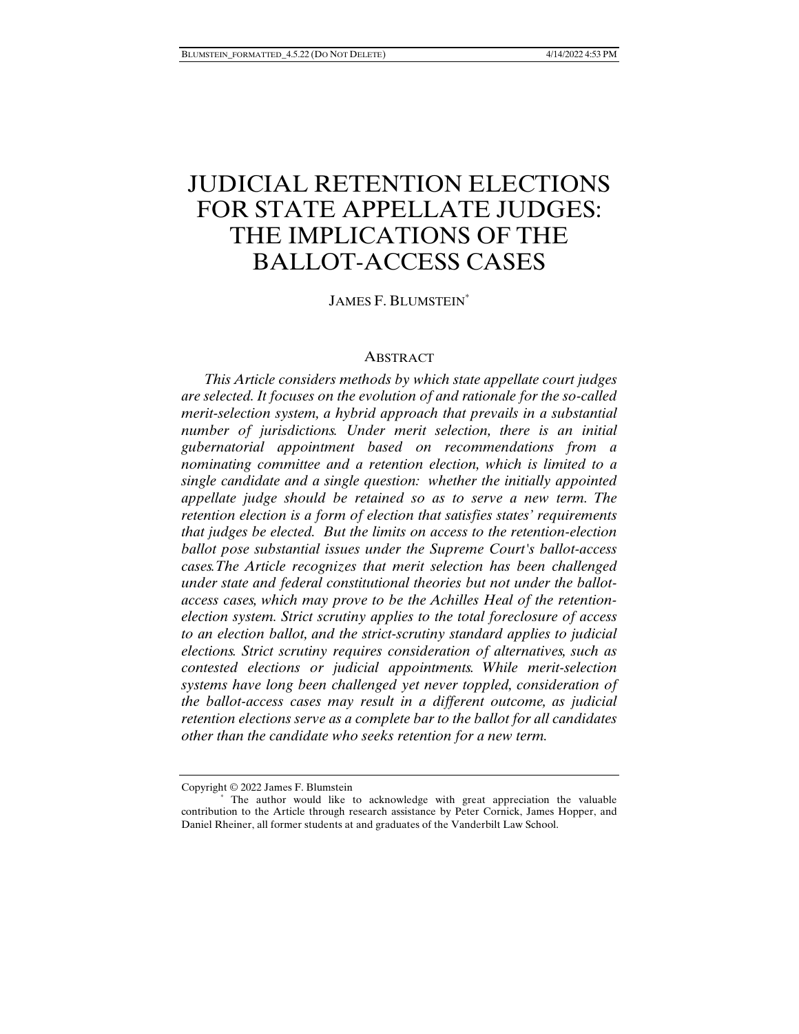# JUDICIAL RETENTION ELECTIONS FOR STATE APPELLATE JUDGES: THE IMPLICATIONS OF THE BALLOT-ACCESS CASES

JAMES F. BLUMSTEIN*

## ABSTRACT

*This Article considers methods by which state appellate court judges are selected. It focuses on the evolution of and rationale for the so-called merit-selection system, a hybrid approach that prevails in a substantial number of jurisdictions. Under merit selection, there is an initial gubernatorial appointment based on recommendations from a nominating committee and a retention election, which is limited to a single candidate and a single question: whether the initially appointed appellate judge should be retained so as to serve a new term. The retention election is a form of election that satisfies states' requirements that judges be elected. But the limits on access to the retention-election ballot pose substantial issues under the Supreme Court's ballot-access cases.The Article recognizes that merit selection has been challenged under state and federal constitutional theories but not under the ballot-access cases, which may prove to be the Achilles Heal of the retention-election system. Strict scrutiny applies to the total foreclosure of access to an election ballot, and the strict-scrutiny standard applies to judicial elections. Strict scrutiny requires consideration of alternatives, such as contested elections or judicial appointments. While merit-selection systems have long been challenged yet never toppled, consideration of the ballot-access cases may result in a different outcome, as judicial retention elections serve as a complete bar to the ballot for all candidates other than the candidate who seeks retention for a new term.*

---

Copyright © 2022 James F. Blumstein

\* The author would like to acknowledge with great appreciation the valuable contribution to the Article through research assistance by Peter Cornick, James Hopper, and Daniel Rheiner, all former students at and graduates of the Vanderbilt Law School.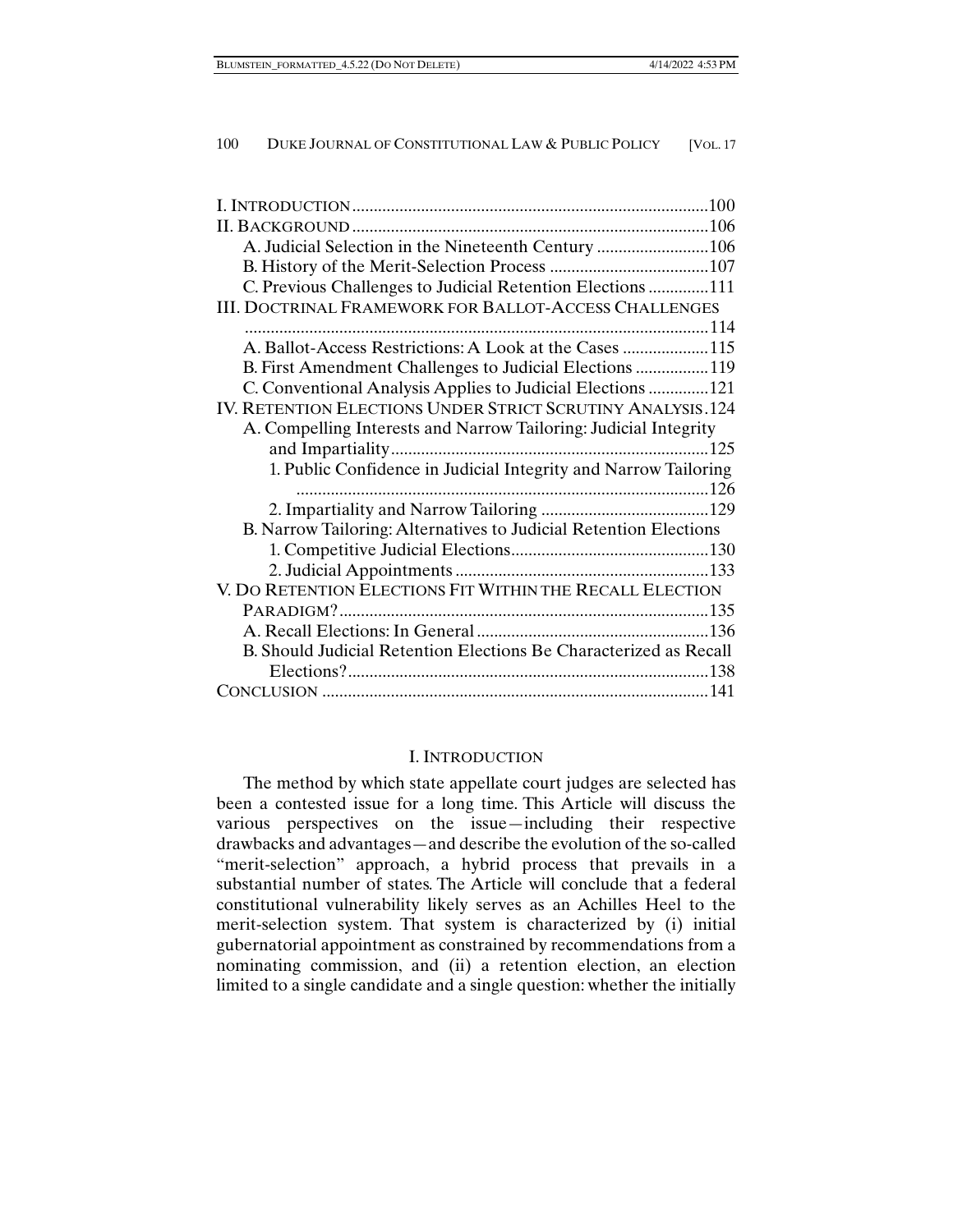| | |
|---|---|
| I. Introduction | 100 |
| II. Background | 106 |
| A. Judicial Selection in the Nineteenth Century | 106 |
| B. History of the Merit-Selection Process | 107 |
| C. Previous Challenges to Judicial Retention Elections | 111 |
| III. Doctrinal Framework for Ballot-Access Challenges | 114 |
| A. Ballot-Access Restrictions: A Look at the Cases | 115 |
| B. First Amendment Challenges to Judicial Elections | 119 |
| C. Conventional Analysis Applies to Judicial Elections | 121 |
| IV. Retention Elections Under Strict Scrutiny Analysis | 124 |
| A. Compelling Interests and Narrow Tailoring: Judicial Integrity and Impartiality | 125 |
| 1. Public Confidence in Judicial Integrity and Narrow Tailoring | 126 |
| 2. Impartiality and Narrow Tailoring | 129 |
| B. Narrow Tailoring: Alternatives to Judicial Retention Elections | |
| 1. Competitive Judicial Elections | 130 |
| 2. Judicial Appointments | 133 |
| V. Do Retention Elections Fit Within the Recall Election Paradigm? | 135 |
| A. Recall Elections: In General | 136 |
| B. Should Judicial Retention Elections Be Characterized as Recall Elections? | 138 |
| Conclusion | 141 |

## I. Introduction

The method by which state appellate court judges are selected has been a contested issue for a long time. This Article will discuss the various perspectives on the issue—including their respective drawbacks and advantages—and describe the evolution of the so-called "merit-selection" approach, a hybrid process that prevails in a substantial number of states. The Article will conclude that a federal constitutional vulnerability likely serves as an Achilles Heel to the merit-selection system. That system is characterized by (i) initial gubernatorial appointment as constrained by recommendations from a nominating commission, and (ii) a retention election, an election limited to a single candidate and a single question: whether the initially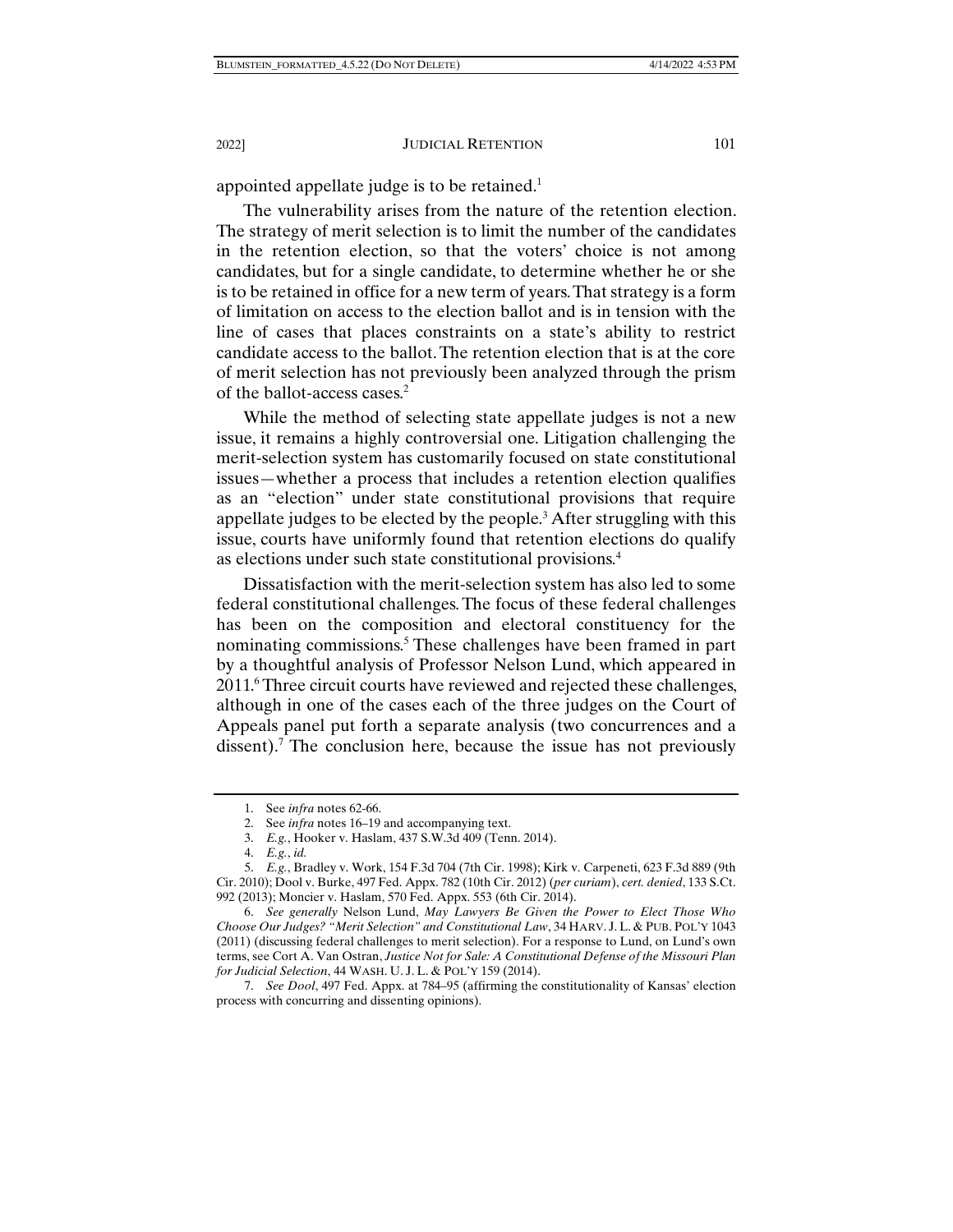appointed appellate judge is to be retained.[1]

The vulnerability arises from the nature of the retention election. The strategy of merit selection is to limit the number of the candidates in the retention election, so that the voters' choice is not among candidates, but for a single candidate, to determine whether he or she is to be retained in office for a new term of years. That strategy is a form of limitation on access to the election ballot and is in tension with the line of cases that places constraints on a state's ability to restrict candidate access to the ballot. The retention election that is at the core of merit selection has not previously been analyzed through the prism of the ballot-access cases.[2]

While the method of selecting state appellate judges is not a new issue, it remains a highly controversial one. Litigation challenging the merit-selection system has customarily focused on state constitutional issues—whether a process that includes a retention election qualifies as an "election" under state constitutional provisions that require appellate judges to be elected by the people.[3] After struggling with this issue, courts have uniformly found that retention elections do qualify as elections under such state constitutional provisions.[4]

Dissatisfaction with the merit-selection system has also led to some federal constitutional challenges. The focus of these federal challenges has been on the composition and electoral constituency for the nominating commissions.[5] These challenges have been framed in part by a thoughtful analysis of Professor Nelson Lund, which appeared in 2011.[6] Three circuit courts have reviewed and rejected these challenges, although in one of the cases each of the three judges on the Court of Appeals panel put forth a separate analysis (two concurrences and a dissent).[7] The conclusion here, because the issue has not previously

---

1. See *infra* notes 62-66.

2. See *infra* notes 16–19 and accompanying text.

3. *E.g.*, Hooker v. Haslam, 437 S.W.3d 409 (Tenn. 2014).

4. *E.g.*, *id.*

5. *E.g.*, Bradley v. Work, 154 F.3d 704 (7th Cir. 1998); Kirk v. Carpeneti, 623 F.3d 889 (9th Cir. 2010); Dool v. Burke, 497 Fed. Appx. 782 (10th Cir. 2012) (*per curiam*), *cert. denied*, 133 S.Ct. 992 (2013); Moncier v. Haslam, 570 Fed. Appx. 553 (6th Cir. 2014).

6. *See generally* Nelson Lund, *May Lawyers Be Given the Power to Elect Those Who Choose Our Judges? "Merit Selection" and Constitutional Law*, 34 HARV. J. L. & PUB. POL'Y 1043 (2011) (discussing federal challenges to merit selection). For a response to Lund, on Lund's own terms, see Cort A. Van Ostran, *Justice Not for Sale: A Constitutional Defense of the Missouri Plan for Judicial Selection*, 44 WASH. U. J. L. & POL'Y 159 (2014).

7. *See Dool*, 497 Fed. Appx. at 784–95 (affirming the constitutionality of Kansas' election process with concurring and dissenting opinions).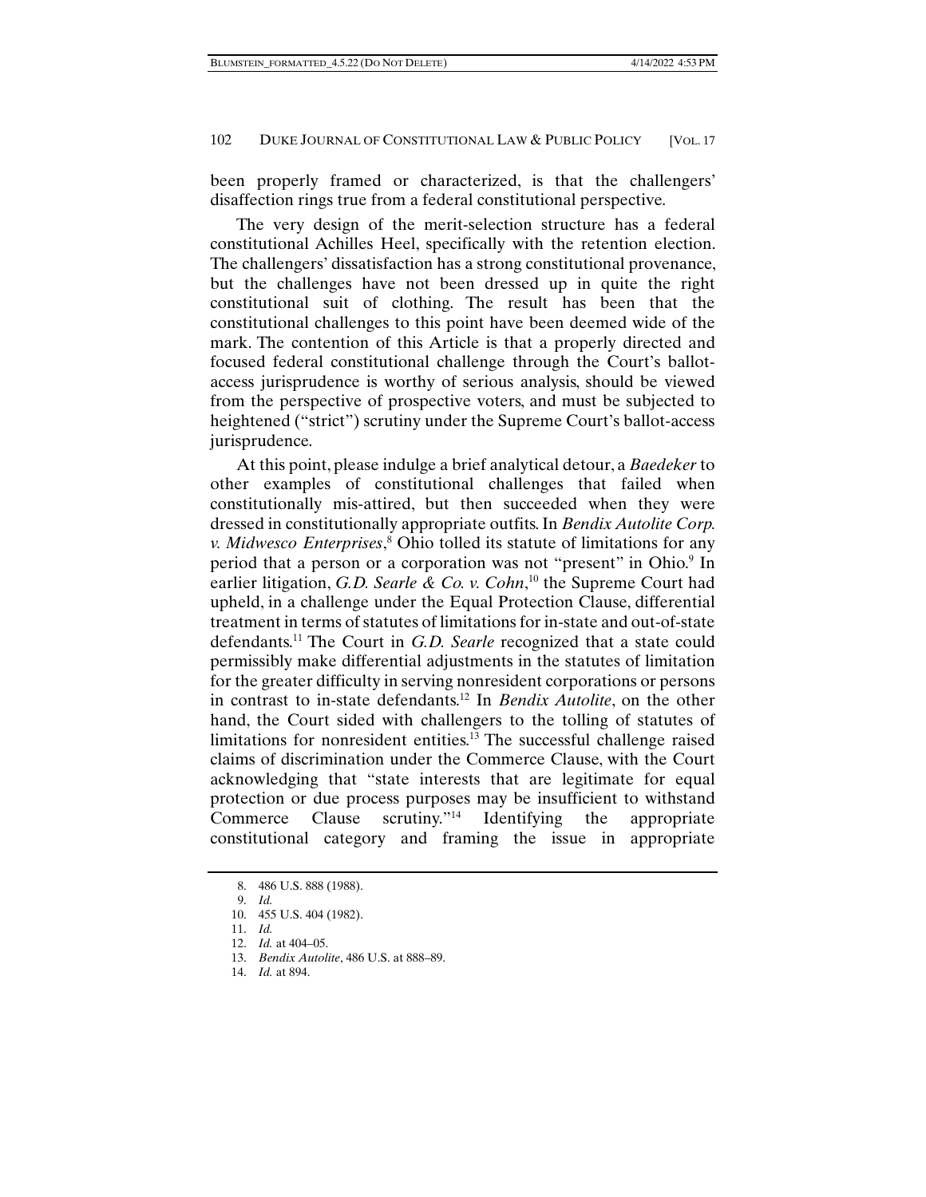been properly framed or characterized, is that the challengers' disaffection rings true from a federal constitutional perspective.

The very design of the merit-selection structure has a federal constitutional Achilles Heel, specifically with the retention election. The challengers' dissatisfaction has a strong constitutional provenance, but the challenges have not been dressed up in quite the right constitutional suit of clothing. The result has been that the constitutional challenges to this point have been deemed wide of the mark. The contention of this Article is that a properly directed and focused federal constitutional challenge through the Court's ballot-access jurisprudence is worthy of serious analysis, should be viewed from the perspective of prospective voters, and must be subjected to heightened ("strict") scrutiny under the Supreme Court's ballot-access jurisprudence.

At this point, please indulge a brief analytical detour, a *Baedeker* to other examples of constitutional challenges that failed when constitutionally mis-attired, but then succeeded when they were dressed in constitutionally appropriate outfits. In *Bendix Autolite Corp. v. Midwesco Enterprises*,[8] Ohio tolled its statute of limitations for any period that a person or a corporation was not "present" in Ohio.[9] In earlier litigation, *G.D. Searle & Co. v. Cohn*,[10] the Supreme Court had upheld, in a challenge under the Equal Protection Clause, differential treatment in terms of statutes of limitations for in-state and out-of-state defendants.[11] The Court in *G.D. Searle* recognized that a state could permissibly make differential adjustments in the statutes of limitation for the greater difficulty in serving nonresident corporations or persons in contrast to in-state defendants.[12] In *Bendix Autolite*, on the other hand, the Court sided with challengers to the tolling of statutes of limitations for nonresident entities.[13] The successful challenge raised claims of discrimination under the Commerce Clause, with the Court acknowledging that "state interests that are legitimate for equal protection or due process purposes may be insufficient to withstand Commerce Clause scrutiny."[14] Identifying the appropriate constitutional category and framing the issue in appropriate

8. 486 U.S. 888 (1988).
9. *Id.*
10. 455 U.S. 404 (1982).
11. *Id.*
12. *Id.* at 404–05.
13. *Bendix Autolite*, 486 U.S. at 888–89.
14. *Id.* at 894.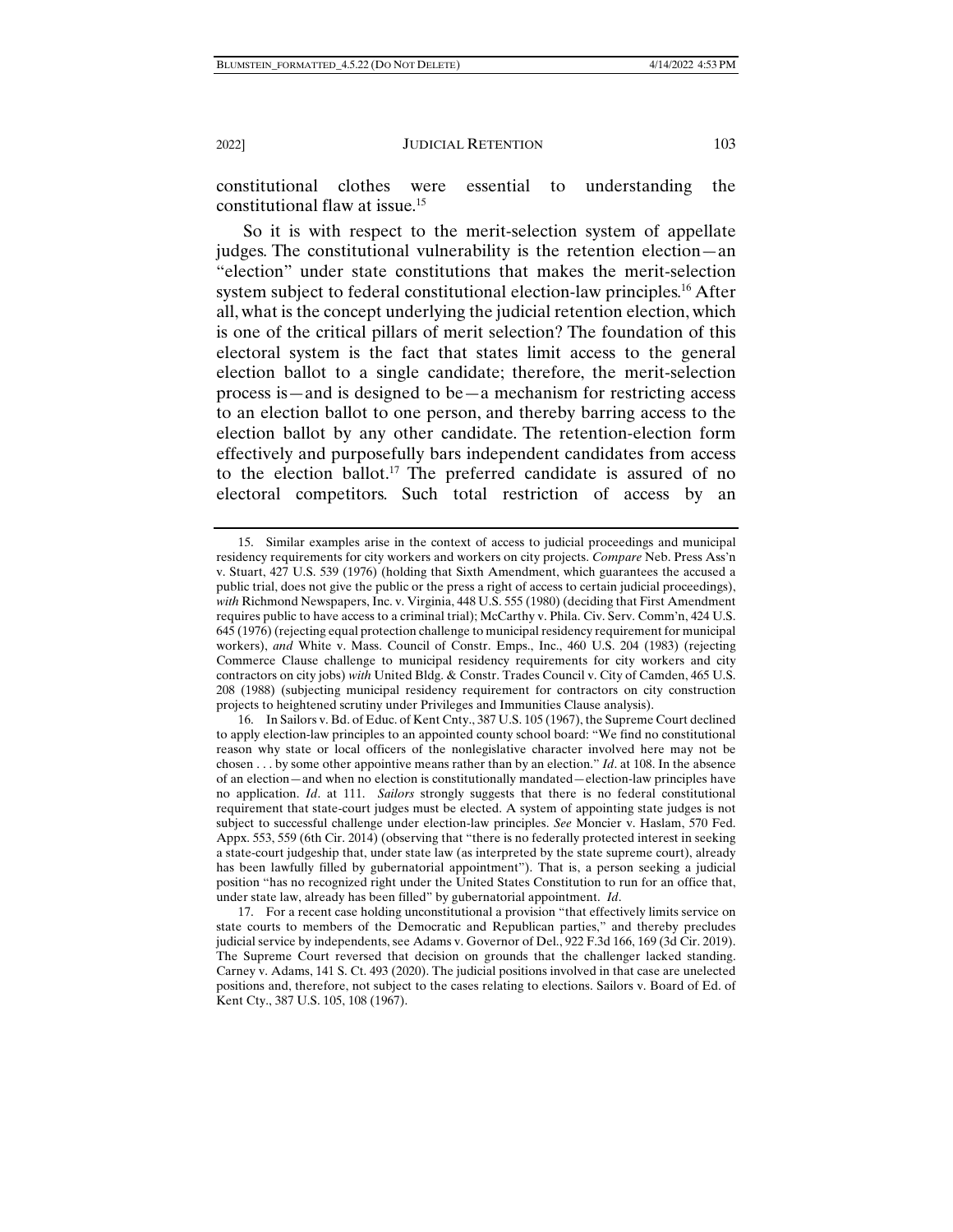constitutional clothes were essential to understanding the constitutional flaw at issue.[15]

So it is with respect to the merit-selection system of appellate judges. The constitutional vulnerability is the retention election—an "election" under state constitutions that makes the merit-selection system subject to federal constitutional election-law principles.[16] After all, what is the concept underlying the judicial retention election, which is one of the critical pillars of merit selection? The foundation of this electoral system is the fact that states limit access to the general election ballot to a single candidate; therefore, the merit-selection process is—and is designed to be—a mechanism for restricting access to an election ballot to one person, and thereby barring access to the election ballot by any other candidate. The retention-election form effectively and purposefully bars independent candidates from access to the election ballot.[17] The preferred candidate is assured of no electoral competitors. Such total restriction of access by an

---

15. Similar examples arise in the context of access to judicial proceedings and municipal residency requirements for city workers and workers on city projects. *Compare* Neb. Press Ass'n v. Stuart, 427 U.S. 539 (1976) (holding that Sixth Amendment, which guarantees the accused a public trial, does not give the public or the press a right of access to certain judicial proceedings), *with* Richmond Newspapers, Inc. v. Virginia, 448 U.S. 555 (1980) (deciding that First Amendment requires public to have access to a criminal trial); McCarthy v. Phila. Civ. Serv. Comm'n, 424 U.S. 645 (1976) (rejecting equal protection challenge to municipal residency requirement for municipal workers), *and* White v. Mass. Council of Constr. Emps., Inc., 460 U.S. 204 (1983) (rejecting Commerce Clause challenge to municipal residency requirements for city workers and city contractors on city jobs) *with* United Bldg. & Constr. Trades Council v. City of Camden, 465 U.S. 208 (1988) (subjecting municipal residency requirement for contractors on city construction projects to heightened scrutiny under Privileges and Immunities Clause analysis).

16. In Sailors v. Bd. of Educ. of Kent Cnty., 387 U.S. 105 (1967), the Supreme Court declined to apply election-law principles to an appointed county school board: "We find no constitutional reason why state or local officers of the nonlegislative character involved here may not be chosen . . . by some other appointive means rather than by an election." *Id*. at 108. In the absence of an election—and when no election is constitutionally mandated—election-law principles have no application. *Id*. at 111. *Sailors* strongly suggests that there is no federal constitutional requirement that state-court judges must be elected. A system of appointing state judges is not subject to successful challenge under election-law principles. *See* Moncier v. Haslam, 570 Fed. Appx. 553, 559 (6th Cir. 2014) (observing that "there is no federally protected interest in seeking a state-court judgeship that, under state law (as interpreted by the state supreme court), already has been lawfully filled by gubernatorial appointment"). That is, a person seeking a judicial position "has no recognized right under the United States Constitution to run for an office that, under state law, already has been filled" by gubernatorial appointment. *Id*.

17. For a recent case holding unconstitutional a provision "that effectively limits service on state courts to members of the Democratic and Republican parties," and thereby precludes judicial service by independents, see Adams v. Governor of Del., 922 F.3d 166, 169 (3d Cir. 2019). The Supreme Court reversed that decision on grounds that the challenger lacked standing. Carney v. Adams, 141 S. Ct. 493 (2020). The judicial positions involved in that case are unelected positions and, therefore, not subject to the cases relating to elections. Sailors v. Board of Ed. of Kent Cty., 387 U.S. 105, 108 (1967).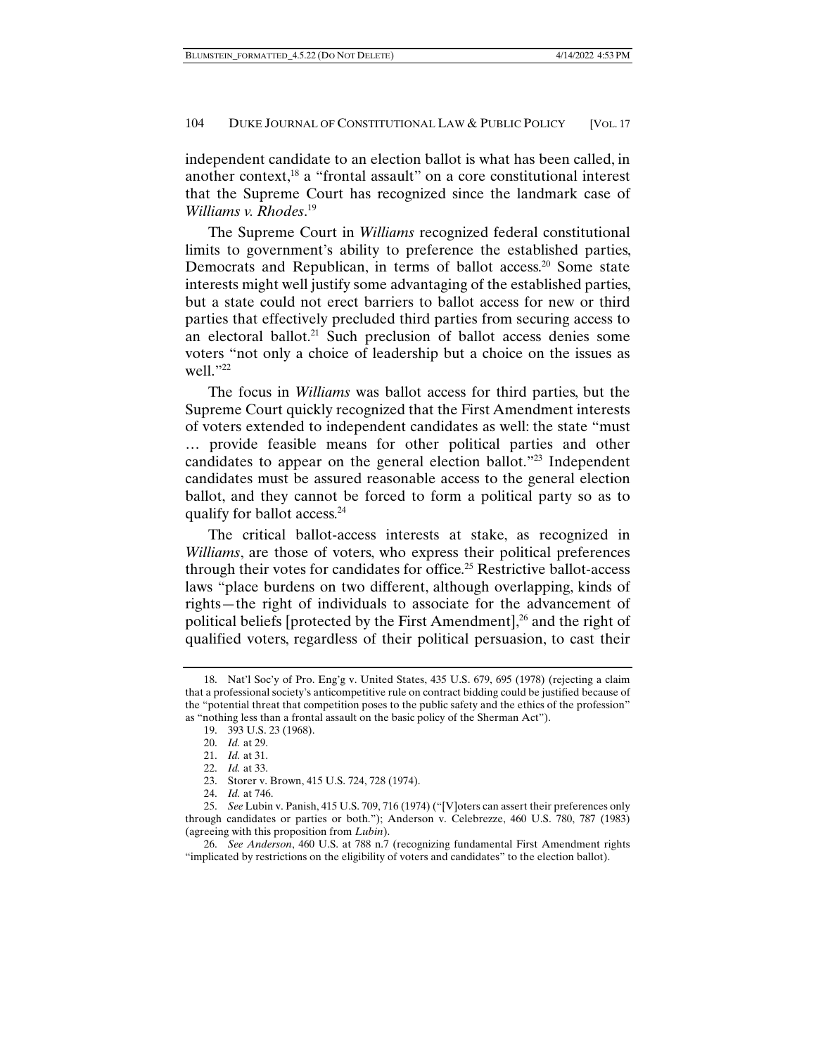independent candidate to an election ballot is what has been called, in another context,[18] a "frontal assault" on a core constitutional interest that the Supreme Court has recognized since the landmark case of *Williams v. Rhodes*.[19]

The Supreme Court in *Williams* recognized federal constitutional limits to government's ability to preference the established parties, Democrats and Republican, in terms of ballot access.[20] Some state interests might well justify some advantaging of the established parties, but a state could not erect barriers to ballot access for new or third parties that effectively precluded third parties from securing access to an electoral ballot.[21] Such preclusion of ballot access denies some voters "not only a choice of leadership but a choice on the issues as well."[22]

The focus in *Williams* was ballot access for third parties, but the Supreme Court quickly recognized that the First Amendment interests of voters extended to independent candidates as well: the state "must … provide feasible means for other political parties and other candidates to appear on the general election ballot."[23] Independent candidates must be assured reasonable access to the general election ballot, and they cannot be forced to form a political party so as to qualify for ballot access.[24]

The critical ballot-access interests at stake, as recognized in *Williams*, are those of voters, who express their political preferences through their votes for candidates for office.[25] Restrictive ballot-access laws "place burdens on two different, although overlapping, kinds of rights—the right of individuals to associate for the advancement of political beliefs [protected by the First Amendment],[26] and the right of qualified voters, regardless of their political persuasion, to cast their

18. Nat'l Soc'y of Pro. Eng'g v. United States, 435 U.S. 679, 695 (1978) (rejecting a claim that a professional society's anticompetitive rule on contract bidding could be justified because of the "potential threat that competition poses to the public safety and the ethics of the profession" as "nothing less than a frontal assault on the basic policy of the Sherman Act").

19. 393 U.S. 23 (1968).

20. *Id.* at 29.

21. *Id.* at 31.

22. *Id.* at 33.

23. Storer v. Brown, 415 U.S. 724, 728 (1974).

24. *Id.* at 746.

25. *See* Lubin v. Panish, 415 U.S. 709, 716 (1974) ("[V]oters can assert their preferences only through candidates or parties or both."); Anderson v. Celebrezze, 460 U.S. 780, 787 (1983) (agreeing with this proposition from *Lubin*).

26. *See Anderson*, 460 U.S. at 788 n.7 (recognizing fundamental First Amendment rights "implicated by restrictions on the eligibility of voters and candidates" to the election ballot).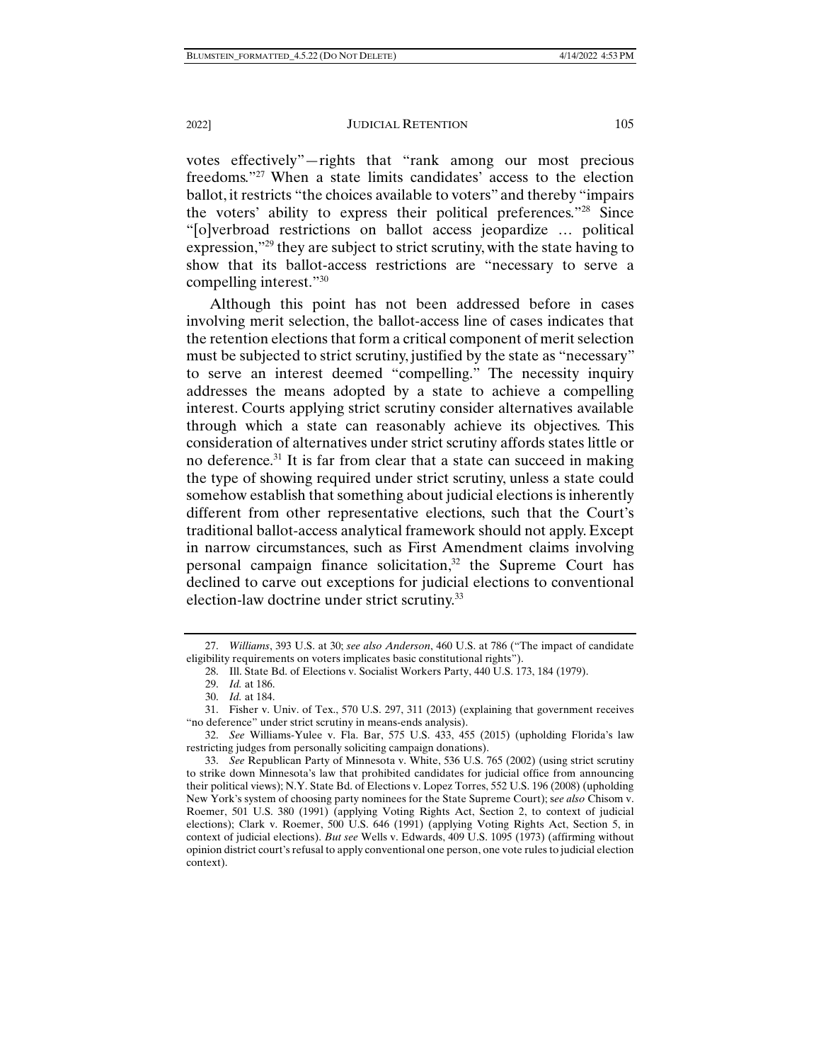votes effectively"—rights that "rank among our most precious freedoms."[27] When a state limits candidates' access to the election ballot, it restricts "the choices available to voters" and thereby "impairs the voters' ability to express their political preferences."[28] Since "[o]verbroad restrictions on ballot access jeopardize … political expression,"[29] they are subject to strict scrutiny, with the state having to show that its ballot-access restrictions are "necessary to serve a compelling interest."[30]

Although this point has not been addressed before in cases involving merit selection, the ballot-access line of cases indicates that the retention elections that form a critical component of merit selection must be subjected to strict scrutiny, justified by the state as "necessary" to serve an interest deemed "compelling." The necessity inquiry addresses the means adopted by a state to achieve a compelling interest. Courts applying strict scrutiny consider alternatives available through which a state can reasonably achieve its objectives. This consideration of alternatives under strict scrutiny affords states little or no deference.[31] It is far from clear that a state can succeed in making the type of showing required under strict scrutiny, unless a state could somehow establish that something about judicial elections is inherently different from other representative elections, such that the Court's traditional ballot-access analytical framework should not apply. Except in narrow circumstances, such as First Amendment claims involving personal campaign finance solicitation,[32] the Supreme Court has declined to carve out exceptions for judicial elections to conventional election-law doctrine under strict scrutiny.[33]

---

27. *Williams*, 393 U.S. at 30; *see also Anderson*, 460 U.S. at 786 ("The impact of candidate eligibility requirements on voters implicates basic constitutional rights").

28. Ill. State Bd. of Elections v. Socialist Workers Party, 440 U.S. 173, 184 (1979).

29. *Id.* at 186.

30. *Id.* at 184.

31. Fisher v. Univ. of Tex., 570 U.S. 297, 311 (2013) (explaining that government receives "no deference" under strict scrutiny in means-ends analysis).

32. *See* Williams-Yulee v. Fla. Bar, 575 U.S. 433, 455 (2015) (upholding Florida's law restricting judges from personally soliciting campaign donations).

33. *See* Republican Party of Minnesota v. White, 536 U.S. 765 (2002) (using strict scrutiny to strike down Minnesota's law that prohibited candidates for judicial office from announcing their political views); N.Y. State Bd. of Elections v. Lopez Torres, 552 U.S. 196 (2008) (upholding New York's system of choosing party nominees for the State Supreme Court); s*ee also* Chisom v. Roemer, 501 U.S. 380 (1991) (applying Voting Rights Act, Section 2, to context of judicial elections); Clark v. Roemer, 500 U.S. 646 (1991) (applying Voting Rights Act, Section 5, in context of judicial elections). *But see* Wells v. Edwards, 409 U.S. 1095 (1973) (affirming without opinion district court's refusal to apply conventional one person, one vote rules to judicial election context).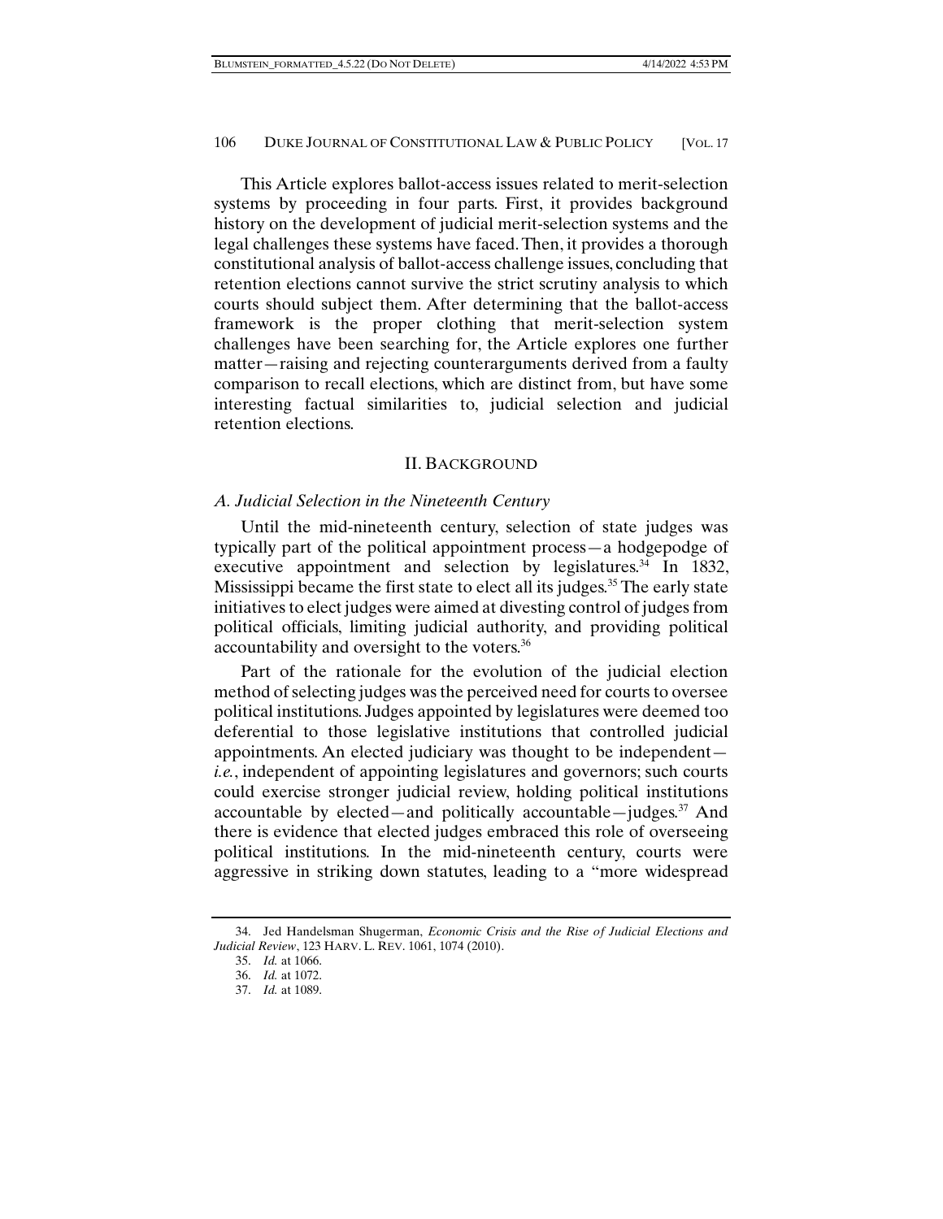This Article explores ballot-access issues related to merit-selection systems by proceeding in four parts. First, it provides background history on the development of judicial merit-selection systems and the legal challenges these systems have faced. Then, it provides a thorough constitutional analysis of ballot-access challenge issues, concluding that retention elections cannot survive the strict scrutiny analysis to which courts should subject them. After determining that the ballot-access framework is the proper clothing that merit-selection system challenges have been searching for, the Article explores one further matter—raising and rejecting counterarguments derived from a faulty comparison to recall elections, which are distinct from, but have some interesting factual similarities to, judicial selection and judicial retention elections.

## II. BACKGROUND

### *A. Judicial Selection in the Nineteenth Century*

Until the mid-nineteenth century, selection of state judges was typically part of the political appointment process—a hodgepodge of executive appointment and selection by legislatures.[34] In 1832, Mississippi became the first state to elect all its judges.[35] The early state initiatives to elect judges were aimed at divesting control of judges from political officials, limiting judicial authority, and providing political accountability and oversight to the voters.[36]

Part of the rationale for the evolution of the judicial election method of selecting judges was the perceived need for courts to oversee political institutions. Judges appointed by legislatures were deemed too deferential to those legislative institutions that controlled judicial appointments. An elected judiciary was thought to be independent—*i.e.*, independent of appointing legislatures and governors; such courts could exercise stronger judicial review, holding political institutions accountable by elected—and politically accountable—judges.[37] And there is evidence that elected judges embraced this role of overseeing political institutions. In the mid-nineteenth century, courts were aggressive in striking down statutes, leading to a "more widespread

---

34. Jed Handelsman Shugerman, *Economic Crisis and the Rise of Judicial Elections and Judicial Review*, 123 HARV. L. REV. 1061, 1074 (2010).

35. *Id.* at 1066.

36. *Id.* at 1072.

37. *Id.* at 1089.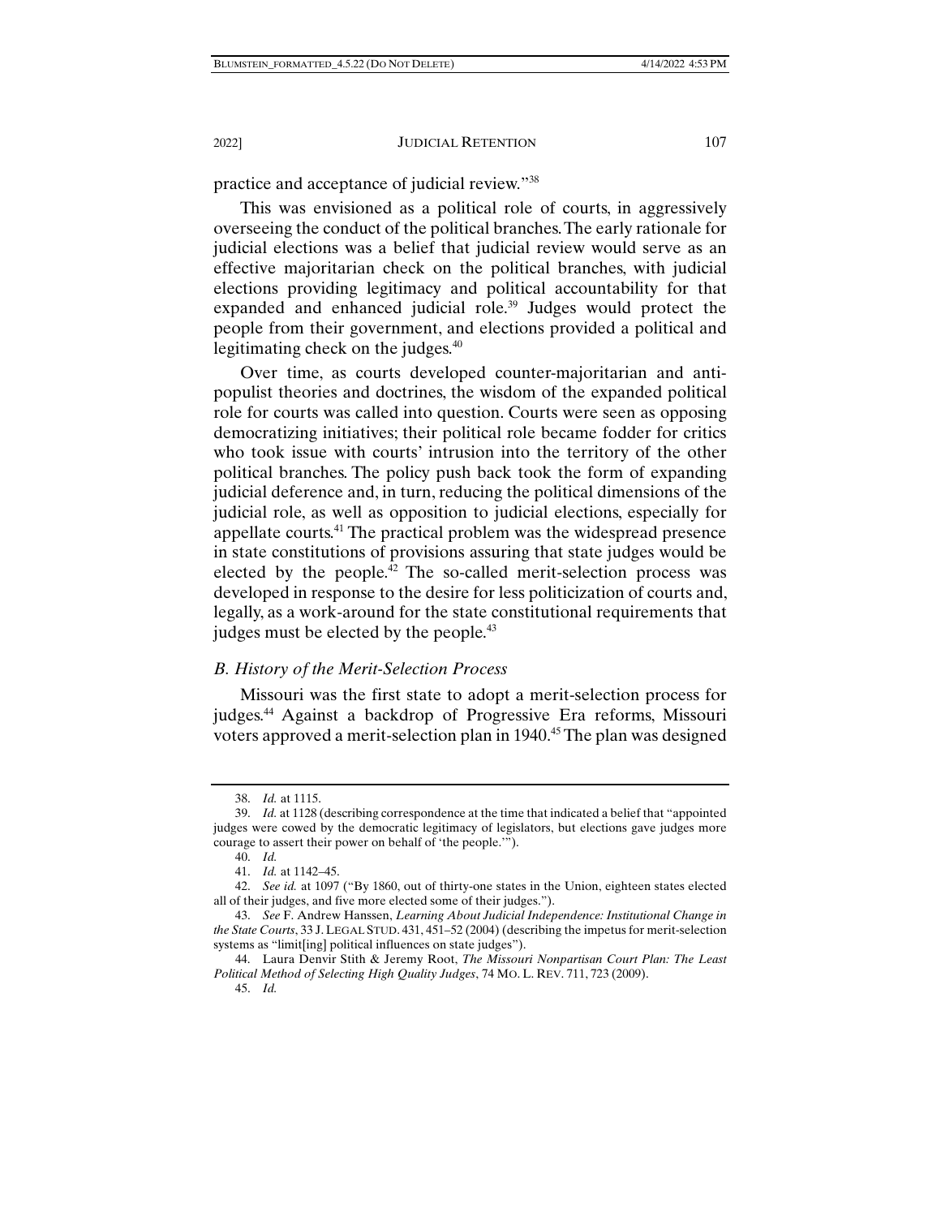practice and acceptance of judicial review."[38]

This was envisioned as a political role of courts, in aggressively overseeing the conduct of the political branches. The early rationale for judicial elections was a belief that judicial review would serve as an effective majoritarian check on the political branches, with judicial elections providing legitimacy and political accountability for that expanded and enhanced judicial role.[39] Judges would protect the people from their government, and elections provided a political and legitimating check on the judges.[40]

Over time, as courts developed counter-majoritarian and anti-populist theories and doctrines, the wisdom of the expanded political role for courts was called into question. Courts were seen as opposing democratizing initiatives; their political role became fodder for critics who took issue with courts' intrusion into the territory of the other political branches. The policy push back took the form of expanding judicial deference and, in turn, reducing the political dimensions of the judicial role, as well as opposition to judicial elections, especially for appellate courts.[41] The practical problem was the widespread presence in state constitutions of provisions assuring that state judges would be elected by the people.[42] The so-called merit-selection process was developed in response to the desire for less politicization of courts and, legally, as a work-around for the state constitutional requirements that judges must be elected by the people.[43]

### *B. History of the Merit-Selection Process*

Missouri was the first state to adopt a merit-selection process for judges.[44] Against a backdrop of Progressive Era reforms, Missouri voters approved a merit-selection plan in 1940.[45] The plan was designed

---

38. *Id.* at 1115.

39. *Id.* at 1128 (describing correspondence at the time that indicated a belief that "appointed judges were cowed by the democratic legitimacy of legislators, but elections gave judges more courage to assert their power on behalf of 'the people.'").

40. *Id.*

41. *Id.* at 1142–45.

42. *See id.* at 1097 ("By 1860, out of thirty-one states in the Union, eighteen states elected all of their judges, and five more elected some of their judges.").

43. *See* F. Andrew Hanssen, *Learning About Judicial Independence: Institutional Change in the State Courts*, 33 J. LEGAL STUD. 431, 451–52 (2004) (describing the impetus for merit-selection systems as "limit[ing] political influences on state judges").

44. Laura Denvir Stith & Jeremy Root, *The Missouri Nonpartisan Court Plan: The Least Political Method of Selecting High Quality Judges*, 74 MO. L. REV. 711, 723 (2009).

45. *Id.*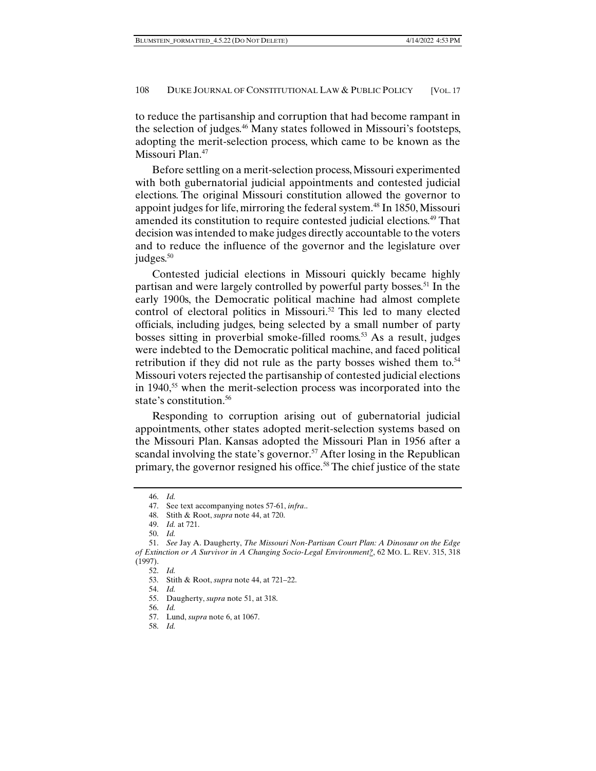to reduce the partisanship and corruption that had become rampant in the selection of judges.[46] Many states followed in Missouri's footsteps, adopting the merit-selection process, which came to be known as the Missouri Plan.[47]

Before settling on a merit-selection process, Missouri experimented with both gubernatorial judicial appointments and contested judicial elections. The original Missouri constitution allowed the governor to appoint judges for life, mirroring the federal system.[48] In 1850, Missouri amended its constitution to require contested judicial elections.[49] That decision was intended to make judges directly accountable to the voters and to reduce the influence of the governor and the legislature over judges.[50]

Contested judicial elections in Missouri quickly became highly partisan and were largely controlled by powerful party bosses.[51] In the early 1900s, the Democratic political machine had almost complete control of electoral politics in Missouri.[52] This led to many elected officials, including judges, being selected by a small number of party bosses sitting in proverbial smoke-filled rooms.[53] As a result, judges were indebted to the Democratic political machine, and faced political retribution if they did not rule as the party bosses wished them to.[54] Missouri voters rejected the partisanship of contested judicial elections in 1940,[55] when the merit-selection process was incorporated into the state's constitution.[56]

Responding to corruption arising out of gubernatorial judicial appointments, other states adopted merit-selection systems based on the Missouri Plan. Kansas adopted the Missouri Plan in 1956 after a scandal involving the state's governor.[57] After losing in the Republican primary, the governor resigned his office.[58] The chief justice of the state

---

46. *Id.*

47. See text accompanying notes 57-61, *infra*..

48. Stith & Root, *supra* note 44, at 720.

49. *Id.* at 721.

50. *Id.*

51. *See* Jay A. Daugherty, *The Missouri Non-Partisan Court Plan: A Dinosaur on the Edge of Extinction or A Survivor in A Changing Socio-Legal Environment?*, 62 MO. L. REV. 315, 318 (1997).

52. *Id.*

53. Stith & Root, *supra* note 44, at 721–22.

54. *Id.*

55. Daugherty, *supra* note 51, at 318.

56. *Id.*

57. Lund, *supra* note 6, at 1067.

58. *Id.*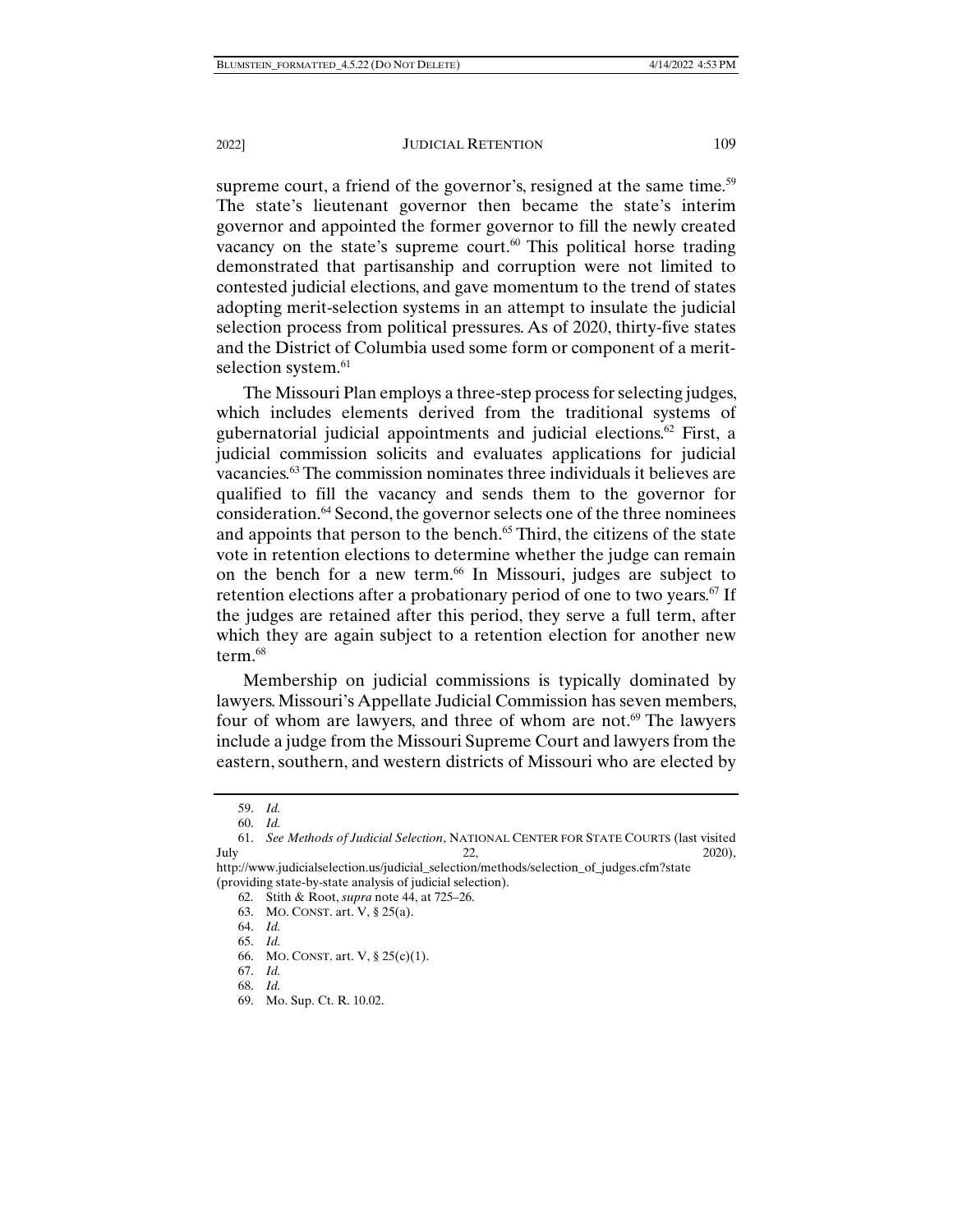supreme court, a friend of the governor's, resigned at the same time.[59] The state's lieutenant governor then became the state's interim governor and appointed the former governor to fill the newly created vacancy on the state's supreme court.[60] This political horse trading demonstrated that partisanship and corruption were not limited to contested judicial elections, and gave momentum to the trend of states adopting merit-selection systems in an attempt to insulate the judicial selection process from political pressures. As of 2020, thirty-five states and the District of Columbia used some form or component of a merit-selection system.[61]

The Missouri Plan employs a three-step process for selecting judges, which includes elements derived from the traditional systems of gubernatorial judicial appointments and judicial elections.[62] First, a judicial commission solicits and evaluates applications for judicial vacancies.[63] The commission nominates three individuals it believes are qualified to fill the vacancy and sends them to the governor for consideration.[64] Second, the governor selects one of the three nominees and appoints that person to the bench.[65] Third, the citizens of the state vote in retention elections to determine whether the judge can remain on the bench for a new term.[66] In Missouri, judges are subject to retention elections after a probationary period of one to two years.[67] If the judges are retained after this period, they serve a full term, after which they are again subject to a retention election for another new term.[68]

Membership on judicial commissions is typically dominated by lawyers. Missouri's Appellate Judicial Commission has seven members, four of whom are lawyers, and three of whom are not.[69] The lawyers include a judge from the Missouri Supreme Court and lawyers from the eastern, southern, and western districts of Missouri who are elected by

---

59. *Id.*

60. *Id.*

61. *See Methods of Judicial Selection*, NATIONAL CENTER FOR STATE COURTS (last visited July 22, 2020), http://www.judicialselection.us/judicial_selection/methods/selection_of_judges.cfm?state (providing state-by-state analysis of judicial selection).

62. Stith & Root, *supra* note 44, at 725–26.

63. MO. CONST. art. V, § 25(a).

64. *Id.*

65. *Id.*

66. MO. CONST. art. V, § 25(c)(1).

67. *Id.*

68. *Id.*

69. Mo. Sup. Ct. R. 10.02.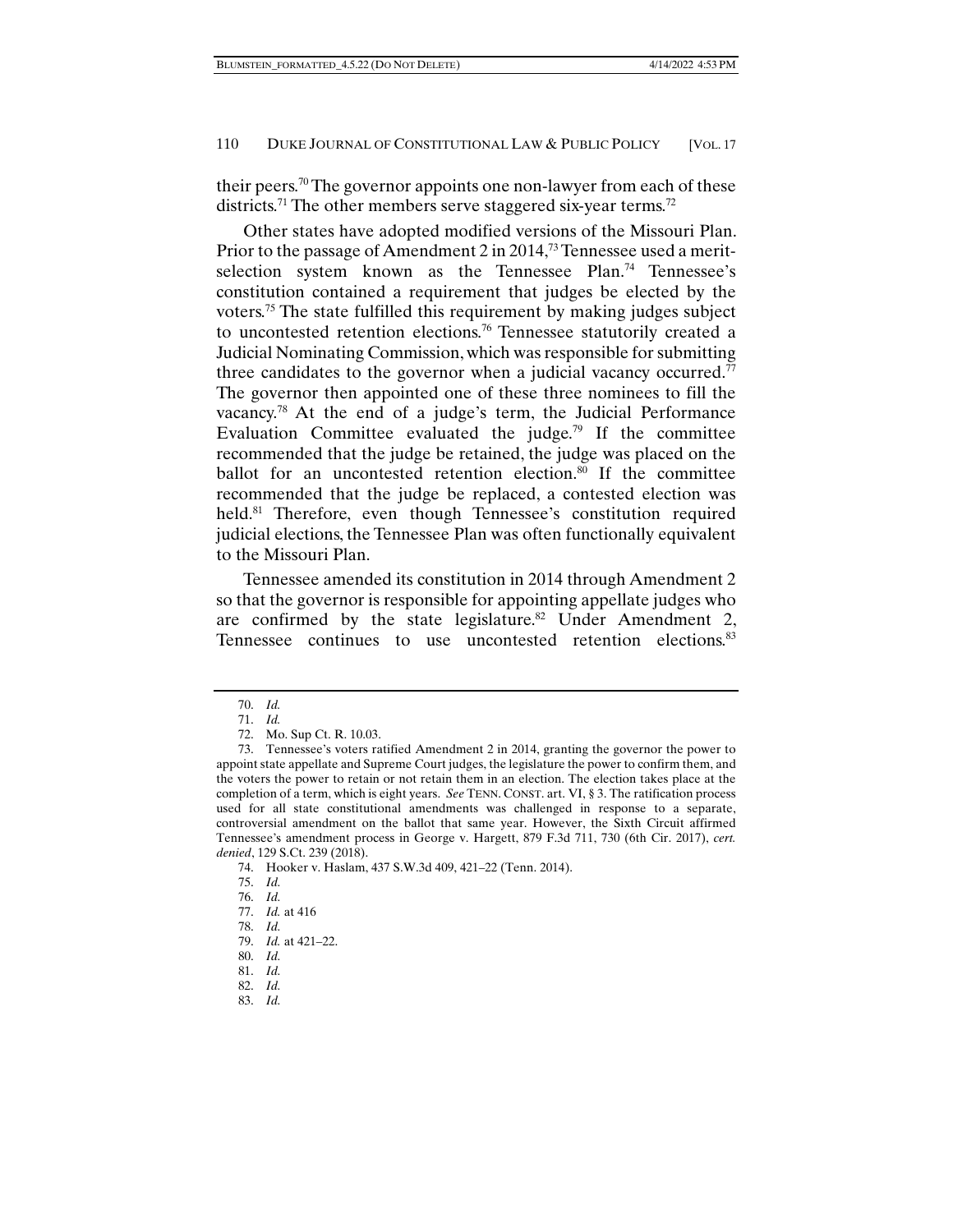their peers.[70] The governor appoints one non-lawyer from each of these districts.[71] The other members serve staggered six-year terms.[72]

Other states have adopted modified versions of the Missouri Plan. Prior to the passage of Amendment 2 in 2014,[73] Tennessee used a merit-selection system known as the Tennessee Plan.[74] Tennessee's constitution contained a requirement that judges be elected by the voters.[75] The state fulfilled this requirement by making judges subject to uncontested retention elections.[76] Tennessee statutorily created a Judicial Nominating Commission, which was responsible for submitting three candidates to the governor when a judicial vacancy occurred.[77] The governor then appointed one of these three nominees to fill the vacancy.[78] At the end of a judge's term, the Judicial Performance Evaluation Committee evaluated the judge.[79] If the committee recommended that the judge be retained, the judge was placed on the ballot for an uncontested retention election.[80] If the committee recommended that the judge be replaced, a contested election was held.[81] Therefore, even though Tennessee's constitution required judicial elections, the Tennessee Plan was often functionally equivalent to the Missouri Plan.

Tennessee amended its constitution in 2014 through Amendment 2 so that the governor is responsible for appointing appellate judges who are confirmed by the state legislature.[82] Under Amendment 2, Tennessee continues to use uncontested retention elections.[83]

---

70. *Id.*
71. *Id.*
72. Mo. Sup Ct. R. 10.03.
73. Tennessee's voters ratified Amendment 2 in 2014, granting the governor the power to appoint state appellate and Supreme Court judges, the legislature the power to confirm them, and the voters the power to retain or not retain them in an election. The election takes place at the completion of a term, which is eight years. *See* TENN. CONST. art. VI, § 3. The ratification process used for all state constitutional amendments was challenged in response to a separate, controversial amendment on the ballot that same year. However, the Sixth Circuit affirmed Tennessee's amendment process in George v. Hargett, 879 F.3d 711, 730 (6th Cir. 2017), *cert. denied*, 129 S.Ct. 239 (2018).
74. Hooker v. Haslam, 437 S.W.3d 409, 421–22 (Tenn. 2014).
75. *Id.*
76. *Id.*
77. *Id.* at 416
78. *Id.*
79. *Id.* at 421–22.
80. *Id.*
81. *Id.*
82. *Id.*
83. *Id.*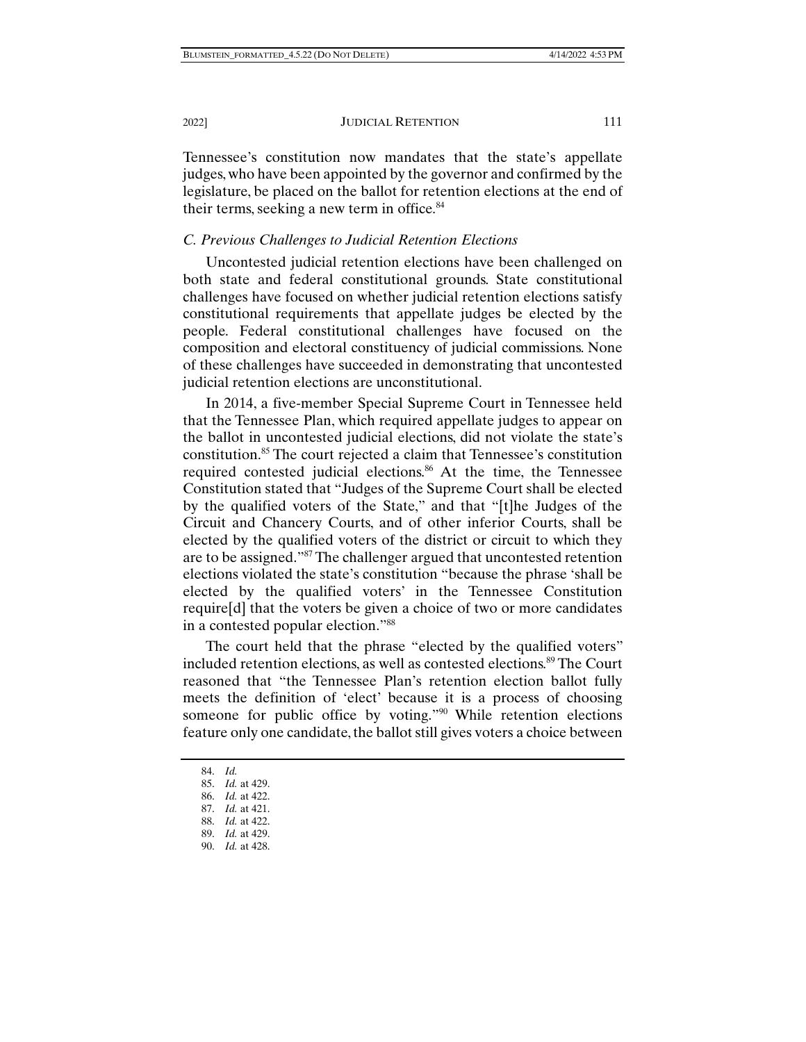Tennessee's constitution now mandates that the state's appellate judges, who have been appointed by the governor and confirmed by the legislature, be placed on the ballot for retention elections at the end of their terms, seeking a new term in office.[84]

### *C. Previous Challenges to Judicial Retention Elections*

Uncontested judicial retention elections have been challenged on both state and federal constitutional grounds. State constitutional challenges have focused on whether judicial retention elections satisfy constitutional requirements that appellate judges be elected by the people. Federal constitutional challenges have focused on the composition and electoral constituency of judicial commissions. None of these challenges have succeeded in demonstrating that uncontested judicial retention elections are unconstitutional.

In 2014, a five-member Special Supreme Court in Tennessee held that the Tennessee Plan, which required appellate judges to appear on the ballot in uncontested judicial elections, did not violate the state's constitution.[85] The court rejected a claim that Tennessee's constitution required contested judicial elections.[86] At the time, the Tennessee Constitution stated that "Judges of the Supreme Court shall be elected by the qualified voters of the State," and that "[t]he Judges of the Circuit and Chancery Courts, and of other inferior Courts, shall be elected by the qualified voters of the district or circuit to which they are to be assigned."[87] The challenger argued that uncontested retention elections violated the state's constitution "because the phrase 'shall be elected by the qualified voters' in the Tennessee Constitution require[d] that the voters be given a choice of two or more candidates in a contested popular election."[88]

The court held that the phrase "elected by the qualified voters" included retention elections, as well as contested elections.[89] The Court reasoned that "the Tennessee Plan's retention election ballot fully meets the definition of 'elect' because it is a process of choosing someone for public office by voting."[90] While retention elections feature only one candidate, the ballot still gives voters a choice between

84. *Id.*
85. *Id.* at 429.
86. *Id.* at 422.
87. *Id.* at 421.
88. *Id.* at 422.
89. *Id.* at 429.
90. *Id.* at 428.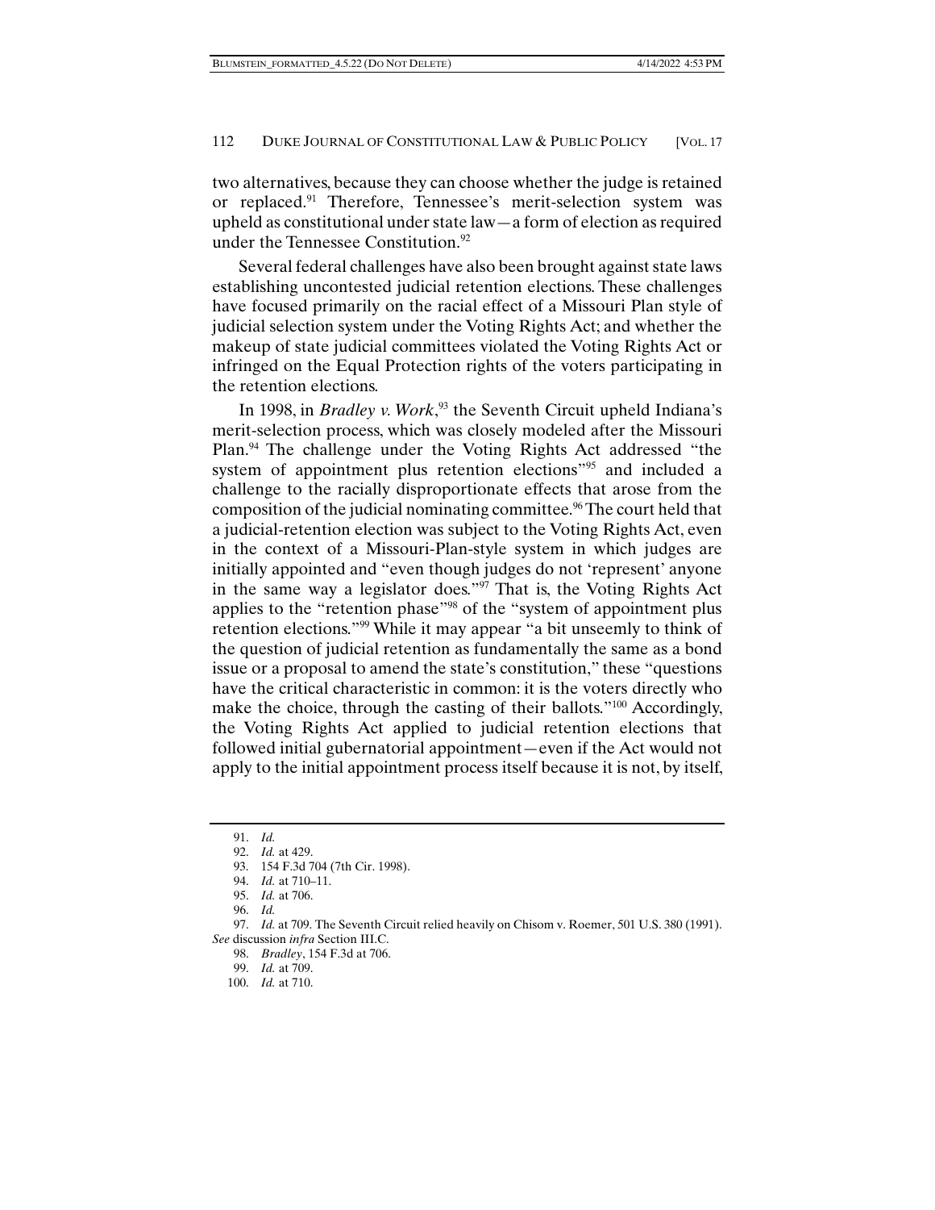two alternatives, because they can choose whether the judge is retained or replaced.[91] Therefore, Tennessee's merit-selection system was upheld as constitutional under state law—a form of election as required under the Tennessee Constitution.[92]

Several federal challenges have also been brought against state laws establishing uncontested judicial retention elections. These challenges have focused primarily on the racial effect of a Missouri Plan style of judicial selection system under the Voting Rights Act; and whether the makeup of state judicial committees violated the Voting Rights Act or infringed on the Equal Protection rights of the voters participating in the retention elections.

In 1998, in *Bradley v. Work*,[93] the Seventh Circuit upheld Indiana's merit-selection process, which was closely modeled after the Missouri Plan.[94] The challenge under the Voting Rights Act addressed "the system of appointment plus retention elections"[95] and included a challenge to the racially disproportionate effects that arose from the composition of the judicial nominating committee.[96] The court held that a judicial-retention election was subject to the Voting Rights Act, even in the context of a Missouri-Plan-style system in which judges are initially appointed and "even though judges do not 'represent' anyone in the same way a legislator does."[97] That is, the Voting Rights Act applies to the "retention phase"[98] of the "system of appointment plus retention elections."[99] While it may appear "a bit unseemly to think of the question of judicial retention as fundamentally the same as a bond issue or a proposal to amend the state's constitution," these "questions have the critical characteristic in common: it is the voters directly who make the choice, through the casting of their ballots."[100] Accordingly, the Voting Rights Act applied to judicial retention elections that followed initial gubernatorial appointment—even if the Act would not apply to the initial appointment process itself because it is not, by itself,

91. *Id.*

92. *Id.* at 429.

93. 154 F.3d 704 (7th Cir. 1998).

94. *Id.* at 710–11.

95. *Id.* at 706.

96. *Id.*

97. *Id.* at 709. The Seventh Circuit relied heavily on Chisom v. Roemer, 501 U.S. 380 (1991). *See* discussion *infra* Section III.C.

98. *Bradley*, 154 F.3d at 706.

99. *Id.* at 709.

100. *Id.* at 710.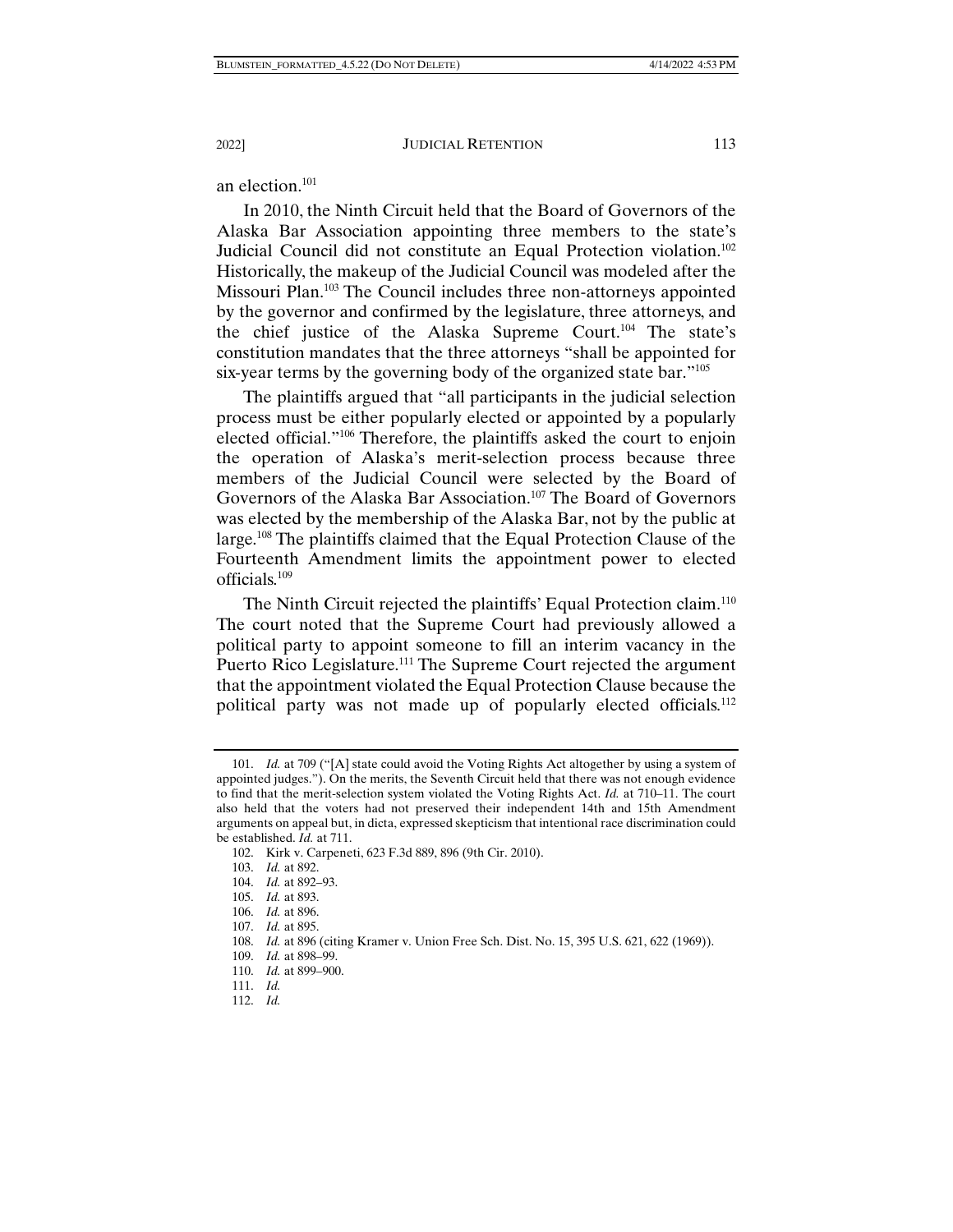an election.[101]

In 2010, the Ninth Circuit held that the Board of Governors of the Alaska Bar Association appointing three members to the state's Judicial Council did not constitute an Equal Protection violation.[102] Historically, the makeup of the Judicial Council was modeled after the Missouri Plan.[103] The Council includes three non-attorneys appointed by the governor and confirmed by the legislature, three attorneys, and the chief justice of the Alaska Supreme Court.[104] The state's constitution mandates that the three attorneys "shall be appointed for six-year terms by the governing body of the organized state bar."[105]

The plaintiffs argued that "all participants in the judicial selection process must be either popularly elected or appointed by a popularly elected official."[106] Therefore, the plaintiffs asked the court to enjoin the operation of Alaska's merit-selection process because three members of the Judicial Council were selected by the Board of Governors of the Alaska Bar Association.[107] The Board of Governors was elected by the membership of the Alaska Bar, not by the public at large.[108] The plaintiffs claimed that the Equal Protection Clause of the Fourteenth Amendment limits the appointment power to elected officials.[109]

The Ninth Circuit rejected the plaintiffs' Equal Protection claim.[110] The court noted that the Supreme Court had previously allowed a political party to appoint someone to fill an interim vacancy in the Puerto Rico Legislature.[111] The Supreme Court rejected the argument that the appointment violated the Equal Protection Clause because the political party was not made up of popularly elected officials.[112]

---

101. *Id.* at 709 ("[A] state could avoid the Voting Rights Act altogether by using a system of appointed judges."). On the merits, the Seventh Circuit held that there was not enough evidence to find that the merit-selection system violated the Voting Rights Act. *Id.* at 710–11. The court also held that the voters had not preserved their independent 14th and 15th Amendment arguments on appeal but, in dicta, expressed skepticism that intentional race discrimination could be established. *Id.* at 711.

102. Kirk v. Carpeneti, 623 F.3d 889, 896 (9th Cir. 2010).

103. *Id.* at 892.

104. *Id.* at 892–93.

105. *Id.* at 893.

106. *Id.* at 896.

107. *Id.* at 895.

108. *Id.* at 896 (citing Kramer v. Union Free Sch. Dist. No. 15, 395 U.S. 621, 622 (1969)).

109. *Id.* at 898–99.

110. *Id.* at 899–900.

111. *Id.*

112. *Id.*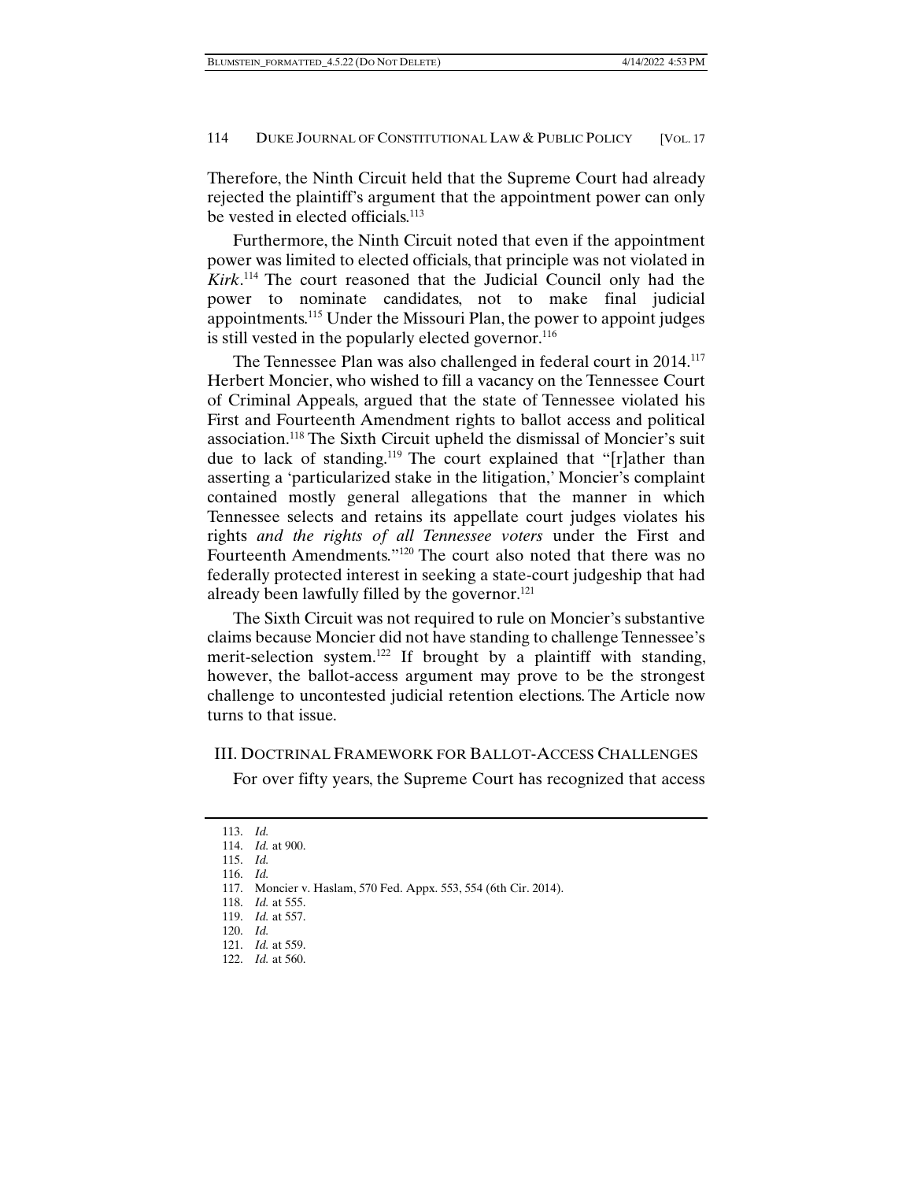Therefore, the Ninth Circuit held that the Supreme Court had already rejected the plaintiff's argument that the appointment power can only be vested in elected officials.[113]

Furthermore, the Ninth Circuit noted that even if the appointment power was limited to elected officials, that principle was not violated in *Kirk*.[114] The court reasoned that the Judicial Council only had the power to nominate candidates, not to make final judicial appointments.[115] Under the Missouri Plan, the power to appoint judges is still vested in the popularly elected governor.[116]

The Tennessee Plan was also challenged in federal court in 2014.[117] Herbert Moncier, who wished to fill a vacancy on the Tennessee Court of Criminal Appeals, argued that the state of Tennessee violated his First and Fourteenth Amendment rights to ballot access and political association.[118] The Sixth Circuit upheld the dismissal of Moncier's suit due to lack of standing.[119] The court explained that "[r]ather than asserting a 'particularized stake in the litigation,' Moncier's complaint contained mostly general allegations that the manner in which Tennessee selects and retains its appellate court judges violates his rights *and the rights of all Tennessee voters* under the First and Fourteenth Amendments."[120] The court also noted that there was no federally protected interest in seeking a state-court judgeship that had already been lawfully filled by the governor.[121]

The Sixth Circuit was not required to rule on Moncier's substantive claims because Moncier did not have standing to challenge Tennessee's merit-selection system.[122] If brought by a plaintiff with standing, however, the ballot-access argument may prove to be the strongest challenge to uncontested judicial retention elections. The Article now turns to that issue.

## III. DOCTRINAL FRAMEWORK FOR BALLOT-ACCESS CHALLENGES

For over fifty years, the Supreme Court has recognized that access

---

113. *Id.*
114. *Id.* at 900.
115. *Id.*
116. *Id.*
117. Moncier v. Haslam, 570 Fed. Appx. 553, 554 (6th Cir. 2014).
118. *Id.* at 555.
119. *Id.* at 557.
120. *Id.*
121. *Id.* at 559.
122. *Id.* at 560.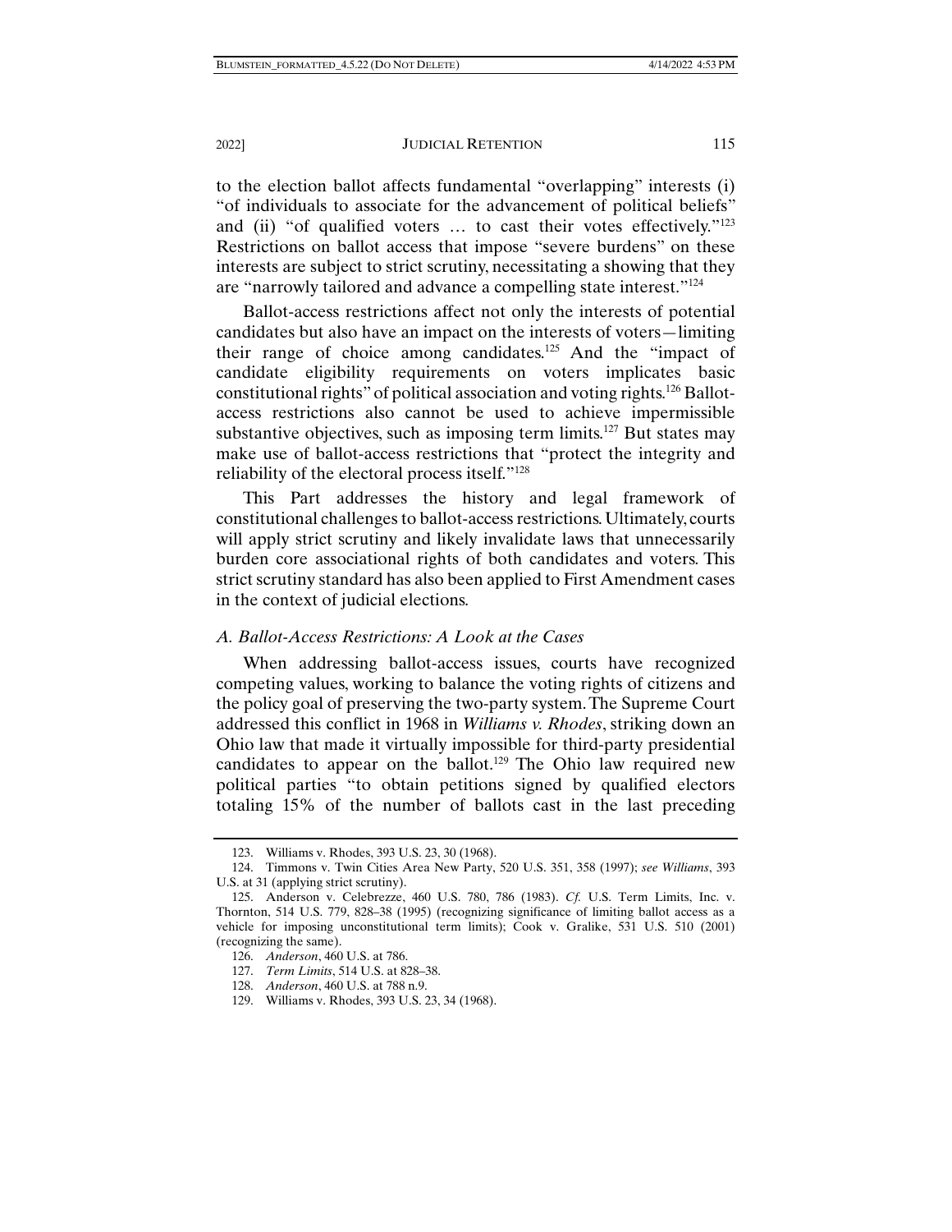to the election ballot affects fundamental "overlapping" interests (i) "of individuals to associate for the advancement of political beliefs" and (ii) "of qualified voters … to cast their votes effectively."[123] Restrictions on ballot access that impose "severe burdens" on these interests are subject to strict scrutiny, necessitating a showing that they are "narrowly tailored and advance a compelling state interest."[124]

Ballot-access restrictions affect not only the interests of potential candidates but also have an impact on the interests of voters—limiting their range of choice among candidates.[125] And the "impact of candidate eligibility requirements on voters implicates basic constitutional rights" of political association and voting rights.[126] Ballot-access restrictions also cannot be used to achieve impermissible substantive objectives, such as imposing term limits.[127] But states may make use of ballot-access restrictions that "protect the integrity and reliability of the electoral process itself."[128]

This Part addresses the history and legal framework of constitutional challenges to ballot-access restrictions. Ultimately, courts will apply strict scrutiny and likely invalidate laws that unnecessarily burden core associational rights of both candidates and voters. This strict scrutiny standard has also been applied to First Amendment cases in the context of judicial elections.

### *A. Ballot-Access Restrictions: A Look at the Cases*

When addressing ballot-access issues, courts have recognized competing values, working to balance the voting rights of citizens and the policy goal of preserving the two-party system. The Supreme Court addressed this conflict in 1968 in *Williams v. Rhodes*, striking down an Ohio law that made it virtually impossible for third-party presidential candidates to appear on the ballot.[129] The Ohio law required new political parties "to obtain petitions signed by qualified electors totaling 15% of the number of ballots cast in the last preceding

---

123. Williams v. Rhodes, 393 U.S. 23, 30 (1968).

124. Timmons v. Twin Cities Area New Party, 520 U.S. 351, 358 (1997); *see Williams*, 393 U.S. at 31 (applying strict scrutiny).

125. Anderson v. Celebrezze, 460 U.S. 780, 786 (1983). *Cf.* U.S. Term Limits, Inc. v. Thornton, 514 U.S. 779, 828–38 (1995) (recognizing significance of limiting ballot access as a vehicle for imposing unconstitutional term limits); Cook v. Gralike, 531 U.S. 510 (2001) (recognizing the same).

126. *Anderson*, 460 U.S. at 786.

127. *Term Limits*, 514 U.S. at 828–38.

128. *Anderson*, 460 U.S. at 788 n.9.

129. Williams v. Rhodes, 393 U.S. 23, 34 (1968).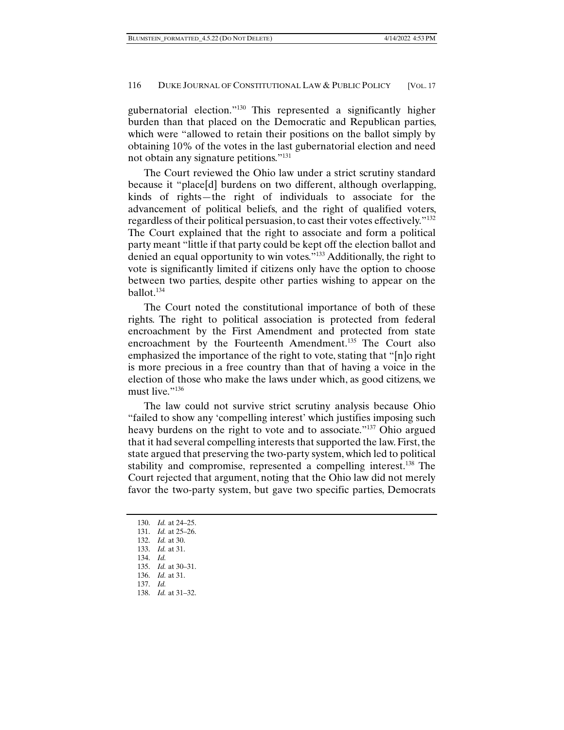gubernatorial election."[130] This represented a significantly higher burden than that placed on the Democratic and Republican parties, which were "allowed to retain their positions on the ballot simply by obtaining 10% of the votes in the last gubernatorial election and need not obtain any signature petitions."[131]

The Court reviewed the Ohio law under a strict scrutiny standard because it "place[d] burdens on two different, although overlapping, kinds of rights—the right of individuals to associate for the advancement of political beliefs, and the right of qualified voters, regardless of their political persuasion, to cast their votes effectively."[132] The Court explained that the right to associate and form a political party meant "little if that party could be kept off the election ballot and denied an equal opportunity to win votes."[133] Additionally, the right to vote is significantly limited if citizens only have the option to choose between two parties, despite other parties wishing to appear on the ballot.[134]

The Court noted the constitutional importance of both of these rights. The right to political association is protected from federal encroachment by the First Amendment and protected from state encroachment by the Fourteenth Amendment.[135] The Court also emphasized the importance of the right to vote, stating that "[n]o right is more precious in a free country than that of having a voice in the election of those who make the laws under which, as good citizens, we must live."[136]

The law could not survive strict scrutiny analysis because Ohio "failed to show any 'compelling interest' which justifies imposing such heavy burdens on the right to vote and to associate."[137] Ohio argued that it had several compelling interests that supported the law. First, the state argued that preserving the two-party system, which led to political stability and compromise, represented a compelling interest.[138] The Court rejected that argument, noting that the Ohio law did not merely favor the two-party system, but gave two specific parties, Democrats

---

130. *Id.* at 24–25.
131. *Id.* at 25–26.
132. *Id.* at 30.
133. *Id.* at 31.
134. *Id.*
135. *Id.* at 30–31.
136. *Id.* at 31.
137. *Id.*
138. *Id.* at 31–32.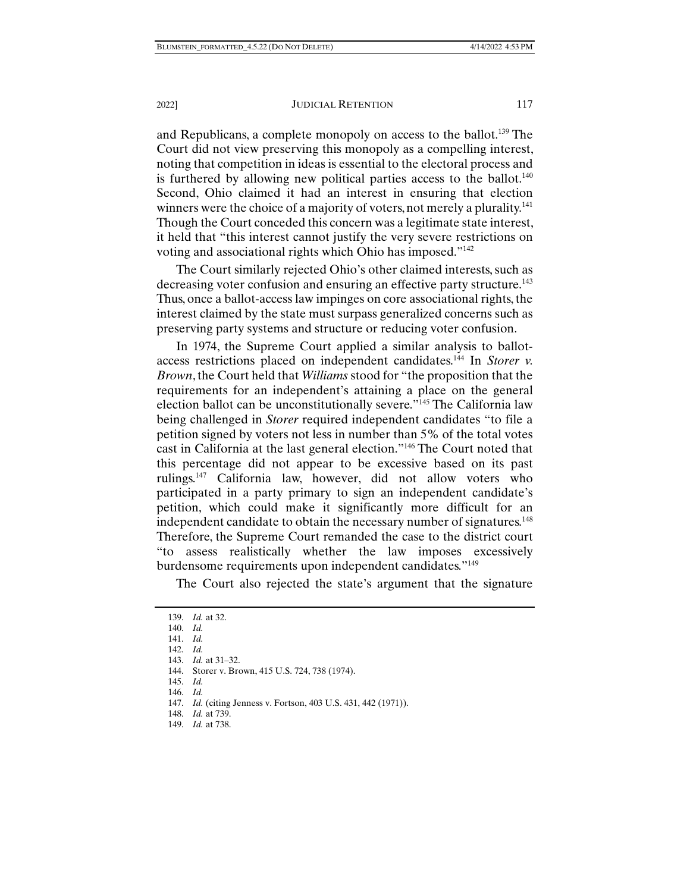and Republicans, a complete monopoly on access to the ballot.[139] The Court did not view preserving this monopoly as a compelling interest, noting that competition in ideas is essential to the electoral process and is furthered by allowing new political parties access to the ballot.[140] Second, Ohio claimed it had an interest in ensuring that election winners were the choice of a majority of voters, not merely a plurality.[141] Though the Court conceded this concern was a legitimate state interest, it held that "this interest cannot justify the very severe restrictions on voting and associational rights which Ohio has imposed."[142]

The Court similarly rejected Ohio's other claimed interests, such as decreasing voter confusion and ensuring an effective party structure.[143] Thus, once a ballot-access law impinges on core associational rights, the interest claimed by the state must surpass generalized concerns such as preserving party systems and structure or reducing voter confusion.

In 1974, the Supreme Court applied a similar analysis to ballot-access restrictions placed on independent candidates.[144] In *Storer v. Brown*, the Court held that *Williams* stood for "the proposition that the requirements for an independent's attaining a place on the general election ballot can be unconstitutionally severe."[145] The California law being challenged in *Storer* required independent candidates "to file a petition signed by voters not less in number than 5% of the total votes cast in California at the last general election."[146] The Court noted that this percentage did not appear to be excessive based on its past rulings.[147] California law, however, did not allow voters who participated in a party primary to sign an independent candidate's petition, which could make it significantly more difficult for an independent candidate to obtain the necessary number of signatures.[148] Therefore, the Supreme Court remanded the case to the district court "to assess realistically whether the law imposes excessively burdensome requirements upon independent candidates."[149]

The Court also rejected the state's argument that the signature

---

139. *Id.* at 32.
140. *Id.*
141. *Id.*
142. *Id.*
143. *Id.* at 31–32.
144. Storer v. Brown, 415 U.S. 724, 738 (1974).
145. *Id.*
146. *Id.*
147. *Id.* (citing Jenness v. Fortson, 403 U.S. 431, 442 (1971)).
148. *Id.* at 739.
149. *Id.* at 738.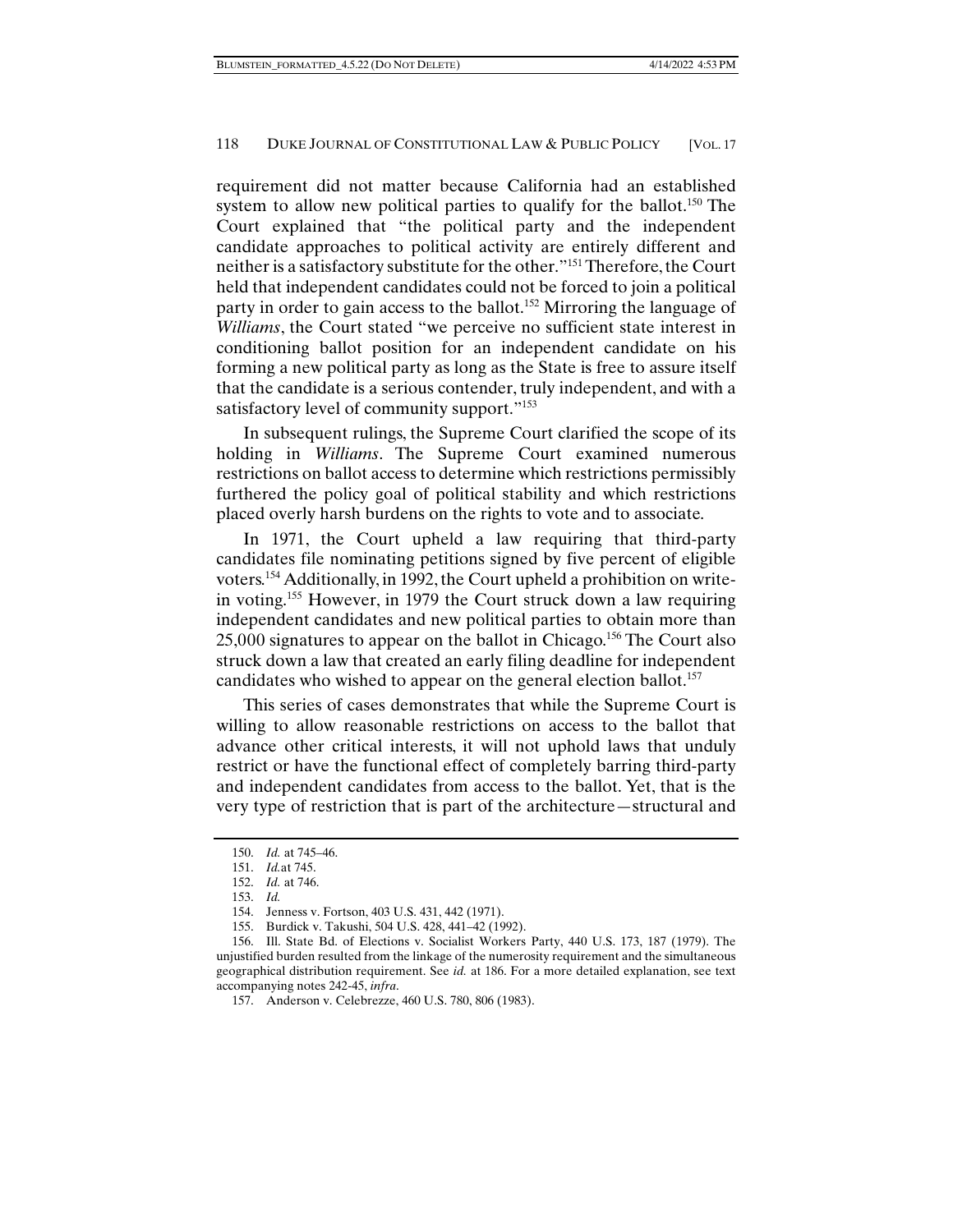requirement did not matter because California had an established system to allow new political parties to qualify for the ballot.[150] The Court explained that "the political party and the independent candidate approaches to political activity are entirely different and neither is a satisfactory substitute for the other."[151] Therefore, the Court held that independent candidates could not be forced to join a political party in order to gain access to the ballot.[152] Mirroring the language of *Williams*, the Court stated "we perceive no sufficient state interest in conditioning ballot position for an independent candidate on his forming a new political party as long as the State is free to assure itself that the candidate is a serious contender, truly independent, and with a satisfactory level of community support."[153]

In subsequent rulings, the Supreme Court clarified the scope of its holding in *Williams*. The Supreme Court examined numerous restrictions on ballot access to determine which restrictions permissibly furthered the policy goal of political stability and which restrictions placed overly harsh burdens on the rights to vote and to associate.

In 1971, the Court upheld a law requiring that third-party candidates file nominating petitions signed by five percent of eligible voters.[154] Additionally, in 1992, the Court upheld a prohibition on write-in voting.[155] However, in 1979 the Court struck down a law requiring independent candidates and new political parties to obtain more than 25,000 signatures to appear on the ballot in Chicago.[156] The Court also struck down a law that created an early filing deadline for independent candidates who wished to appear on the general election ballot.[157]

This series of cases demonstrates that while the Supreme Court is willing to allow reasonable restrictions on access to the ballot that advance other critical interests, it will not uphold laws that unduly restrict or have the functional effect of completely barring third-party and independent candidates from access to the ballot. Yet, that is the very type of restriction that is part of the architecture—structural and

150. *Id.* at 745–46.

151. *Id.* at 745.

152. *Id.* at 746.

153. *Id.*

154. Jenness v. Fortson, 403 U.S. 431, 442 (1971).

155. Burdick v. Takushi, 504 U.S. 428, 441–42 (1992).

156. Ill. State Bd. of Elections v. Socialist Workers Party, 440 U.S. 173, 187 (1979). The unjustified burden resulted from the linkage of the numerosity requirement and the simultaneous geographical distribution requirement. See *id.* at 186. For a more detailed explanation, see text accompanying notes 242-45, *infra*.

157. Anderson v. Celebrezze, 460 U.S. 780, 806 (1983).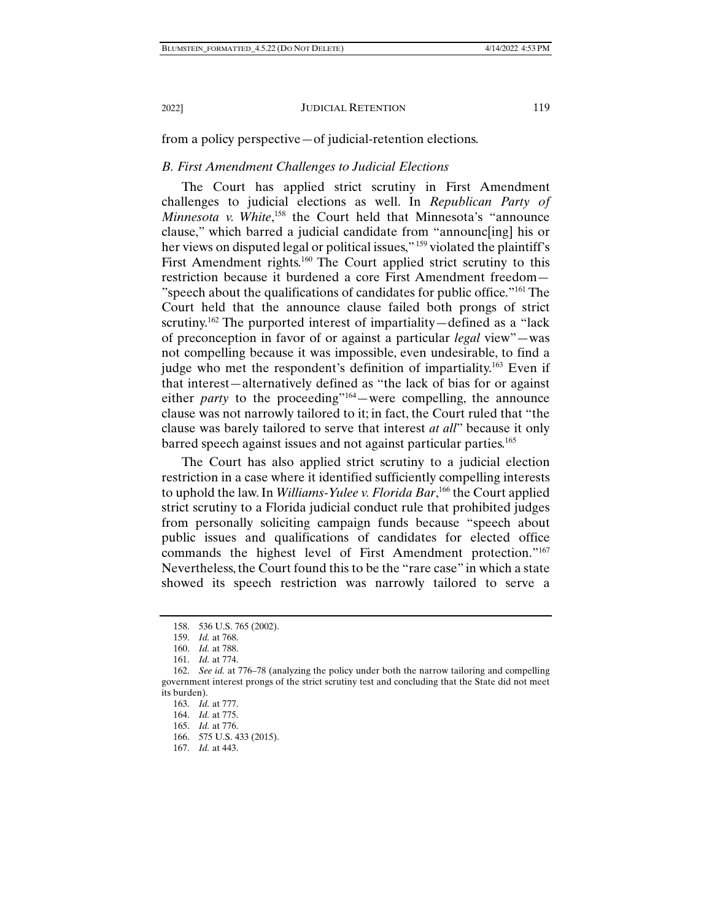from a policy perspective—of judicial-retention elections.

### *B. First Amendment Challenges to Judicial Elections*

The Court has applied strict scrutiny in First Amendment challenges to judicial elections as well. In *Republican Party of Minnesota v. White*,[158] the Court held that Minnesota's "announce clause," which barred a judicial candidate from "announc[ing] his or her views on disputed legal or political issues,"[159] violated the plaintiff's First Amendment rights.[160] The Court applied strict scrutiny to this restriction because it burdened a core First Amendment freedom—"speech about the qualifications of candidates for public office."[161] The Court held that the announce clause failed both prongs of strict scrutiny.[162] The purported interest of impartiality—defined as a "lack of preconception in favor of or against a particular *legal* view"—was not compelling because it was impossible, even undesirable, to find a judge who met the respondent's definition of impartiality.[163] Even if that interest—alternatively defined as "the lack of bias for or against either *party* to the proceeding"[164]—were compelling, the announce clause was not narrowly tailored to it; in fact, the Court ruled that "the clause was barely tailored to serve that interest *at all*" because it only barred speech against issues and not against particular parties.[165]

The Court has also applied strict scrutiny to a judicial election restriction in a case where it identified sufficiently compelling interests to uphold the law. In *Williams-Yulee v. Florida Bar*,[166] the Court applied strict scrutiny to a Florida judicial conduct rule that prohibited judges from personally soliciting campaign funds because "speech about public issues and qualifications of candidates for elected office commands the highest level of First Amendment protection."[167] Nevertheless, the Court found this to be the "rare case" in which a state showed its speech restriction was narrowly tailored to serve a

---

158. 536 U.S. 765 (2002).

159. *Id.* at 768.

160. *Id.* at 788.

161. *Id.* at 774.

162. *See id.* at 776–78 (analyzing the policy under both the narrow tailoring and compelling government interest prongs of the strict scrutiny test and concluding that the State did not meet its burden).

163. *Id.* at 777.

164. *Id.* at 775.

165. *Id.* at 776.

166. 575 U.S. 433 (2015).

167. *Id.* at 443.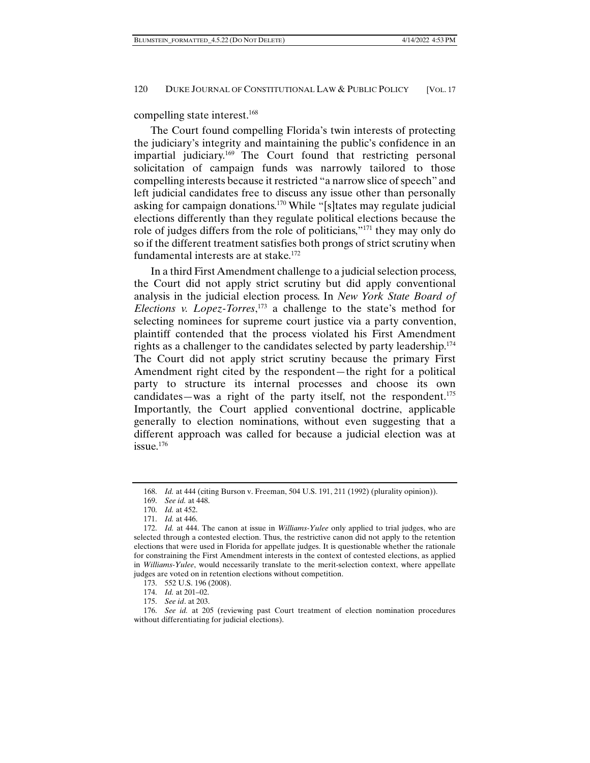compelling state interest.[168]

The Court found compelling Florida's twin interests of protecting the judiciary's integrity and maintaining the public's confidence in an impartial judiciary.[169] The Court found that restricting personal solicitation of campaign funds was narrowly tailored to those compelling interests because it restricted "a narrow slice of speech" and left judicial candidates free to discuss any issue other than personally asking for campaign donations.[170] While "[s]tates may regulate judicial elections differently than they regulate political elections because the role of judges differs from the role of politicians,"[171] they may only do so if the different treatment satisfies both prongs of strict scrutiny when fundamental interests are at stake.[172]

In a third First Amendment challenge to a judicial selection process, the Court did not apply strict scrutiny but did apply conventional analysis in the judicial election process. In *New York State Board of Elections v. Lopez-Torres*,[173] a challenge to the state's method for selecting nominees for supreme court justice via a party convention, plaintiff contended that the process violated his First Amendment rights as a challenger to the candidates selected by party leadership.[174] The Court did not apply strict scrutiny because the primary First Amendment right cited by the respondent—the right for a political party to structure its internal processes and choose its own candidates—was a right of the party itself, not the respondent.[175] Importantly, the Court applied conventional doctrine, applicable generally to election nominations, without even suggesting that a different approach was called for because a judicial election was at issue.[176]

---

168. *Id.* at 444 (citing Burson v. Freeman, 504 U.S. 191, 211 (1992) (plurality opinion)).

169. *See id.* at 448.

170. *Id.* at 452.

171. *Id.* at 446.

172. *Id.* at 444. The canon at issue in *Williams-Yulee* only applied to trial judges, who are selected through a contested election. Thus, the restrictive canon did not apply to the retention elections that were used in Florida for appellate judges. It is questionable whether the rationale for constraining the First Amendment interests in the context of contested elections, as applied in *Williams-Yulee*, would necessarily translate to the merit-selection context, where appellate judges are voted on in retention elections without competition.

173. 552 U.S. 196 (2008).

174. *Id.* at 201–02.

175. *See id*. at 203.

176. *See id.* at 205 (reviewing past Court treatment of election nomination procedures without differentiating for judicial elections).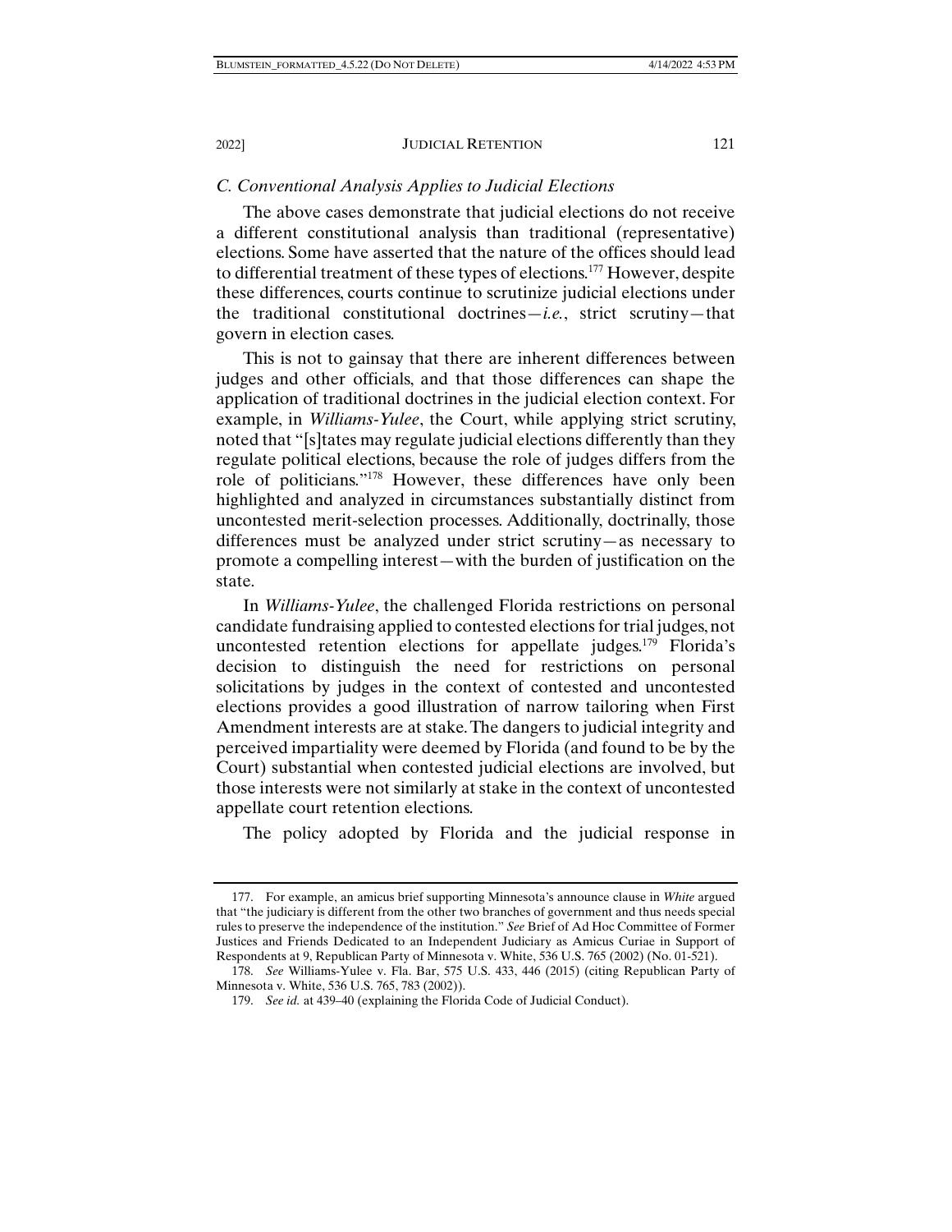### *C. Conventional Analysis Applies to Judicial Elections*

The above cases demonstrate that judicial elections do not receive a different constitutional analysis than traditional (representative) elections. Some have asserted that the nature of the offices should lead to differential treatment of these types of elections.[177] However, despite these differences, courts continue to scrutinize judicial elections under the traditional constitutional doctrines—*i.e.*, strict scrutiny—that govern in election cases.

This is not to gainsay that there are inherent differences between judges and other officials, and that those differences can shape the application of traditional doctrines in the judicial election context. For example, in *Williams-Yulee*, the Court, while applying strict scrutiny, noted that "[s]tates may regulate judicial elections differently than they regulate political elections, because the role of judges differs from the role of politicians."[178] However, these differences have only been highlighted and analyzed in circumstances substantially distinct from uncontested merit-selection processes. Additionally, doctrinally, those differences must be analyzed under strict scrutiny—as necessary to promote a compelling interest—with the burden of justification on the state.

In *Williams-Yulee*, the challenged Florida restrictions on personal candidate fundraising applied to contested elections for trial judges, not uncontested retention elections for appellate judges.[179] Florida's decision to distinguish the need for restrictions on personal solicitations by judges in the context of contested and uncontested elections provides a good illustration of narrow tailoring when First Amendment interests are at stake. The dangers to judicial integrity and perceived impartiality were deemed by Florida (and found to be by the Court) substantial when contested judicial elections are involved, but those interests were not similarly at stake in the context of uncontested appellate court retention elections.

The policy adopted by Florida and the judicial response in

---

177. For example, an amicus brief supporting Minnesota's announce clause in *White* argued that "the judiciary is different from the other two branches of government and thus needs special rules to preserve the independence of the institution." *See* Brief of Ad Hoc Committee of Former Justices and Friends Dedicated to an Independent Judiciary as Amicus Curiae in Support of Respondents at 9, Republican Party of Minnesota v. White, 536 U.S. 765 (2002) (No. 01-521).

178. *See* Williams-Yulee v. Fla. Bar, 575 U.S. 433, 446 (2015) (citing Republican Party of Minnesota v. White, 536 U.S. 765, 783 (2002)).

179. *See id.* at 439–40 (explaining the Florida Code of Judicial Conduct).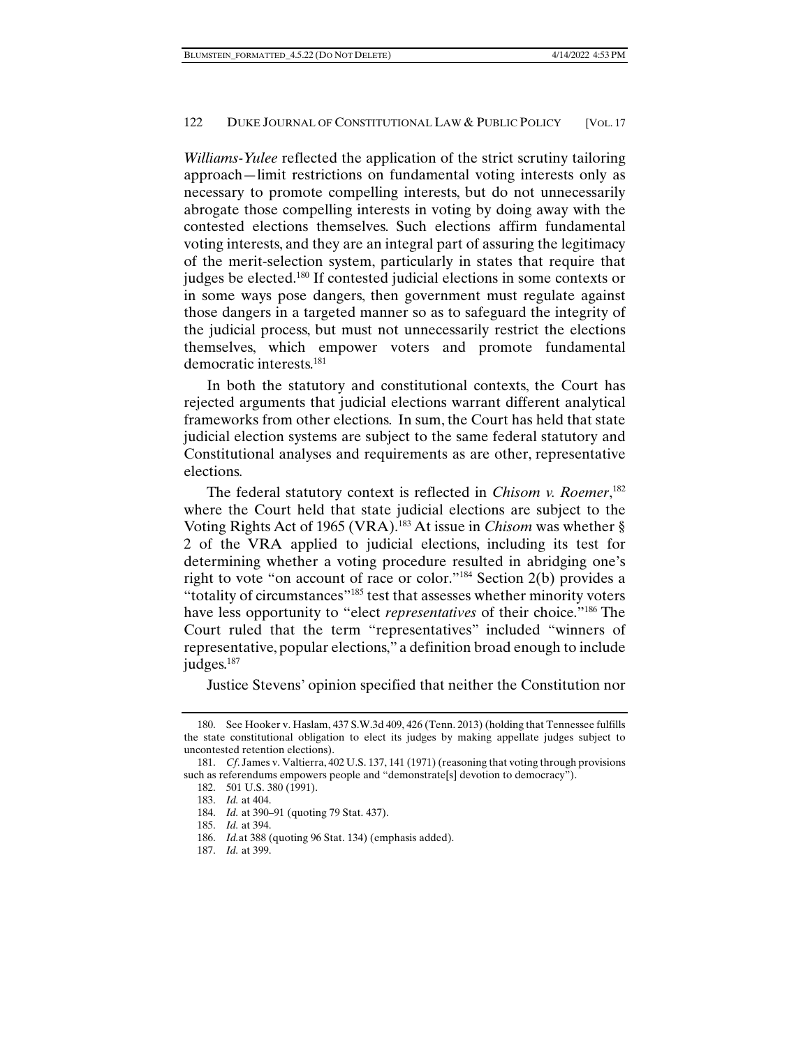*Williams-Yulee* reflected the application of the strict scrutiny tailoring approach—limit restrictions on fundamental voting interests only as necessary to promote compelling interests, but do not unnecessarily abrogate those compelling interests in voting by doing away with the contested elections themselves. Such elections affirm fundamental voting interests, and they are an integral part of assuring the legitimacy of the merit-selection system, particularly in states that require that judges be elected.[180] If contested judicial elections in some contexts or in some ways pose dangers, then government must regulate against those dangers in a targeted manner so as to safeguard the integrity of the judicial process, but must not unnecessarily restrict the elections themselves, which empower voters and promote fundamental democratic interests.[181]

In both the statutory and constitutional contexts, the Court has rejected arguments that judicial elections warrant different analytical frameworks from other elections. In sum, the Court has held that state judicial election systems are subject to the same federal statutory and Constitutional analyses and requirements as are other, representative elections.

The federal statutory context is reflected in *Chisom v. Roemer*,[182] where the Court held that state judicial elections are subject to the Voting Rights Act of 1965 (VRA).[183] At issue in *Chisom* was whether § 2 of the VRA applied to judicial elections, including its test for determining whether a voting procedure resulted in abridging one's right to vote "on account of race or color."[184] Section 2(b) provides a "totality of circumstances"[185] test that assesses whether minority voters have less opportunity to "elect *representatives* of their choice."[186] The Court ruled that the term "representatives" included "winners of representative, popular elections," a definition broad enough to include judges.[187]

Justice Stevens' opinion specified that neither the Constitution nor

---

180. See Hooker v. Haslam, 437 S.W.3d 409, 426 (Tenn. 2013) (holding that Tennessee fulfills the state constitutional obligation to elect its judges by making appellate judges subject to uncontested retention elections).

181. *Cf.* James v. Valtierra, 402 U.S. 137, 141 (1971) (reasoning that voting through provisions such as referendums empowers people and "demonstrate[s] devotion to democracy").

182. 501 U.S. 380 (1991).

183. *Id.* at 404.

184. *Id.* at 390–91 (quoting 79 Stat. 437).

185. *Id.* at 394.

186. *Id.* at 388 (quoting 96 Stat. 134) (emphasis added).

187. *Id.* at 399.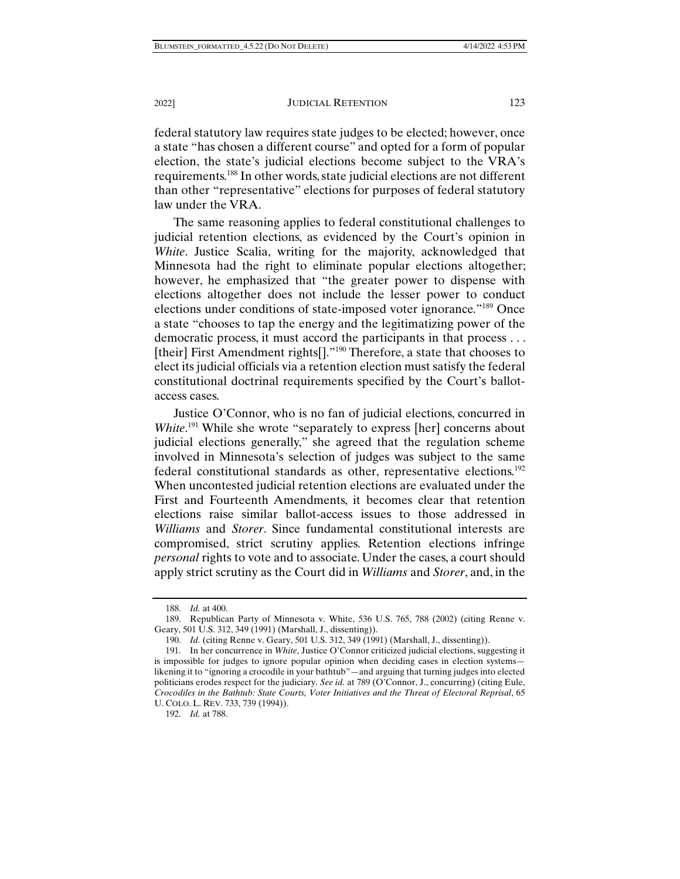federal statutory law requires state judges to be elected; however, once a state "has chosen a different course" and opted for a form of popular election, the state's judicial elections become subject to the VRA's requirements.[188] In other words, state judicial elections are not different than other "representative" elections for purposes of federal statutory law under the VRA.

The same reasoning applies to federal constitutional challenges to judicial retention elections, as evidenced by the Court's opinion in *White*. Justice Scalia, writing for the majority, acknowledged that Minnesota had the right to eliminate popular elections altogether; however, he emphasized that "the greater power to dispense with elections altogether does not include the lesser power to conduct elections under conditions of state-imposed voter ignorance."[189] Once a state "chooses to tap the energy and the legitimizing power of the democratic process, it must accord the participants in that process . . . [their] First Amendment rights[]."[190] Therefore, a state that chooses to elect its judicial officials via a retention election must satisfy the federal constitutional doctrinal requirements specified by the Court's ballot-access cases.

Justice O'Connor, who is no fan of judicial elections, concurred in *White*.[191] While she wrote "separately to express [her] concerns about judicial elections generally," she agreed that the regulation scheme involved in Minnesota's selection of judges was subject to the same federal constitutional standards as other, representative elections.[192] When uncontested judicial retention elections are evaluated under the First and Fourteenth Amendments, it becomes clear that retention elections raise similar ballot-access issues to those addressed in *Williams* and *Storer*. Since fundamental constitutional interests are compromised, strict scrutiny applies. Retention elections infringe *personal* rights to vote and to associate. Under the cases, a court should apply strict scrutiny as the Court did in *Williams* and *Storer*, and, in the

---

188. *Id.* at 400.

189. Republican Party of Minnesota v. White, 536 U.S. 765, 788 (2002) (citing Renne v. Geary, 501 U.S. 312, 349 (1991) (Marshall, J., dissenting)).

190. *Id.* (citing Renne v. Geary, 501 U.S. 312, 349 (1991) (Marshall, J., dissenting)).

191. In her concurrence in *White*, Justice O'Connor criticized judicial elections, suggesting it is impossible for judges to ignore popular opinion when deciding cases in election systems—likening it to "ignoring a crocodile in your bathtub"—and arguing that turning judges into elected politicians erodes respect for the judiciary. *See id.* at 789 (O'Connor, J., concurring) (citing Eule, *Crocodiles in the Bathtub: State Courts, Voter Initiatives and the Threat of Electoral Reprisal*, 65 U. COLO. L. REV. 733, 739 (1994)).

192. *Id.* at 788.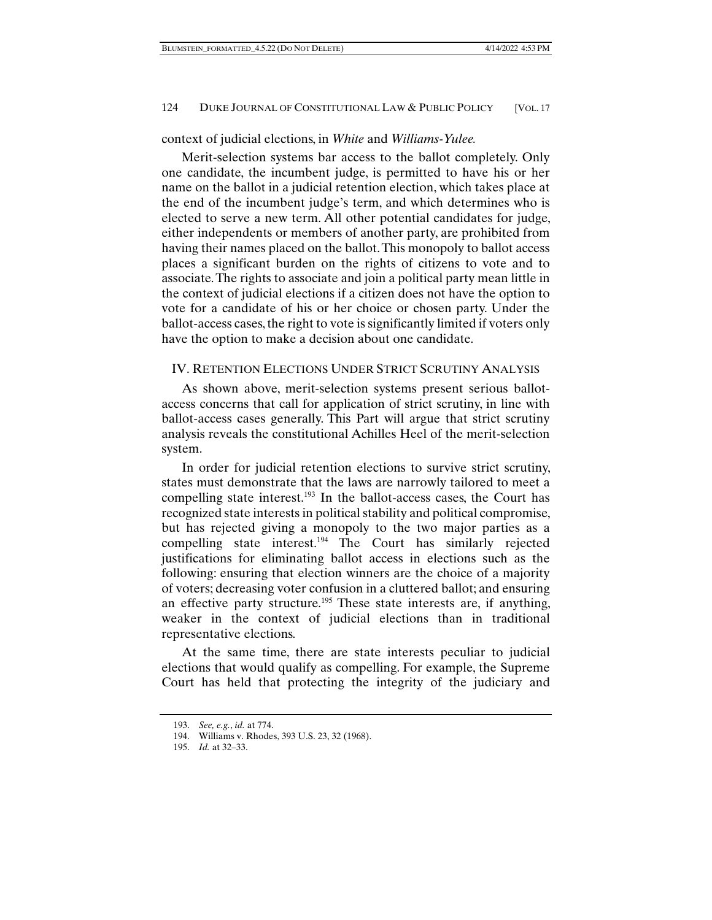context of judicial elections, in *White* and *Williams-Yulee*.

Merit-selection systems bar access to the ballot completely. Only one candidate, the incumbent judge, is permitted to have his or her name on the ballot in a judicial retention election, which takes place at the end of the incumbent judge's term, and which determines who is elected to serve a new term. All other potential candidates for judge, either independents or members of another party, are prohibited from having their names placed on the ballot. This monopoly to ballot access places a significant burden on the rights of citizens to vote and to associate. The rights to associate and join a political party mean little in the context of judicial elections if a citizen does not have the option to vote for a candidate of his or her choice or chosen party. Under the ballot-access cases, the right to vote is significantly limited if voters only have the option to make a decision about one candidate.

## IV. Retention Elections Under Strict Scrutiny Analysis

As shown above, merit-selection systems present serious ballot-access concerns that call for application of strict scrutiny, in line with ballot-access cases generally. This Part will argue that strict scrutiny analysis reveals the constitutional Achilles Heel of the merit-selection system.

In order for judicial retention elections to survive strict scrutiny, states must demonstrate that the laws are narrowly tailored to meet a compelling state interest.[193] In the ballot-access cases, the Court has recognized state interests in political stability and political compromise, but has rejected giving a monopoly to the two major parties as a compelling state interest.[194] The Court has similarly rejected justifications for eliminating ballot access in elections such as the following: ensuring that election winners are the choice of a majority of voters; decreasing voter confusion in a cluttered ballot; and ensuring an effective party structure.[195] These state interests are, if anything, weaker in the context of judicial elections than in traditional representative elections.

At the same time, there are state interests peculiar to judicial elections that would qualify as compelling. For example, the Supreme Court has held that protecting the integrity of the judiciary and

193. *See, e.g.*, *id.* at 774.

194. Williams v. Rhodes, 393 U.S. 23, 32 (1968).

195. *Id.* at 32–33.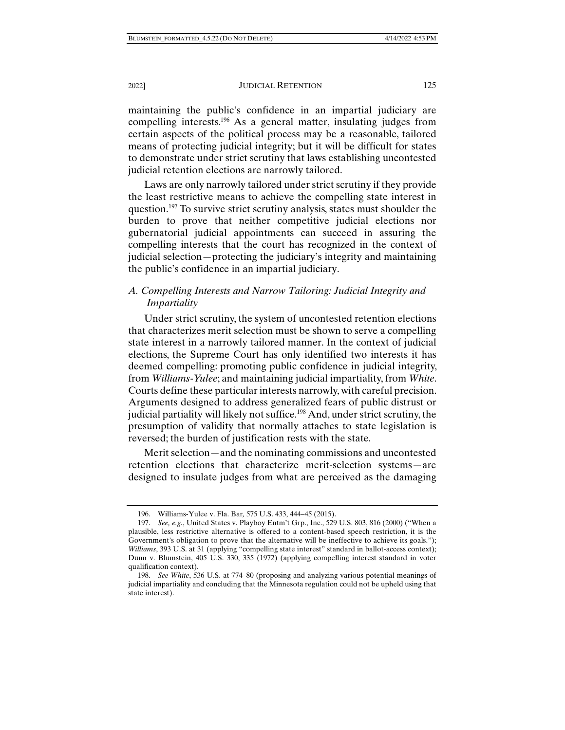maintaining the public's confidence in an impartial judiciary are compelling interests.[196] As a general matter, insulating judges from certain aspects of the political process may be a reasonable, tailored means of protecting judicial integrity; but it will be difficult for states to demonstrate under strict scrutiny that laws establishing uncontested judicial retention elections are narrowly tailored.

Laws are only narrowly tailored under strict scrutiny if they provide the least restrictive means to achieve the compelling state interest in question.[197] To survive strict scrutiny analysis, states must shoulder the burden to prove that neither competitive judicial elections nor gubernatorial judicial appointments can succeed in assuring the compelling interests that the court has recognized in the context of judicial selection—protecting the judiciary's integrity and maintaining the public's confidence in an impartial judiciary.

### *A. Compelling Interests and Narrow Tailoring: Judicial Integrity and Impartiality*

Under strict scrutiny, the system of uncontested retention elections that characterizes merit selection must be shown to serve a compelling state interest in a narrowly tailored manner. In the context of judicial elections, the Supreme Court has only identified two interests it has deemed compelling: promoting public confidence in judicial integrity, from *Williams-Yulee*; and maintaining judicial impartiality, from *White*. Courts define these particular interests narrowly, with careful precision. Arguments designed to address generalized fears of public distrust or judicial partiality will likely not suffice.[198] And, under strict scrutiny, the presumption of validity that normally attaches to state legislation is reversed; the burden of justification rests with the state.

Merit selection—and the nominating commissions and uncontested retention elections that characterize merit-selection systems—are designed to insulate judges from what are perceived as the damaging

---

196. Williams-Yulee v. Fla. Bar, 575 U.S. 433, 444–45 (2015).

197. *See, e.g.*, United States v. Playboy Entm't Grp., Inc., 529 U.S. 803, 816 (2000) ("When a plausible, less restrictive alternative is offered to a content-based speech restriction, it is the Government's obligation to prove that the alternative will be ineffective to achieve its goals."); *Williams*, 393 U.S. at 31 (applying "compelling state interest" standard in ballot-access context); Dunn v. Blumstein, 405 U.S. 330, 335 (1972) (applying compelling interest standard in voter qualification context).

198. *See White*, 536 U.S. at 774–80 (proposing and analyzing various potential meanings of judicial impartiality and concluding that the Minnesota regulation could not be upheld using that state interest).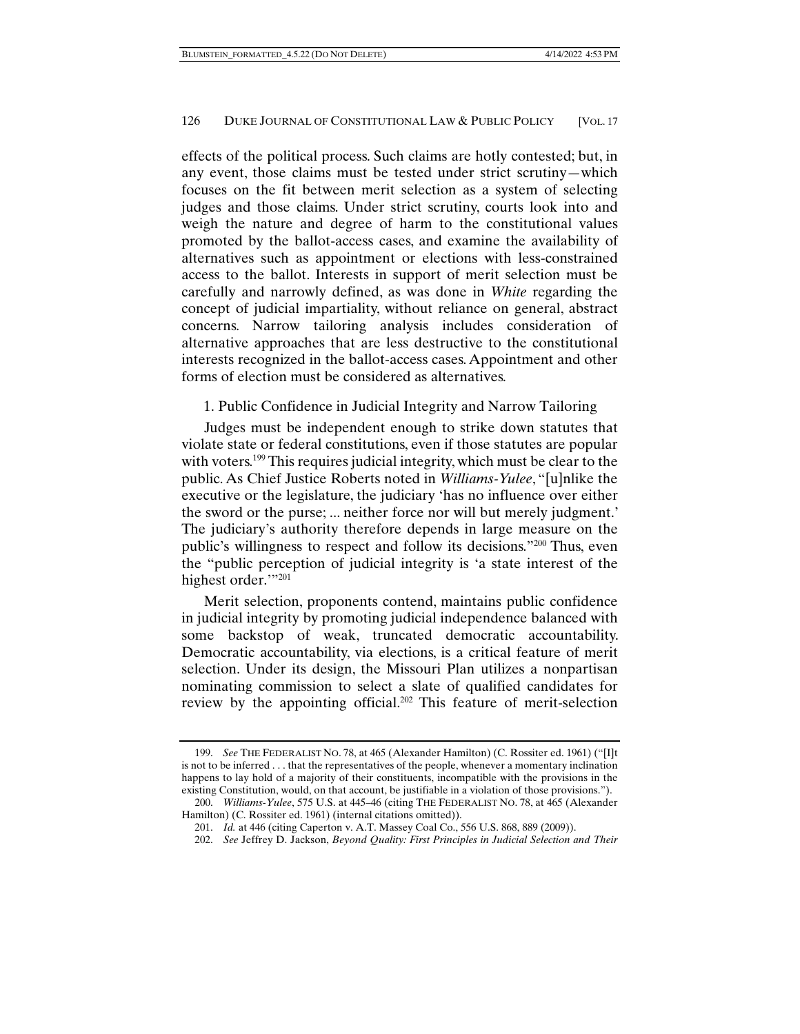effects of the political process. Such claims are hotly contested; but, in any event, those claims must be tested under strict scrutiny—which focuses on the fit between merit selection as a system of selecting judges and those claims. Under strict scrutiny, courts look into and weigh the nature and degree of harm to the constitutional values promoted by the ballot-access cases, and examine the availability of alternatives such as appointment or elections with less-constrained access to the ballot. Interests in support of merit selection must be carefully and narrowly defined, as was done in *White* regarding the concept of judicial impartiality, without reliance on general, abstract concerns. Narrow tailoring analysis includes consideration of alternative approaches that are less destructive to the constitutional interests recognized in the ballot-access cases. Appointment and other forms of election must be considered as alternatives.

1. Public Confidence in Judicial Integrity and Narrow Tailoring

Judges must be independent enough to strike down statutes that violate state or federal constitutions, even if those statutes are popular with voters.[199] This requires judicial integrity, which must be clear to the public. As Chief Justice Roberts noted in *Williams-Yulee*, "[u]nlike the executive or the legislature, the judiciary 'has no influence over either the sword or the purse; ... neither force nor will but merely judgment.' The judiciary's authority therefore depends in large measure on the public's willingness to respect and follow its decisions."[200] Thus, even the "public perception of judicial integrity is 'a state interest of the highest order.'"[201]

Merit selection, proponents contend, maintains public confidence in judicial integrity by promoting judicial independence balanced with some backstop of weak, truncated democratic accountability. Democratic accountability, via elections, is a critical feature of merit selection. Under its design, the Missouri Plan utilizes a nonpartisan nominating commission to select a slate of qualified candidates for review by the appointing official.[202] This feature of merit-selection

---

199. *See* THE FEDERALIST NO. 78, at 465 (Alexander Hamilton) (C. Rossiter ed. 1961) ("[I]t is not to be inferred . . . that the representatives of the people, whenever a momentary inclination happens to lay hold of a majority of their constituents, incompatible with the provisions in the existing Constitution, would, on that account, be justifiable in a violation of those provisions.").

200. *Williams-Yulee*, 575 U.S. at 445–46 (citing THE FEDERALIST NO. 78, at 465 (Alexander Hamilton) (C. Rossiter ed. 1961) (internal citations omitted)).

201. *Id.* at 446 (citing Caperton v. A.T. Massey Coal Co., 556 U.S. 868, 889 (2009)).

202. *See* Jeffrey D. Jackson, *Beyond Quality: First Principles in Judicial Selection and Their*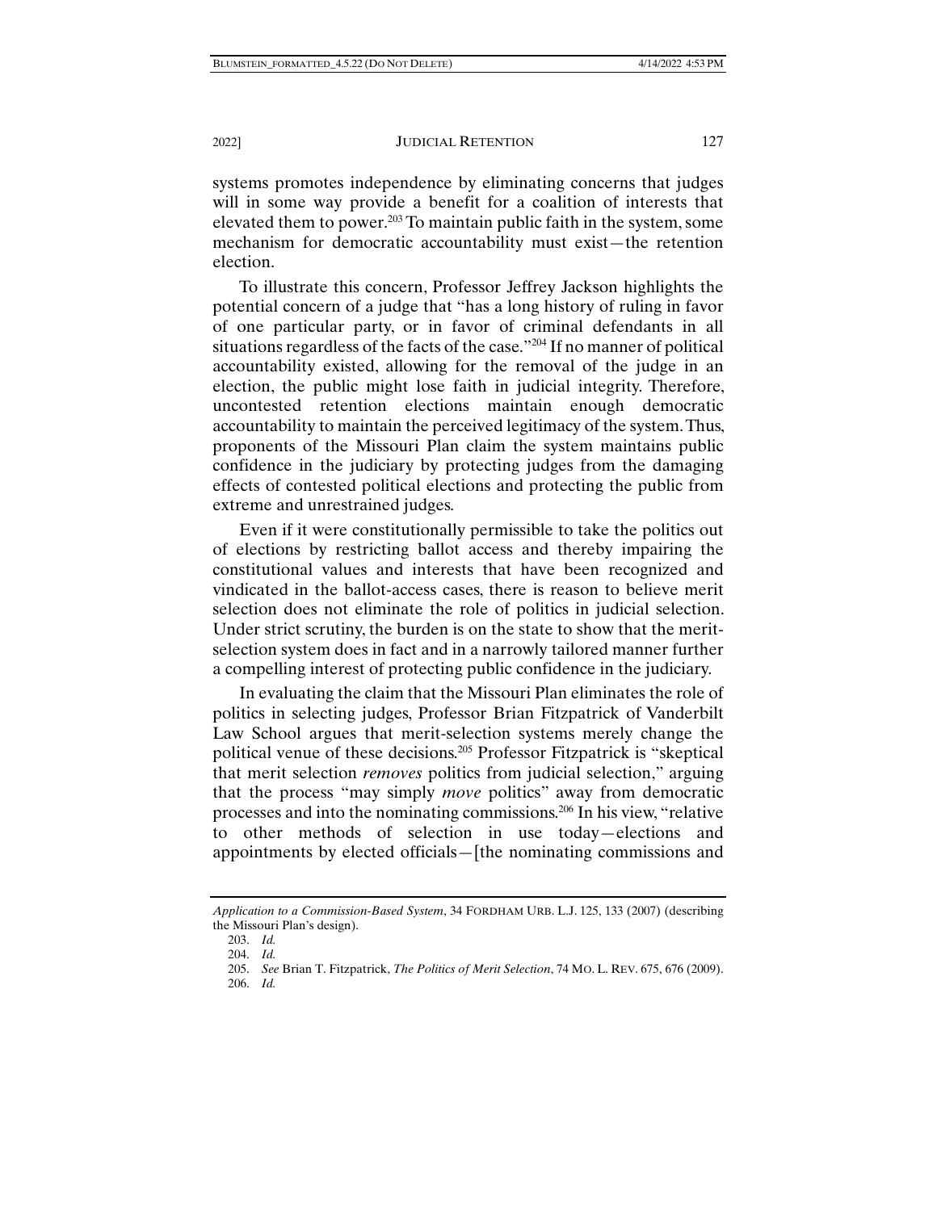systems promotes independence by eliminating concerns that judges will in some way provide a benefit for a coalition of interests that elevated them to power.[203] To maintain public faith in the system, some mechanism for democratic accountability must exist—the retention election.

To illustrate this concern, Professor Jeffrey Jackson highlights the potential concern of a judge that "has a long history of ruling in favor of one particular party, or in favor of criminal defendants in all situations regardless of the facts of the case."[204] If no manner of political accountability existed, allowing for the removal of the judge in an election, the public might lose faith in judicial integrity. Therefore, uncontested retention elections maintain enough democratic accountability to maintain the perceived legitimacy of the system. Thus, proponents of the Missouri Plan claim the system maintains public confidence in the judiciary by protecting judges from the damaging effects of contested political elections and protecting the public from extreme and unrestrained judges.

Even if it were constitutionally permissible to take the politics out of elections by restricting ballot access and thereby impairing the constitutional values and interests that have been recognized and vindicated in the ballot-access cases, there is reason to believe merit selection does not eliminate the role of politics in judicial selection. Under strict scrutiny, the burden is on the state to show that the merit-selection system does in fact and in a narrowly tailored manner further a compelling interest of protecting public confidence in the judiciary.

In evaluating the claim that the Missouri Plan eliminates the role of politics in selecting judges, Professor Brian Fitzpatrick of Vanderbilt Law School argues that merit-selection systems merely change the political venue of these decisions.[205] Professor Fitzpatrick is "skeptical that merit selection *removes* politics from judicial selection," arguing that the process "may simply *move* politics" away from democratic processes and into the nominating commissions.[206] In his view, "relative to other methods of selection in use today—elections and appointments by elected officials—[the nominating commissions and

*Application to a Commission-Based System*, 34 FORDHAM URB. L.J. 125, 133 (2007) (describing the Missouri Plan's design).

203. *Id.*

204. *Id.*

205. *See* Brian T. Fitzpatrick, *The Politics of Merit Selection*, 74 MO. L. REV. 675, 676 (2009).

206. *Id.*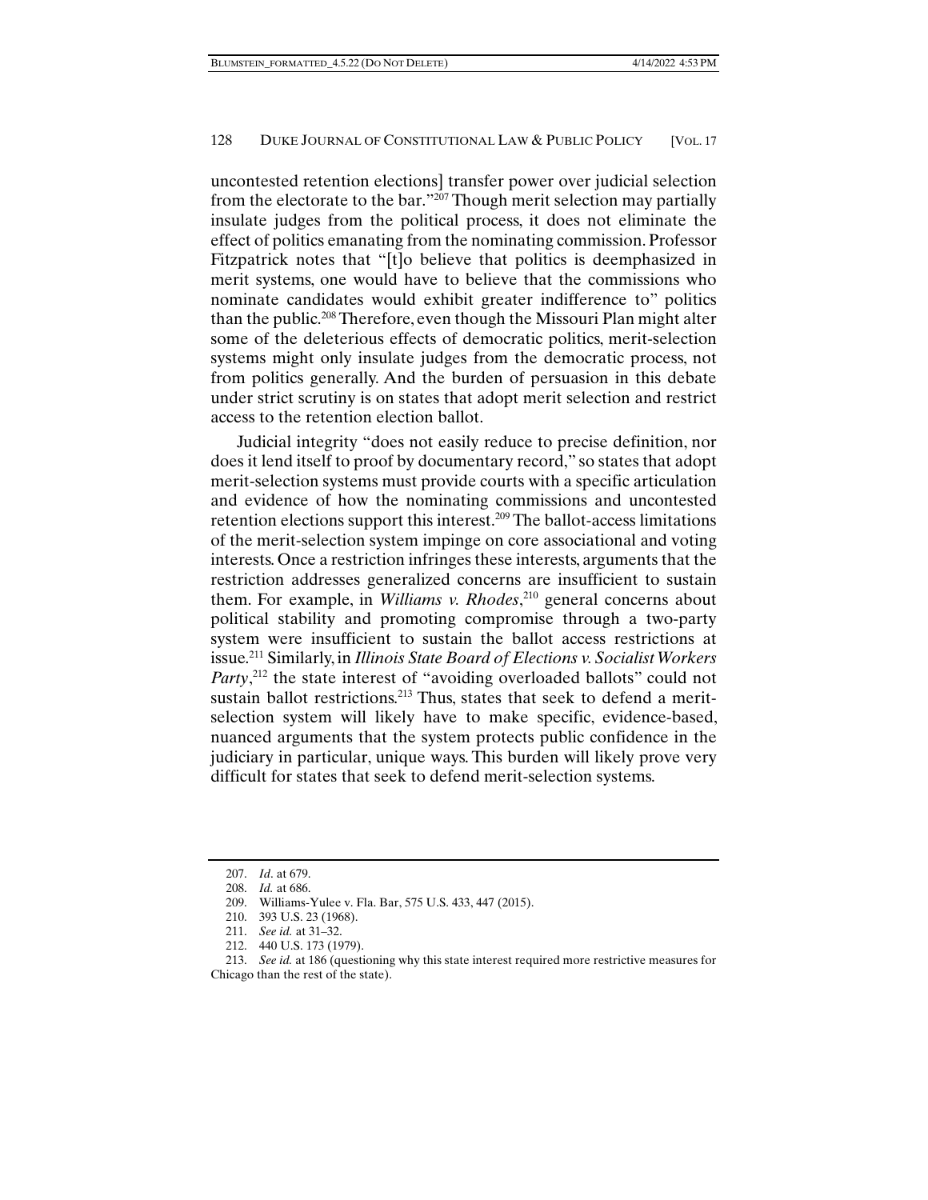uncontested retention elections] transfer power over judicial selection from the electorate to the bar."[207] Though merit selection may partially insulate judges from the political process, it does not eliminate the effect of politics emanating from the nominating commission. Professor Fitzpatrick notes that "[t]o believe that politics is deemphasized in merit systems, one would have to believe that the commissions who nominate candidates would exhibit greater indifference to" politics than the public.[208] Therefore, even though the Missouri Plan might alter some of the deleterious effects of democratic politics, merit-selection systems might only insulate judges from the democratic process, not from politics generally. And the burden of persuasion in this debate under strict scrutiny is on states that adopt merit selection and restrict access to the retention election ballot.

Judicial integrity "does not easily reduce to precise definition, nor does it lend itself to proof by documentary record," so states that adopt merit-selection systems must provide courts with a specific articulation and evidence of how the nominating commissions and uncontested retention elections support this interest.[209] The ballot-access limitations of the merit-selection system impinge on core associational and voting interests. Once a restriction infringes these interests, arguments that the restriction addresses generalized concerns are insufficient to sustain them. For example, in *Williams v. Rhodes*,[210] general concerns about political stability and promoting compromise through a two-party system were insufficient to sustain the ballot access restrictions at issue.[211] Similarly, in *Illinois State Board of Elections v. Socialist Workers Party*,[212] the state interest of "avoiding overloaded ballots" could not sustain ballot restrictions.[213] Thus, states that seek to defend a merit-selection system will likely have to make specific, evidence-based, nuanced arguments that the system protects public confidence in the judiciary in particular, unique ways. This burden will likely prove very difficult for states that seek to defend merit-selection systems.

---

207. *Id*. at 679.

208. *Id.* at 686.

209. Williams-Yulee v. Fla. Bar, 575 U.S. 433, 447 (2015).

210. 393 U.S. 23 (1968).

211. *See id.* at 31–32.

212. 440 U.S. 173 (1979).

213. *See id.* at 186 (questioning why this state interest required more restrictive measures for Chicago than the rest of the state).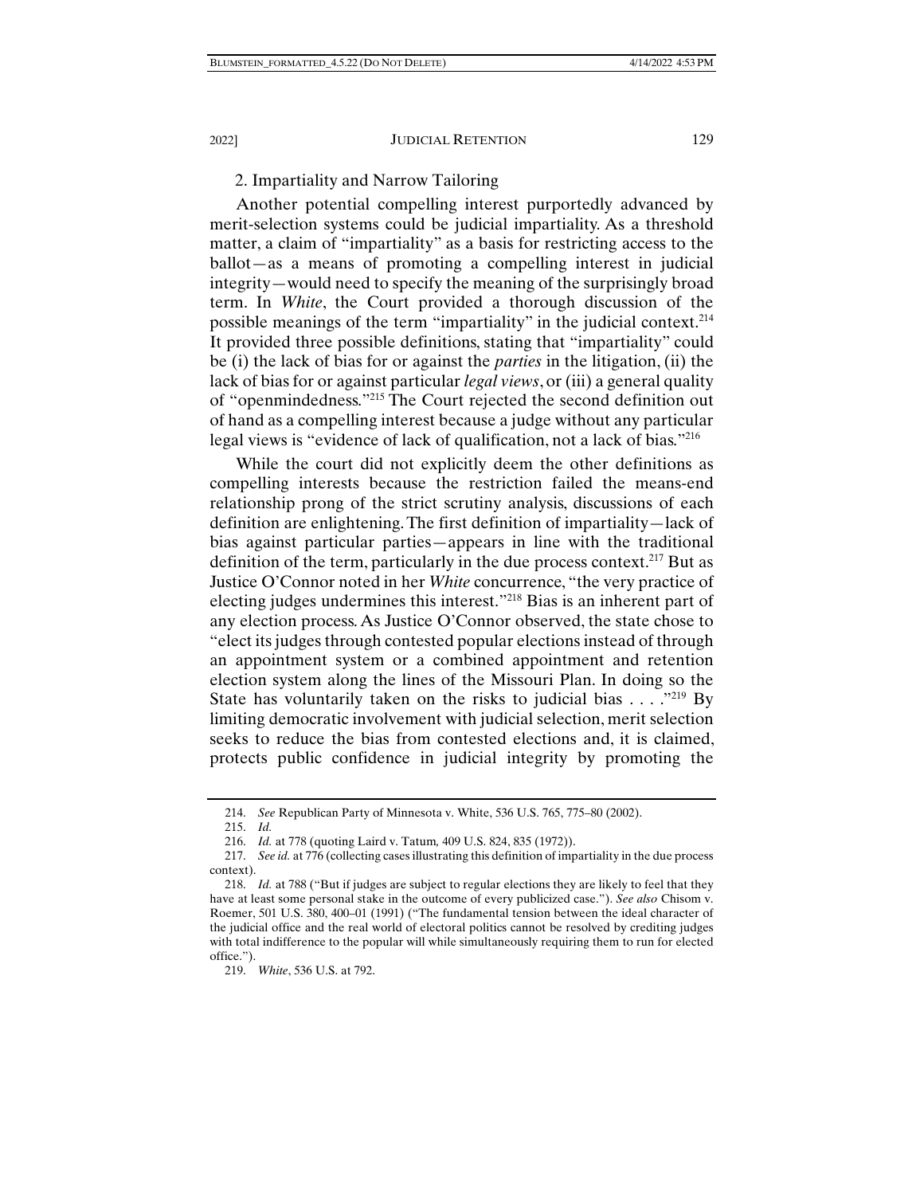### 2. Impartiality and Narrow Tailoring

Another potential compelling interest purportedly advanced by merit-selection systems could be judicial impartiality. As a threshold matter, a claim of "impartiality" as a basis for restricting access to the ballot—as a means of promoting a compelling interest in judicial integrity—would need to specify the meaning of the surprisingly broad term. In *White*, the Court provided a thorough discussion of the possible meanings of the term "impartiality" in the judicial context.[214] It provided three possible definitions, stating that "impartiality" could be (i) the lack of bias for or against the *parties* in the litigation, (ii) the lack of bias for or against particular *legal views*, or (iii) a general quality of "openmindedness."[215] The Court rejected the second definition out of hand as a compelling interest because a judge without any particular legal views is "evidence of lack of qualification, not a lack of bias."[216]

While the court did not explicitly deem the other definitions as compelling interests because the restriction failed the means-end relationship prong of the strict scrutiny analysis, discussions of each definition are enlightening. The first definition of impartiality—lack of bias against particular parties—appears in line with the traditional definition of the term, particularly in the due process context.[217] But as Justice O'Connor noted in her *White* concurrence, "the very practice of electing judges undermines this interest."[218] Bias is an inherent part of any election process. As Justice O'Connor observed, the state chose to "elect its judges through contested popular elections instead of through an appointment system or a combined appointment and retention election system along the lines of the Missouri Plan. In doing so the State has voluntarily taken on the risks to judicial bias . . . ."[219] By limiting democratic involvement with judicial selection, merit selection seeks to reduce the bias from contested elections and, it is claimed, protects public confidence in judicial integrity by promoting the

---

214. *See* Republican Party of Minnesota v. White, 536 U.S. 765, 775–80 (2002).

215. *Id.*

216. *Id.* at 778 (quoting Laird v. Tatum, 409 U.S. 824, 835 (1972)).

217. *See id.* at 776 (collecting cases illustrating this definition of impartiality in the due process context).

218. *Id.* at 788 ("But if judges are subject to regular elections they are likely to feel that they have at least some personal stake in the outcome of every publicized case."). *See also* Chisom v. Roemer, 501 U.S. 380, 400–01 (1991) ("The fundamental tension between the ideal character of the judicial office and the real world of electoral politics cannot be resolved by crediting judges with total indifference to the popular will while simultaneously requiring them to run for elected office.").

219. *White*, 536 U.S. at 792.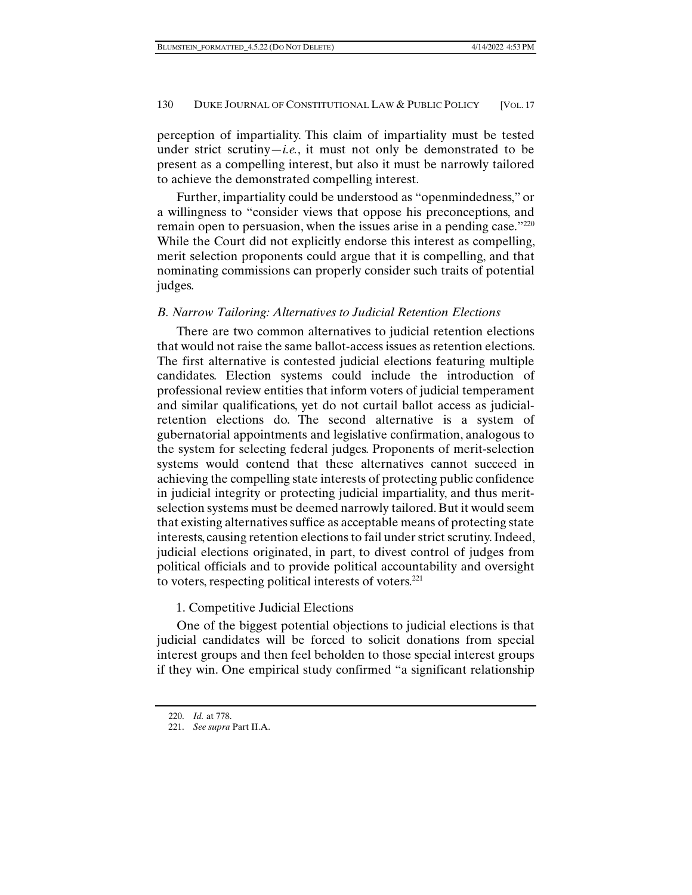perception of impartiality. This claim of impartiality must be tested under strict scrutiny—*i.e.*, it must not only be demonstrated to be present as a compelling interest, but also it must be narrowly tailored to achieve the demonstrated compelling interest.

Further, impartiality could be understood as "openmindedness," or a willingness to "consider views that oppose his preconceptions, and remain open to persuasion, when the issues arise in a pending case."[220] While the Court did not explicitly endorse this interest as compelling, merit selection proponents could argue that it is compelling, and that nominating commissions can properly consider such traits of potential judges.

### *B. Narrow Tailoring: Alternatives to Judicial Retention Elections*

There are two common alternatives to judicial retention elections that would not raise the same ballot-access issues as retention elections. The first alternative is contested judicial elections featuring multiple candidates. Election systems could include the introduction of professional review entities that inform voters of judicial temperament and similar qualifications, yet do not curtail ballot access as judicial-retention elections do. The second alternative is a system of gubernatorial appointments and legislative confirmation, analogous to the system for selecting federal judges. Proponents of merit-selection systems would contend that these alternatives cannot succeed in achieving the compelling state interests of protecting public confidence in judicial integrity or protecting judicial impartiality, and thus merit-selection systems must be deemed narrowly tailored. But it would seem that existing alternatives suffice as acceptable means of protecting state interests, causing retention elections to fail under strict scrutiny. Indeed, judicial elections originated, in part, to divest control of judges from political officials and to provide political accountability and oversight to voters, respecting political interests of voters.[221]

#### 1. Competitive Judicial Elections

One of the biggest potential objections to judicial elections is that judicial candidates will be forced to solicit donations from special interest groups and then feel beholden to those special interest groups if they win. One empirical study confirmed "a significant relationship

---

220. *Id.* at 778.

221. *See supra* Part II.A.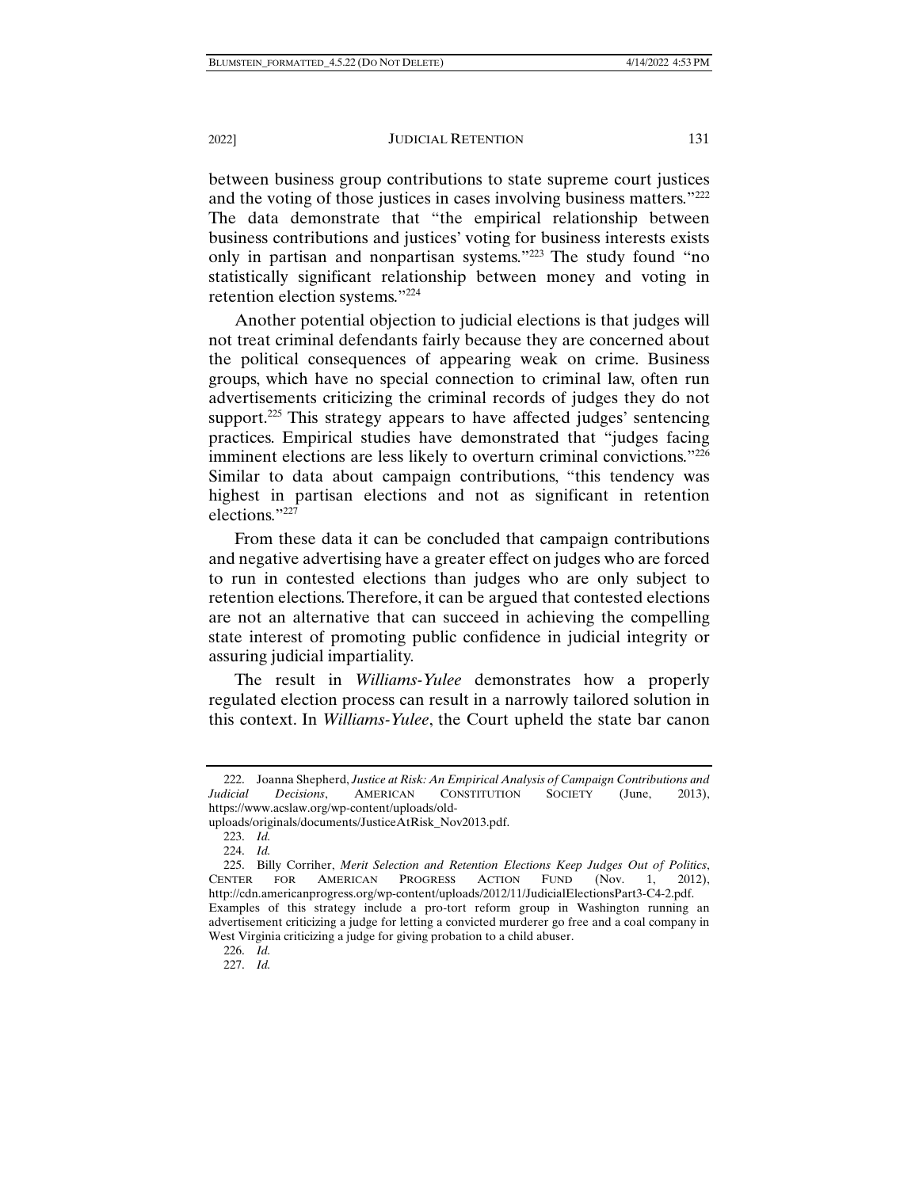between business group contributions to state supreme court justices and the voting of those justices in cases involving business matters."[222] The data demonstrate that "the empirical relationship between business contributions and justices' voting for business interests exists only in partisan and nonpartisan systems."[223] The study found "no statistically significant relationship between money and voting in retention election systems."[224]

Another potential objection to judicial elections is that judges will not treat criminal defendants fairly because they are concerned about the political consequences of appearing weak on crime. Business groups, which have no special connection to criminal law, often run advertisements criticizing the criminal records of judges they do not support.[225] This strategy appears to have affected judges' sentencing practices. Empirical studies have demonstrated that "judges facing imminent elections are less likely to overturn criminal convictions."[226] Similar to data about campaign contributions, "this tendency was highest in partisan elections and not as significant in retention elections."[227]

From these data it can be concluded that campaign contributions and negative advertising have a greater effect on judges who are forced to run in contested elections than judges who are only subject to retention elections. Therefore, it can be argued that contested elections are not an alternative that can succeed in achieving the compelling state interest of promoting public confidence in judicial integrity or assuring judicial impartiality.

The result in *Williams-Yulee* demonstrates how a properly regulated election process can result in a narrowly tailored solution in this context. In *Williams-Yulee*, the Court upheld the state bar canon

---

222. Joanna Shepherd, *Justice at Risk: An Empirical Analysis of Campaign Contributions and Judicial Decisions*, AMERICAN CONSTITUTION SOCIETY (June, 2013), https://www.acslaw.org/wp-content/uploads/old-uploads/originals/documents/JusticeAtRisk_Nov2013.pdf.

223. *Id.*

224. *Id.*

225. Billy Corriher, *Merit Selection and Retention Elections Keep Judges Out of Politics*, CENTER FOR AMERICAN PROGRESS ACTION FUND (Nov. 1, 2012), http://cdn.americanprogress.org/wp-content/uploads/2012/11/JudicialElectionsPart3-C4-2.pdf. Examples of this strategy include a pro-tort reform group in Washington running an advertisement criticizing a judge for letting a convicted murderer go free and a coal company in West Virginia criticizing a judge for giving probation to a child abuser.

226. *Id.*

227. *Id.*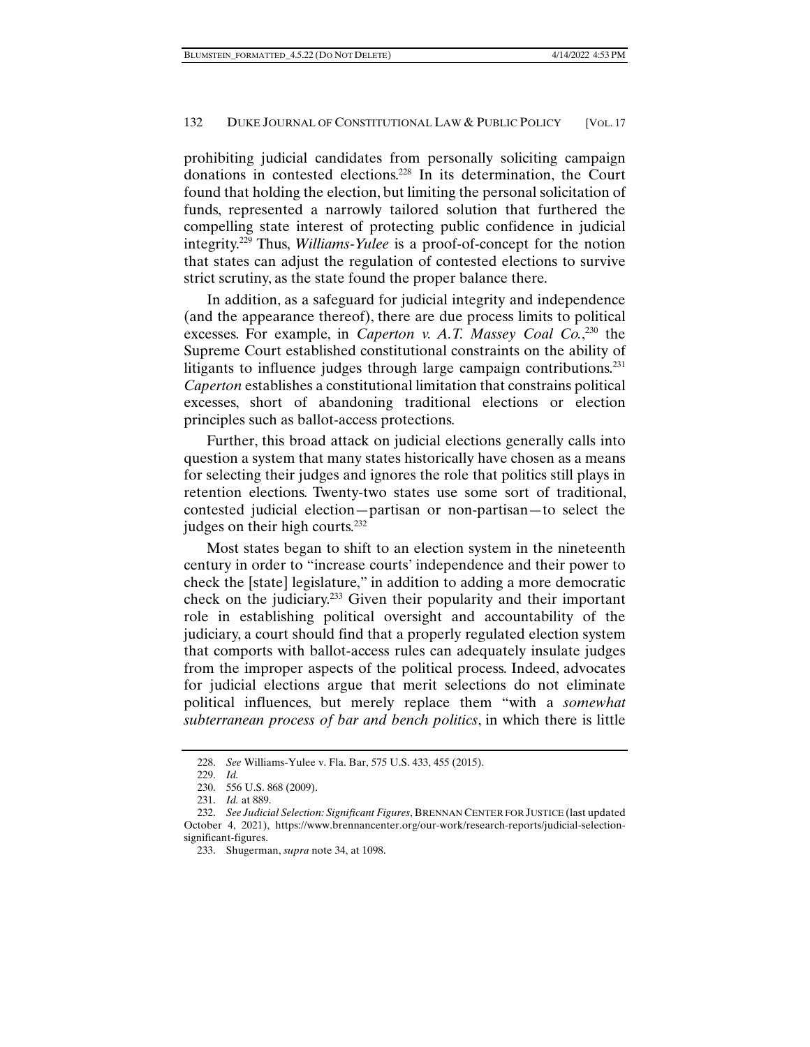prohibiting judicial candidates from personally soliciting campaign donations in contested elections.[228] In its determination, the Court found that holding the election, but limiting the personal solicitation of funds, represented a narrowly tailored solution that furthered the compelling state interest of protecting public confidence in judicial integrity.[229] Thus, *Williams-Yulee* is a proof-of-concept for the notion that states can adjust the regulation of contested elections to survive strict scrutiny, as the state found the proper balance there.

In addition, as a safeguard for judicial integrity and independence (and the appearance thereof), there are due process limits to political excesses. For example, in *Caperton v. A.T. Massey Coal Co.*,[230] the Supreme Court established constitutional constraints on the ability of litigants to influence judges through large campaign contributions.[231] *Caperton* establishes a constitutional limitation that constrains political excesses, short of abandoning traditional elections or election principles such as ballot-access protections.

Further, this broad attack on judicial elections generally calls into question a system that many states historically have chosen as a means for selecting their judges and ignores the role that politics still plays in retention elections. Twenty-two states use some sort of traditional, contested judicial election—partisan or non-partisan—to select the judges on their high courts.[232]

Most states began to shift to an election system in the nineteenth century in order to "increase courts' independence and their power to check the [state] legislature," in addition to adding a more democratic check on the judiciary.[233] Given their popularity and their important role in establishing political oversight and accountability of the judiciary, a court should find that a properly regulated election system that comports with ballot-access rules can adequately insulate judges from the improper aspects of the political process. Indeed, advocates for judicial elections argue that merit selections do not eliminate political influences, but merely replace them "with a *somewhat subterranean process of bar and bench politics*, in which there is little

---

228. *See* Williams-Yulee v. Fla. Bar, 575 U.S. 433, 455 (2015).

229. *Id.*

230. 556 U.S. 868 (2009).

231. *Id.* at 889.

232. *See Judicial Selection: Significant Figures*, BRENNAN CENTER FOR JUSTICE (last updated October 4, 2021), https://www.brennancenter.org/our-work/research-reports/judicial-selection-significant-figures.

233. Shugerman, *supra* note 34, at 1098.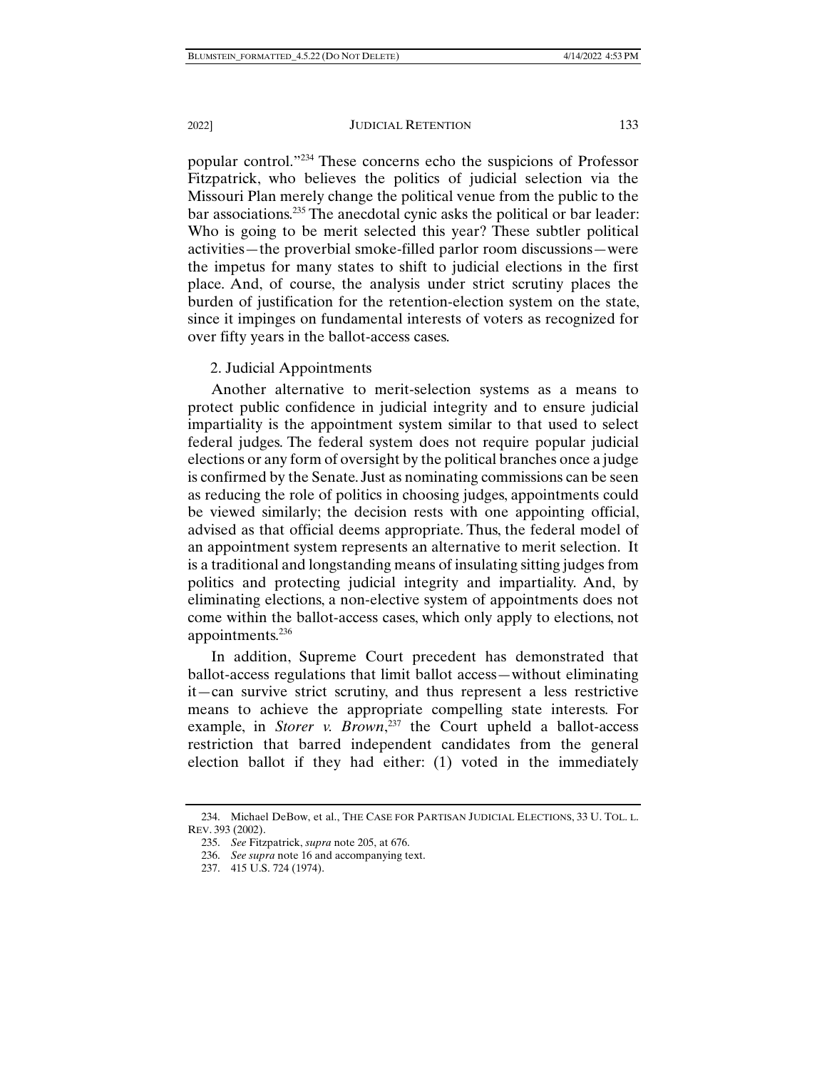popular control."[234] These concerns echo the suspicions of Professor Fitzpatrick, who believes the politics of judicial selection via the Missouri Plan merely change the political venue from the public to the bar associations.[235] The anecdotal cynic asks the political or bar leader: Who is going to be merit selected this year? These subtler political activities—the proverbial smoke-filled parlor room discussions—were the impetus for many states to shift to judicial elections in the first place. And, of course, the analysis under strict scrutiny places the burden of justification for the retention-election system on the state, since it impinges on fundamental interests of voters as recognized for over fifty years in the ballot-access cases.

### 2. Judicial Appointments

Another alternative to merit-selection systems as a means to protect public confidence in judicial integrity and to ensure judicial impartiality is the appointment system similar to that used to select federal judges. The federal system does not require popular judicial elections or any form of oversight by the political branches once a judge is confirmed by the Senate. Just as nominating commissions can be seen as reducing the role of politics in choosing judges, appointments could be viewed similarly; the decision rests with one appointing official, advised as that official deems appropriate. Thus, the federal model of an appointment system represents an alternative to merit selection. It is a traditional and longstanding means of insulating sitting judges from politics and protecting judicial integrity and impartiality. And, by eliminating elections, a non-elective system of appointments does not come within the ballot-access cases, which only apply to elections, not appointments.[236]

In addition, Supreme Court precedent has demonstrated that ballot-access regulations that limit ballot access—without eliminating it—can survive strict scrutiny, and thus represent a less restrictive means to achieve the appropriate compelling state interests. For example, in *Storer v. Brown*,[237] the Court upheld a ballot-access restriction that barred independent candidates from the general election ballot if they had either: (1) voted in the immediately

234. Michael DeBow, et al., THE CASE FOR PARTISAN JUDICIAL ELECTIONS, 33 U. TOL. L. REV. 393 (2002).

235. *See* Fitzpatrick, *supra* note 205, at 676.

236. *See supra* note 16 and accompanying text.

237. 415 U.S. 724 (1974).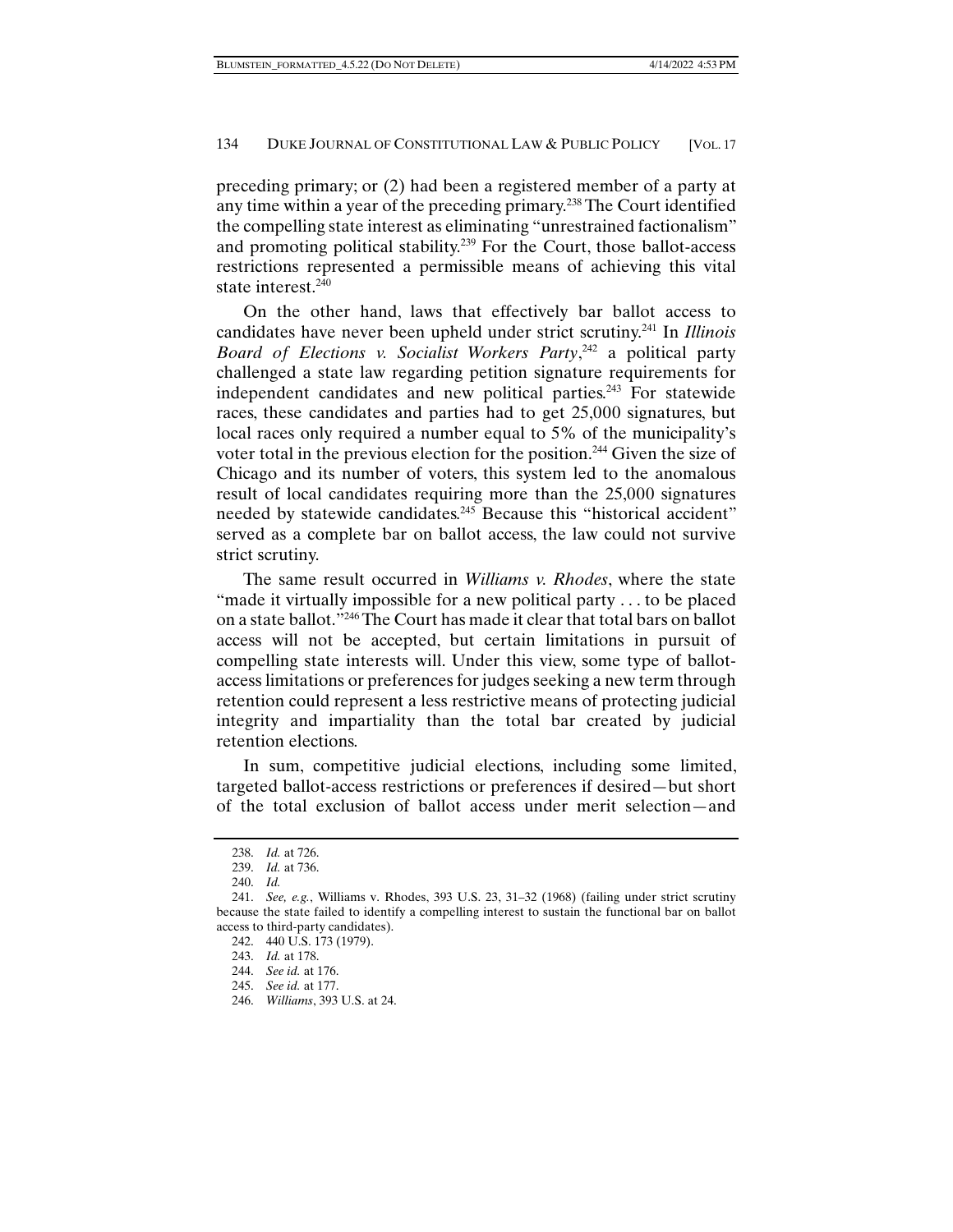preceding primary; or (2) had been a registered member of a party at any time within a year of the preceding primary.[238] The Court identified the compelling state interest as eliminating "unrestrained factionalism" and promoting political stability.[239] For the Court, those ballot-access restrictions represented a permissible means of achieving this vital state interest.[240]

On the other hand, laws that effectively bar ballot access to candidates have never been upheld under strict scrutiny.[241] In *Illinois Board of Elections v. Socialist Workers Party*,[242] a political party challenged a state law regarding petition signature requirements for independent candidates and new political parties.[243] For statewide races, these candidates and parties had to get 25,000 signatures, but local races only required a number equal to 5% of the municipality's voter total in the previous election for the position.[244] Given the size of Chicago and its number of voters, this system led to the anomalous result of local candidates requiring more than the 25,000 signatures needed by statewide candidates.[245] Because this "historical accident" served as a complete bar on ballot access, the law could not survive strict scrutiny.

The same result occurred in *Williams v. Rhodes*, where the state "made it virtually impossible for a new political party . . . to be placed on a state ballot."[246] The Court has made it clear that total bars on ballot access will not be accepted, but certain limitations in pursuit of compelling state interests will. Under this view, some type of ballot-access limitations or preferences for judges seeking a new term through retention could represent a less restrictive means of protecting judicial integrity and impartiality than the total bar created by judicial retention elections.

In sum, competitive judicial elections, including some limited, targeted ballot-access restrictions or preferences if desired—but short of the total exclusion of ballot access under merit selection—and

---

238. *Id.* at 726.

239. *Id.* at 736.

240. *Id.*

241. *See, e.g.*, Williams v. Rhodes, 393 U.S. 23, 31–32 (1968) (failing under strict scrutiny because the state failed to identify a compelling interest to sustain the functional bar on ballot access to third-party candidates).

242. 440 U.S. 173 (1979).

243. *Id.* at 178.

244. *See id.* at 176.

245. *See id.* at 177.

246. *Williams*, 393 U.S. at 24.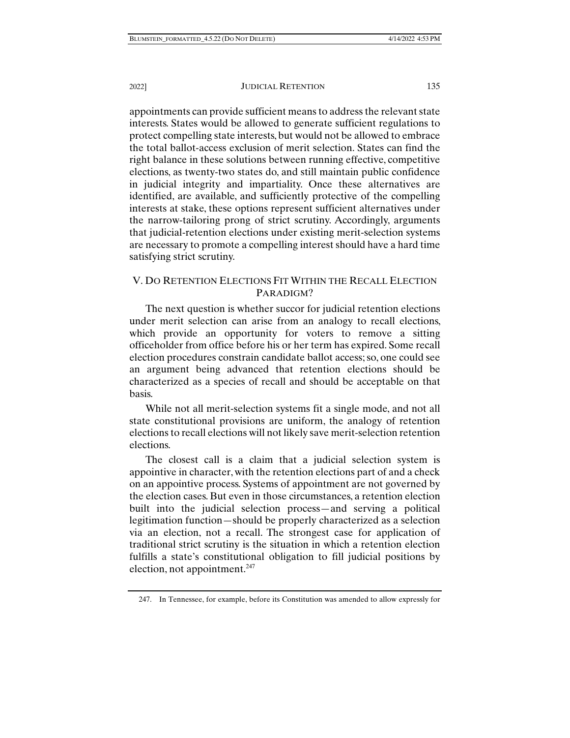appointments can provide sufficient means to address the relevant state interests. States would be allowed to generate sufficient regulations to protect compelling state interests, but would not be allowed to embrace the total ballot-access exclusion of merit selection. States can find the right balance in these solutions between running effective, competitive elections, as twenty-two states do, and still maintain public confidence in judicial integrity and impartiality. Once these alternatives are identified, are available, and sufficiently protective of the compelling interests at stake, these options represent sufficient alternatives under the narrow-tailoring prong of strict scrutiny. Accordingly, arguments that judicial-retention elections under existing merit-selection systems are necessary to promote a compelling interest should have a hard time satisfying strict scrutiny.

## V. DO RETENTION ELECTIONS FIT WITHIN THE RECALL ELECTION PARADIGM?

The next question is whether succor for judicial retention elections under merit selection can arise from an analogy to recall elections, which provide an opportunity for voters to remove a sitting officeholder from office before his or her term has expired. Some recall election procedures constrain candidate ballot access; so, one could see an argument being advanced that retention elections should be characterized as a species of recall and should be acceptable on that basis.

While not all merit-selection systems fit a single mode, and not all state constitutional provisions are uniform, the analogy of retention elections to recall elections will not likely save merit-selection retention elections.

The closest call is a claim that a judicial selection system is appointive in character, with the retention elections part of and a check on an appointive process. Systems of appointment are not governed by the election cases. But even in those circumstances, a retention election built into the judicial selection process—and serving a political legitimation function—should be properly characterized as a selection via an election, not a recall. The strongest case for application of traditional strict scrutiny is the situation in which a retention election fulfills a state's constitutional obligation to fill judicial positions by election, not appointment.[247]

---

247. In Tennessee, for example, before its Constitution was amended to allow expressly for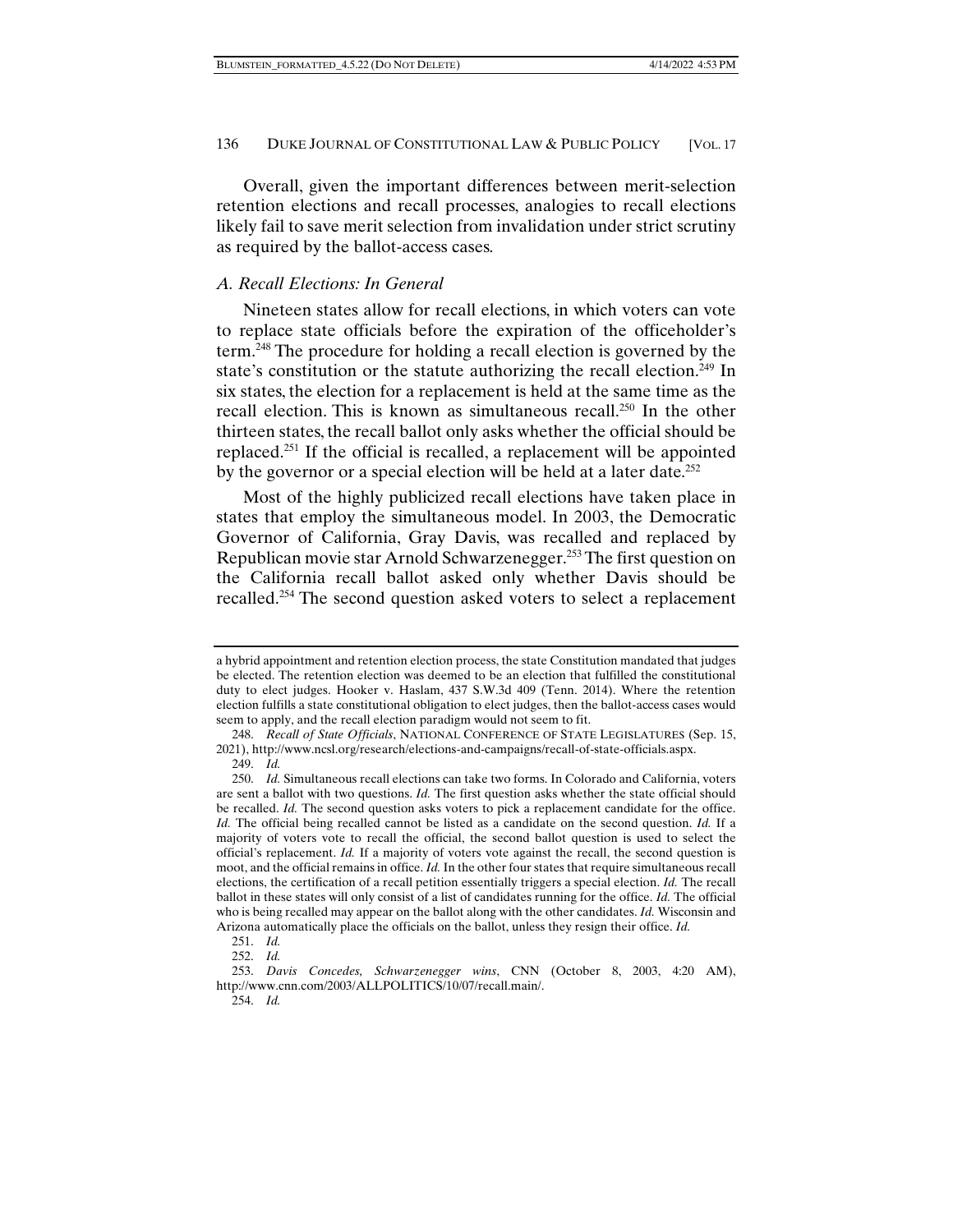Overall, given the important differences between merit-selection retention elections and recall processes, analogies to recall elections likely fail to save merit selection from invalidation under strict scrutiny as required by the ballot-access cases.

### *A. Recall Elections: In General*

Nineteen states allow for recall elections, in which voters can vote to replace state officials before the expiration of the officeholder's term.[248] The procedure for holding a recall election is governed by the state's constitution or the statute authorizing the recall election.[249] In six states, the election for a replacement is held at the same time as the recall election. This is known as simultaneous recall.[250] In the other thirteen states, the recall ballot only asks whether the official should be replaced.[251] If the official is recalled, a replacement will be appointed by the governor or a special election will be held at a later date.[252]

Most of the highly publicized recall elections have taken place in states that employ the simultaneous model. In 2003, the Democratic Governor of California, Gray Davis, was recalled and replaced by Republican movie star Arnold Schwarzenegger.[253] The first question on the California recall ballot asked only whether Davis should be recalled.[254] The second question asked voters to select a replacement

---

a hybrid appointment and retention election process, the state Constitution mandated that judges be elected. The retention election was deemed to be an election that fulfilled the constitutional duty to elect judges. Hooker v. Haslam, 437 S.W.3d 409 (Tenn. 2014). Where the retention election fulfills a state constitutional obligation to elect judges, then the ballot-access cases would seem to apply, and the recall election paradigm would not seem to fit.

248. *Recall of State Officials*, NATIONAL CONFERENCE OF STATE LEGISLATURES (Sep. 15, 2021), http://www.ncsl.org/research/elections-and-campaigns/recall-of-state-officials.aspx.

249. *Id.*

250. *Id.* Simultaneous recall elections can take two forms. In Colorado and California, voters are sent a ballot with two questions. *Id.* The first question asks whether the state official should be recalled. *Id.* The second question asks voters to pick a replacement candidate for the office. *Id.* The official being recalled cannot be listed as a candidate on the second question. *Id.* If a majority of voters vote to recall the official, the second ballot question is used to select the official's replacement. *Id.* If a majority of voters vote against the recall, the second question is moot, and the official remains in office. *Id.* In the other four states that require simultaneous recall elections, the certification of a recall petition essentially triggers a special election. *Id.* The recall ballot in these states will only consist of a list of candidates running for the office. *Id.* The official who is being recalled may appear on the ballot along with the other candidates. *Id.* Wisconsin and Arizona automatically place the officials on the ballot, unless they resign their office. *Id.*

251. *Id.*

252. *Id.*

253. *Davis Concedes, Schwarzenegger wins*, CNN (October 8, 2003, 4:20 AM), http://www.cnn.com/2003/ALLPOLITICS/10/07/recall.main/.

254. *Id.*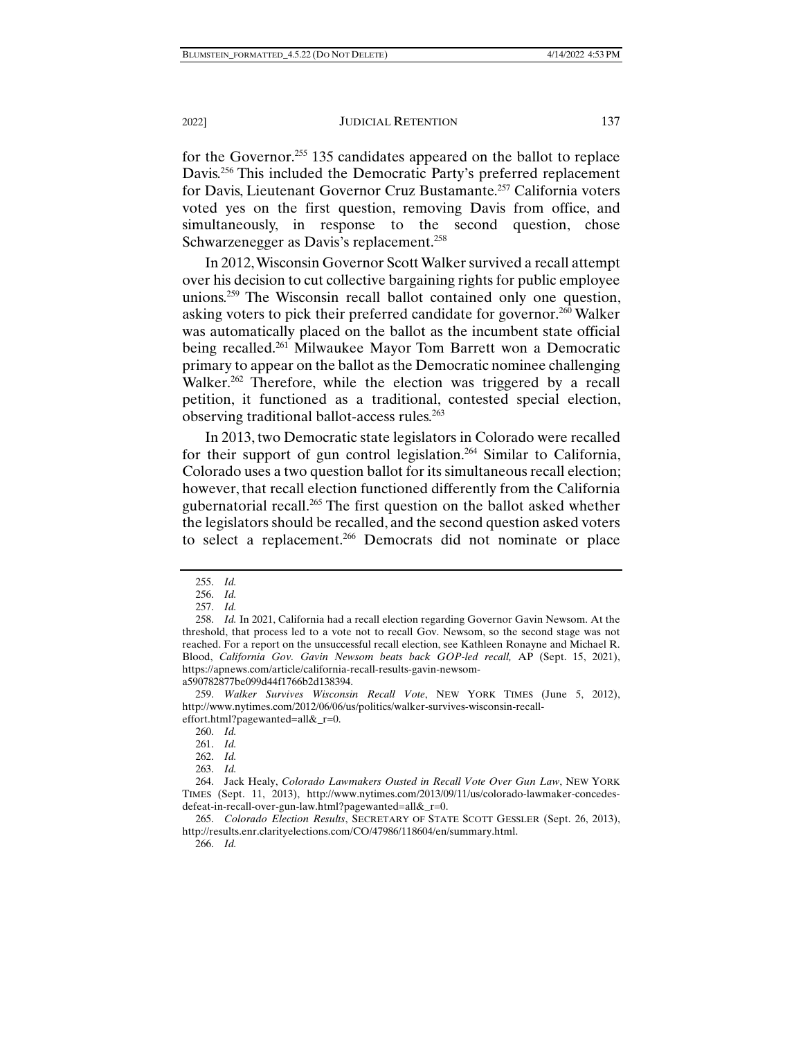for the Governor.[255] 135 candidates appeared on the ballot to replace Davis.[256] This included the Democratic Party's preferred replacement for Davis, Lieutenant Governor Cruz Bustamante.[257] California voters voted yes on the first question, removing Davis from office, and simultaneously, in response to the second question, chose Schwarzenegger as Davis's replacement.[258]

In 2012, Wisconsin Governor Scott Walker survived a recall attempt over his decision to cut collective bargaining rights for public employee unions.[259] The Wisconsin recall ballot contained only one question, asking voters to pick their preferred candidate for governor.[260] Walker was automatically placed on the ballot as the incumbent state official being recalled.[261] Milwaukee Mayor Tom Barrett won a Democratic primary to appear on the ballot as the Democratic nominee challenging Walker.[262] Therefore, while the election was triggered by a recall petition, it functioned as a traditional, contested special election, observing traditional ballot-access rules.[263]

In 2013, two Democratic state legislators in Colorado were recalled for their support of gun control legislation.[264] Similar to California, Colorado uses a two question ballot for its simultaneous recall election; however, that recall election functioned differently from the California gubernatorial recall.[265] The first question on the ballot asked whether the legislators should be recalled, and the second question asked voters to select a replacement.[266] Democrats did not nominate or place

---

255. *Id.*

256. *Id.*

257. *Id.*

258. *Id.* In 2021, California had a recall election regarding Governor Gavin Newsom. At the threshold, that process led to a vote not to recall Gov. Newsom, so the second stage was not reached. For a report on the unsuccessful recall election, see Kathleen Ronayne and Michael R. Blood, *California Gov. Gavin Newsom beats back GOP-led recall,* AP (Sept. 15, 2021), https://apnews.com/article/california-recall-results-gavin-newsom-a590782877be099d44f1766b2d138394.

259. *Walker Survives Wisconsin Recall Vote*, NEW YORK TIMES (June 5, 2012), http://www.nytimes.com/2012/06/06/us/politics/walker-survives-wisconsin-recall-effort.html?pagewanted=all&_r=0.

260. *Id.*

261. *Id.*

262. *Id.*

263. *Id.*

264. Jack Healy, *Colorado Lawmakers Ousted in Recall Vote Over Gun Law*, NEW YORK TIMES (Sept. 11, 2013), http://www.nytimes.com/2013/09/11/us/colorado-lawmaker-concedes-defeat-in-recall-over-gun-law.html?pagewanted=all&_r=0.

265. *Colorado Election Results*, SECRETARY OF STATE SCOTT GESSLER (Sept. 26, 2013), http://results.enr.clarityelections.com/CO/47986/118604/en/summary.html.

266. *Id.*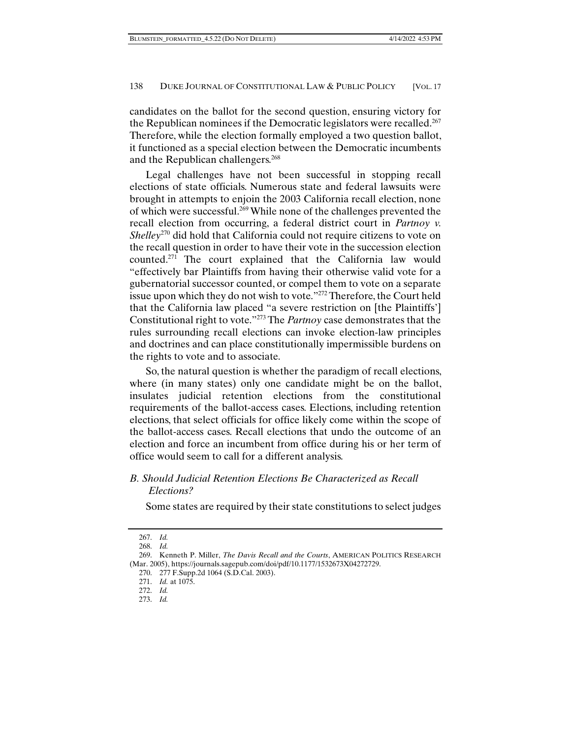candidates on the ballot for the second question, ensuring victory for the Republican nominees if the Democratic legislators were recalled.[267] Therefore, while the election formally employed a two question ballot, it functioned as a special election between the Democratic incumbents and the Republican challengers.[268]

Legal challenges have not been successful in stopping recall elections of state officials. Numerous state and federal lawsuits were brought in attempts to enjoin the 2003 California recall election, none of which were successful.[269] While none of the challenges prevented the recall election from occurring, a federal district court in *Partnoy v. Shelley*[270] did hold that California could not require citizens to vote on the recall question in order to have their vote in the succession election counted.[271] The court explained that the California law would "effectively bar Plaintiffs from having their otherwise valid vote for a gubernatorial successor counted, or compel them to vote on a separate issue upon which they do not wish to vote."[272] Therefore, the Court held that the California law placed "a severe restriction on [the Plaintiffs'] Constitutional right to vote."[273] The *Partnoy* case demonstrates that the rules surrounding recall elections can invoke election-law principles and doctrines and can place constitutionally impermissible burdens on the rights to vote and to associate.

So, the natural question is whether the paradigm of recall elections, where (in many states) only one candidate might be on the ballot, insulates judicial retention elections from the constitutional requirements of the ballot-access cases. Elections, including retention elections, that select officials for office likely come within the scope of the ballot-access cases. Recall elections that undo the outcome of an election and force an incumbent from office during his or her term of office would seem to call for a different analysis.

### *B. Should Judicial Retention Elections Be Characterized as Recall Elections?*

Some states are required by their state constitutions to select judges

---

267. *Id.*

268. *Id.*

269. Kenneth P. Miller, *The Davis Recall and the Courts*, AMERICAN POLITICS RESEARCH (Mar. 2005), https://journals.sagepub.com/doi/pdf/10.1177/1532673X04272729.

270. 277 F.Supp.2d 1064 (S.D.Cal. 2003).

271. *Id.* at 1075.

272. *Id.*

273. *Id.*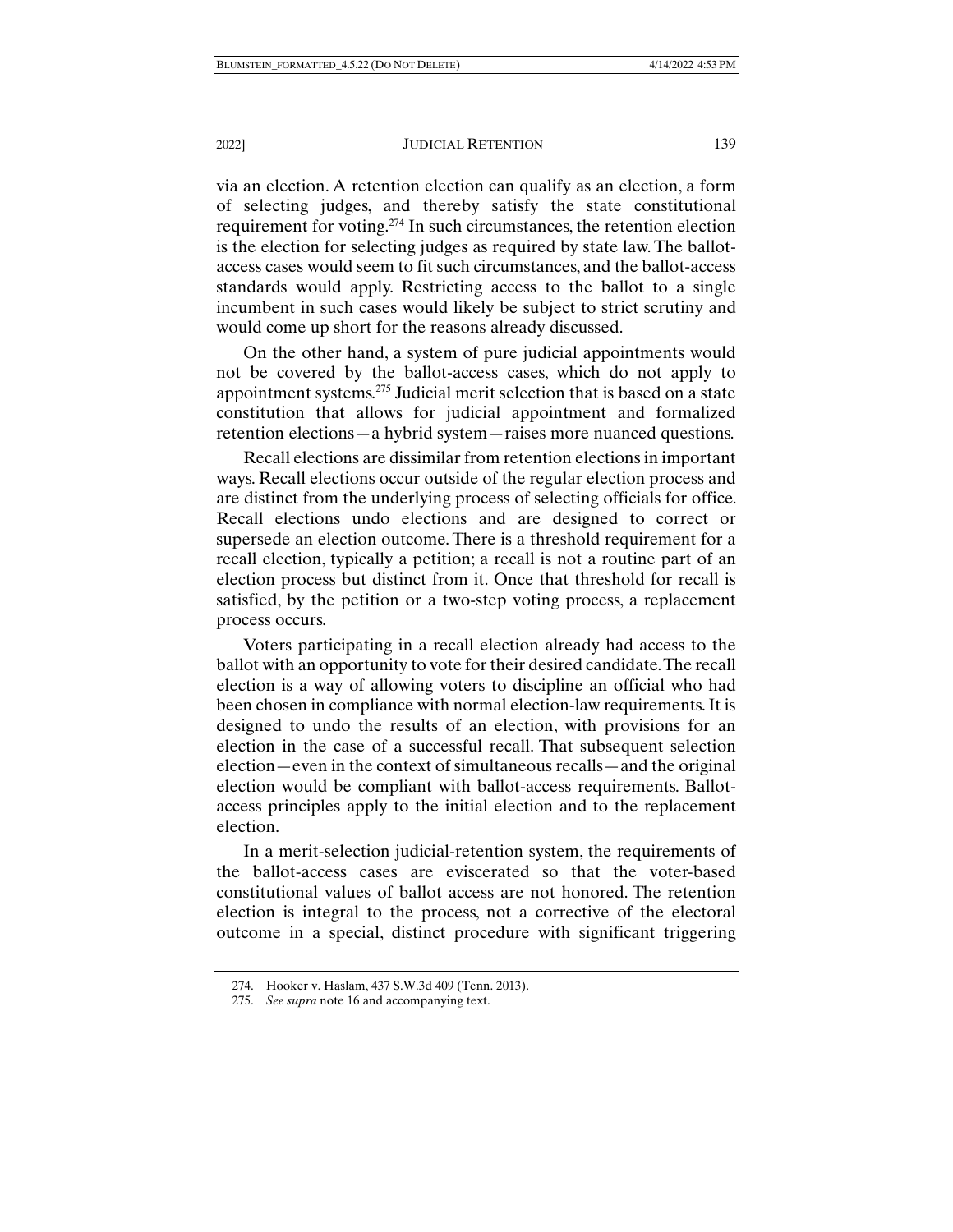via an election. A retention election can qualify as an election, a form of selecting judges, and thereby satisfy the state constitutional requirement for voting.[274] In such circumstances, the retention election is the election for selecting judges as required by state law. The ballot-access cases would seem to fit such circumstances, and the ballot-access standards would apply. Restricting access to the ballot to a single incumbent in such cases would likely be subject to strict scrutiny and would come up short for the reasons already discussed.

On the other hand, a system of pure judicial appointments would not be covered by the ballot-access cases, which do not apply to appointment systems.[275] Judicial merit selection that is based on a state constitution that allows for judicial appointment and formalized retention elections—a hybrid system—raises more nuanced questions.

Recall elections are dissimilar from retention elections in important ways. Recall elections occur outside of the regular election process and are distinct from the underlying process of selecting officials for office. Recall elections undo elections and are designed to correct or supersede an election outcome. There is a threshold requirement for a recall election, typically a petition; a recall is not a routine part of an election process but distinct from it. Once that threshold for recall is satisfied, by the petition or a two-step voting process, a replacement process occurs.

Voters participating in a recall election already had access to the ballot with an opportunity to vote for their desired candidate. The recall election is a way of allowing voters to discipline an official who had been chosen in compliance with normal election-law requirements. It is designed to undo the results of an election, with provisions for an election in the case of a successful recall. That subsequent selection election—even in the context of simultaneous recalls—and the original election would be compliant with ballot-access requirements. Ballot-access principles apply to the initial election and to the replacement election.

In a merit-selection judicial-retention system, the requirements of the ballot-access cases are eviscerated so that the voter-based constitutional values of ballot access are not honored. The retention election is integral to the process, not a corrective of the electoral outcome in a special, distinct procedure with significant triggering

274. Hooker v. Haslam, 437 S.W.3d 409 (Tenn. 2013).

275. *See supra* note 16 and accompanying text.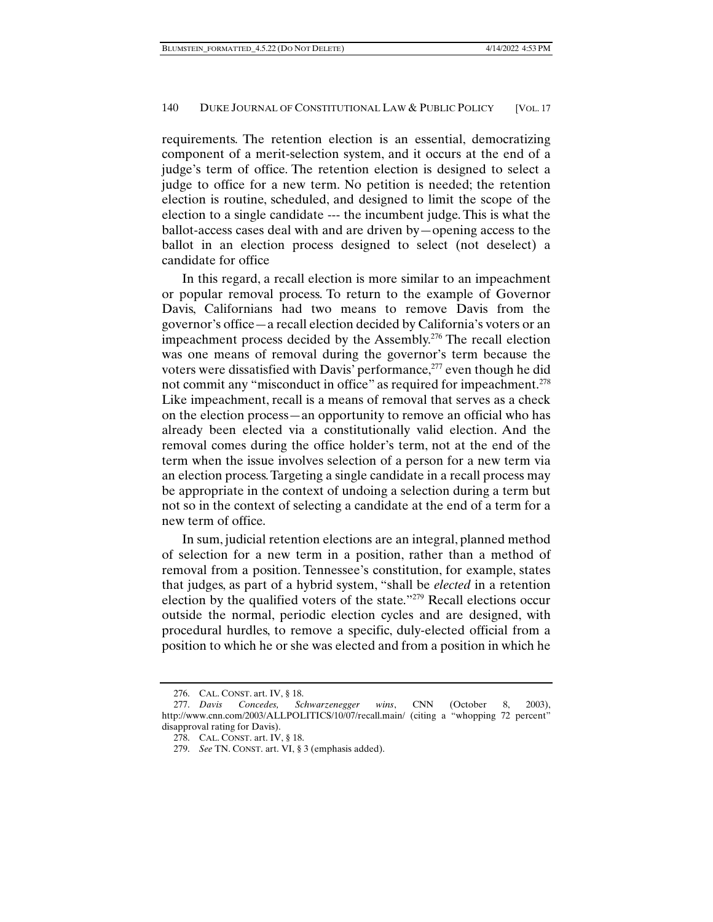requirements. The retention election is an essential, democratizing component of a merit-selection system, and it occurs at the end of a judge's term of office. The retention election is designed to select a judge to office for a new term. No petition is needed; the retention election is routine, scheduled, and designed to limit the scope of the election to a single candidate --- the incumbent judge. This is what the ballot-access cases deal with and are driven by—opening access to the ballot in an election process designed to select (not deselect) a candidate for office

In this regard, a recall election is more similar to an impeachment or popular removal process. To return to the example of Governor Davis, Californians had two means to remove Davis from the governor's office—a recall election decided by California's voters or an impeachment process decided by the Assembly.[276] The recall election was one means of removal during the governor's term because the voters were dissatisfied with Davis' performance,[277] even though he did not commit any "misconduct in office" as required for impeachment.[278] Like impeachment, recall is a means of removal that serves as a check on the election process—an opportunity to remove an official who has already been elected via a constitutionally valid election. And the removal comes during the office holder's term, not at the end of the term when the issue involves selection of a person for a new term via an election process. Targeting a single candidate in a recall process may be appropriate in the context of undoing a selection during a term but not so in the context of selecting a candidate at the end of a term for a new term of office.

In sum, judicial retention elections are an integral, planned method of selection for a new term in a position, rather than a method of removal from a position. Tennessee's constitution, for example, states that judges, as part of a hybrid system, "shall be *elected* in a retention election by the qualified voters of the state."[279] Recall elections occur outside the normal, periodic election cycles and are designed, with procedural hurdles, to remove a specific, duly-elected official from a position to which he or she was elected and from a position in which he

---

276. CAL. CONST. art. IV, § 18.

277. *Davis Concedes, Schwarzenegger wins*, CNN (October 8, 2003), http://www.cnn.com/2003/ALLPOLITICS/10/07/recall.main/ (citing a "whopping 72 percent" disapproval rating for Davis).

278. CAL. CONST. art. IV, § 18.

279. *See* TN. CONST. art. VI, § 3 (emphasis added).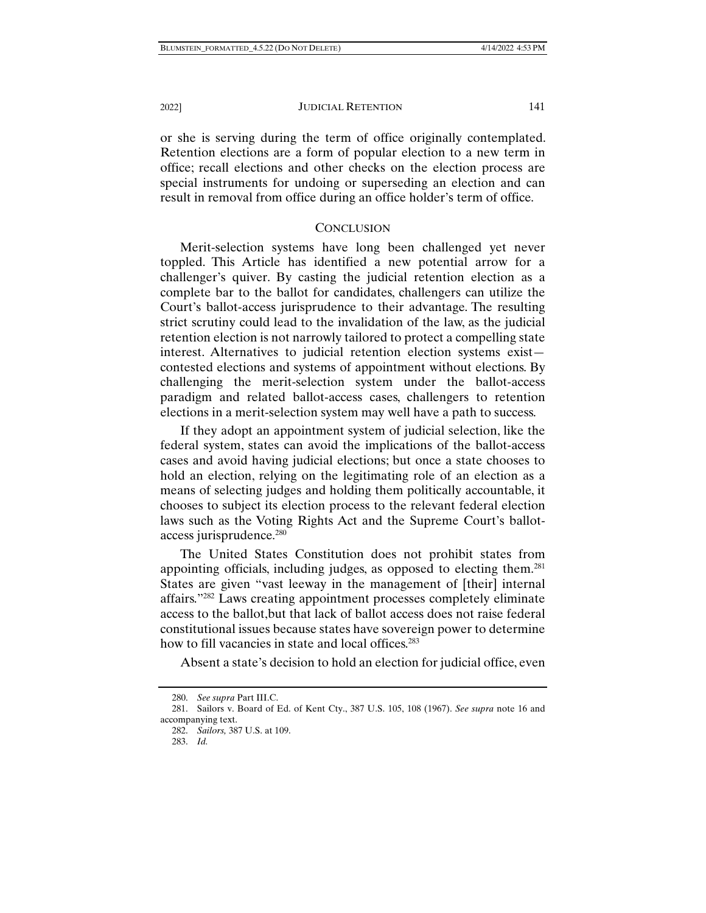or she is serving during the term of office originally contemplated. Retention elections are a form of popular election to a new term in office; recall elections and other checks on the election process are special instruments for undoing or superseding an election and can result in removal from office during an office holder's term of office.

## Conclusion

Merit-selection systems have long been challenged yet never toppled. This Article has identified a new potential arrow for a challenger's quiver. By casting the judicial retention election as a complete bar to the ballot for candidates, challengers can utilize the Court's ballot-access jurisprudence to their advantage. The resulting strict scrutiny could lead to the invalidation of the law, as the judicial retention election is not narrowly tailored to protect a compelling state interest. Alternatives to judicial retention election systems exist—contested elections and systems of appointment without elections. By challenging the merit-selection system under the ballot-access paradigm and related ballot-access cases, challengers to retention elections in a merit-selection system may well have a path to success.

If they adopt an appointment system of judicial selection, like the federal system, states can avoid the implications of the ballot-access cases and avoid having judicial elections; but once a state chooses to hold an election, relying on the legitimating role of an election as a means of selecting judges and holding them politically accountable, it chooses to subject its election process to the relevant federal election laws such as the Voting Rights Act and the Supreme Court's ballot-access jurisprudence.[280]

The United States Constitution does not prohibit states from appointing officials, including judges, as opposed to electing them.[281] States are given "vast leeway in the management of [their] internal affairs."[282] Laws creating appointment processes completely eliminate access to the ballot,but that lack of ballot access does not raise federal constitutional issues because states have sovereign power to determine how to fill vacancies in state and local offices.[283]

Absent a state's decision to hold an election for judicial office, even

---

280. *See supra* Part III.C.

281. Sailors v. Board of Ed. of Kent Cty., 387 U.S. 105, 108 (1967). *See supra* note 16 and accompanying text.

282. *Sailors,* 387 U.S. at 109.

283. *Id.*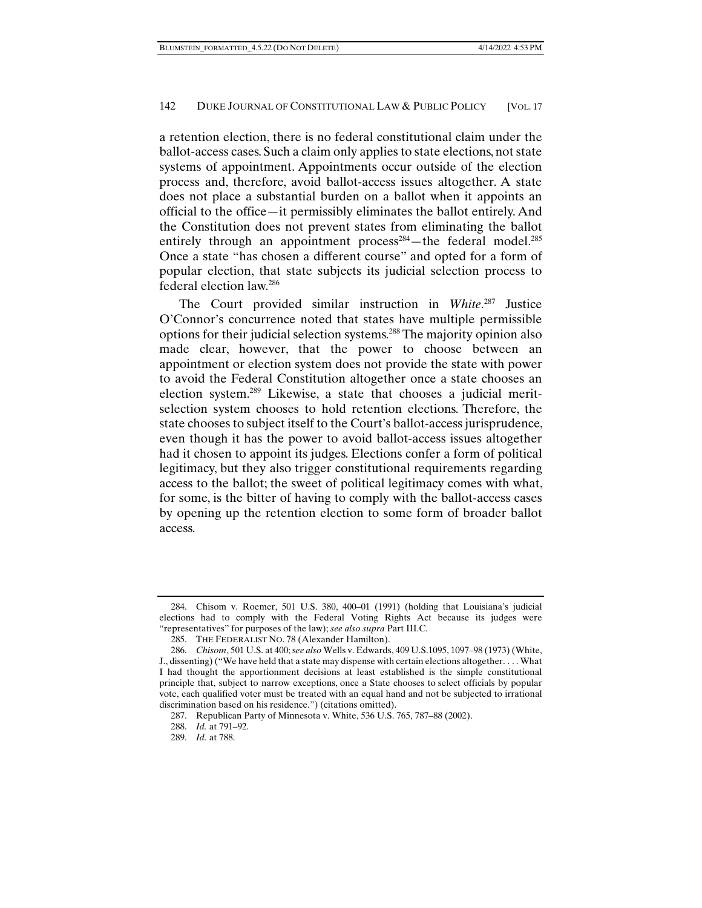a retention election, there is no federal constitutional claim under the ballot-access cases. Such a claim only applies to state elections, not state systems of appointment. Appointments occur outside of the election process and, therefore, avoid ballot-access issues altogether. A state does not place a substantial burden on a ballot when it appoints an official to the office—it permissibly eliminates the ballot entirely. And the Constitution does not prevent states from eliminating the ballot entirely through an appointment process[284]—the federal model.[285] Once a state "has chosen a different course" and opted for a form of popular election, that state subjects its judicial selection process to federal election law.[286]

The Court provided similar instruction in *White*.[287] Justice O'Connor's concurrence noted that states have multiple permissible options for their judicial selection systems.[288] The majority opinion also made clear, however, that the power to choose between an appointment or election system does not provide the state with power to avoid the Federal Constitution altogether once a state chooses an election system.[289] Likewise, a state that chooses a judicial merit-selection system chooses to hold retention elections. Therefore, the state chooses to subject itself to the Court's ballot-access jurisprudence, even though it has the power to avoid ballot-access issues altogether had it chosen to appoint its judges. Elections confer a form of political legitimacy, but they also trigger constitutional requirements regarding access to the ballot; the sweet of political legitimacy comes with what, for some, is the bitter of having to comply with the ballot-access cases by opening up the retention election to some form of broader ballot access.

---

284. Chisom v. Roemer, 501 U.S. 380, 400–01 (1991) (holding that Louisiana's judicial elections had to comply with the Federal Voting Rights Act because its judges were "representatives" for purposes of the law); *see also supra* Part III.C.

285. THE FEDERALIST NO. 78 (Alexander Hamilton).

286. *Chisom*, 501 U.S. at 400; *see also* Wells v. Edwards, 409 U.S.1095, 1097–98 (1973) (White, J., dissenting) ("We have held that a state may dispense with certain elections altogether. . . . What I had thought the apportionment decisions at least established is the simple constitutional principle that, subject to narrow exceptions, once a State chooses to select officials by popular vote, each qualified voter must be treated with an equal hand and not be subjected to irrational discrimination based on his residence.") (citations omitted).

287. Republican Party of Minnesota v. White, 536 U.S. 765, 787–88 (2002).

288. *Id.* at 791–92.

289. *Id.* at 788.